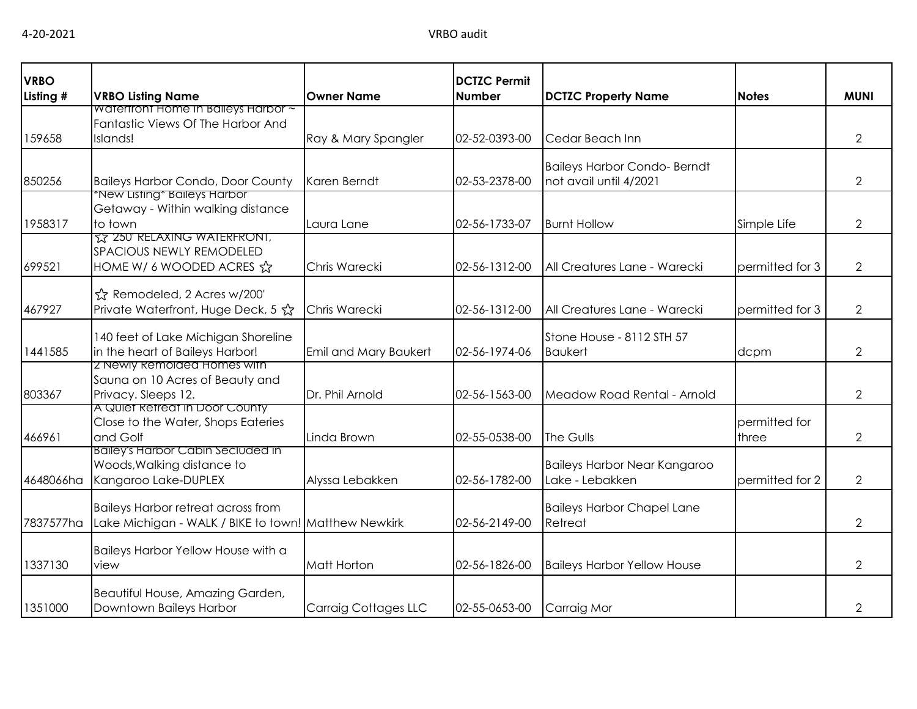| VRBO Listing # | VRBO Listing Name | Owner Name | DCTZC Permit Number | DCTZC Property Name | Notes | MUNI |
|---|---|---|---|---|---|---|
| 159658 | Waterfront Home In Baileys Harbor ~ Fantastic Views Of The Harbor And Islands! | Ray & Mary Spangler | 02-52-0393-00 | Cedar Beach Inn | | 2 |
| 850256 | Baileys Harbor Condo, Door County | Karen Berndt | 02-53-2378-00 | Baileys Harbor Condo- Berndt not avail until 4/2021 | | 2 |
| 1958317 | *New Listing* Baileys Harbor Getaway - Within walking distance to town | Laura Lane | 02-56-1733-07 | Burnt Hollow | Simple Life | 2 |
| 699521 | ☆ 250' RELAXING WATERFRONT, SPACIOUS NEWLY REMODELED HOME W/ 6 WOODED ACRES ☆ | Chris Warecki | 02-56-1312-00 | All Creatures Lane - Warecki | permitted for 3 | 2 |
| 467927 | ☆ Remodeled, 2 Acres w/200' Private Waterfront, Huge Deck, 5 ☆ | Chris Warecki | 02-56-1312-00 | All Creatures Lane - Warecki | permitted for 3 | 2 |
| 1441585 | 140 feet of Lake Michigan Shoreline in the heart of Baileys Harbor! | Emil and Mary Baukert | 02-56-1974-06 | Stone House - 8112 STH 57 Baukert | dcpm | 2 |
| 803367 | 2 Newly Remolded Homes with Sauna on 10 Acres of Beauty and Privacy. Sleeps 12. | Dr. Phil Arnold | 02-56-1563-00 | Meadow Road Rental - Arnold | | 2 |
| 466961 | A Quiet Retreat in Door County Close to the Water, Shops Eateries and Golf | Linda Brown | 02-55-0538-00 | The Gulls | permitted for three | 2 |
| 4648066ha | Bailey's Harbor Cabin Secluded in Woods,Walking distance to Kangaroo Lake-DUPLEX | Alyssa Lebakken | 02-56-1782-00 | Baileys Harbor Near Kangaroo Lake - Lebakken | permitted for 2 | 2 |
| 7837577ha | Baileys Harbor retreat across from Lake Michigan - WALK / BIKE to town! | Matthew Newkirk | 02-56-2149-00 | Baileys Harbor Chapel Lane Retreat | | 2 |
| 1337130 | Baileys Harbor Yellow House with a view | Matt Horton | 02-56-1826-00 | Baileys Harbor Yellow House | | 2 |
| 1351000 | Beautiful House, Amazing Garden, Downtown Baileys Harbor | Carraig Cottages LLC | 02-55-0653-00 | Carraig Mor | | 2 |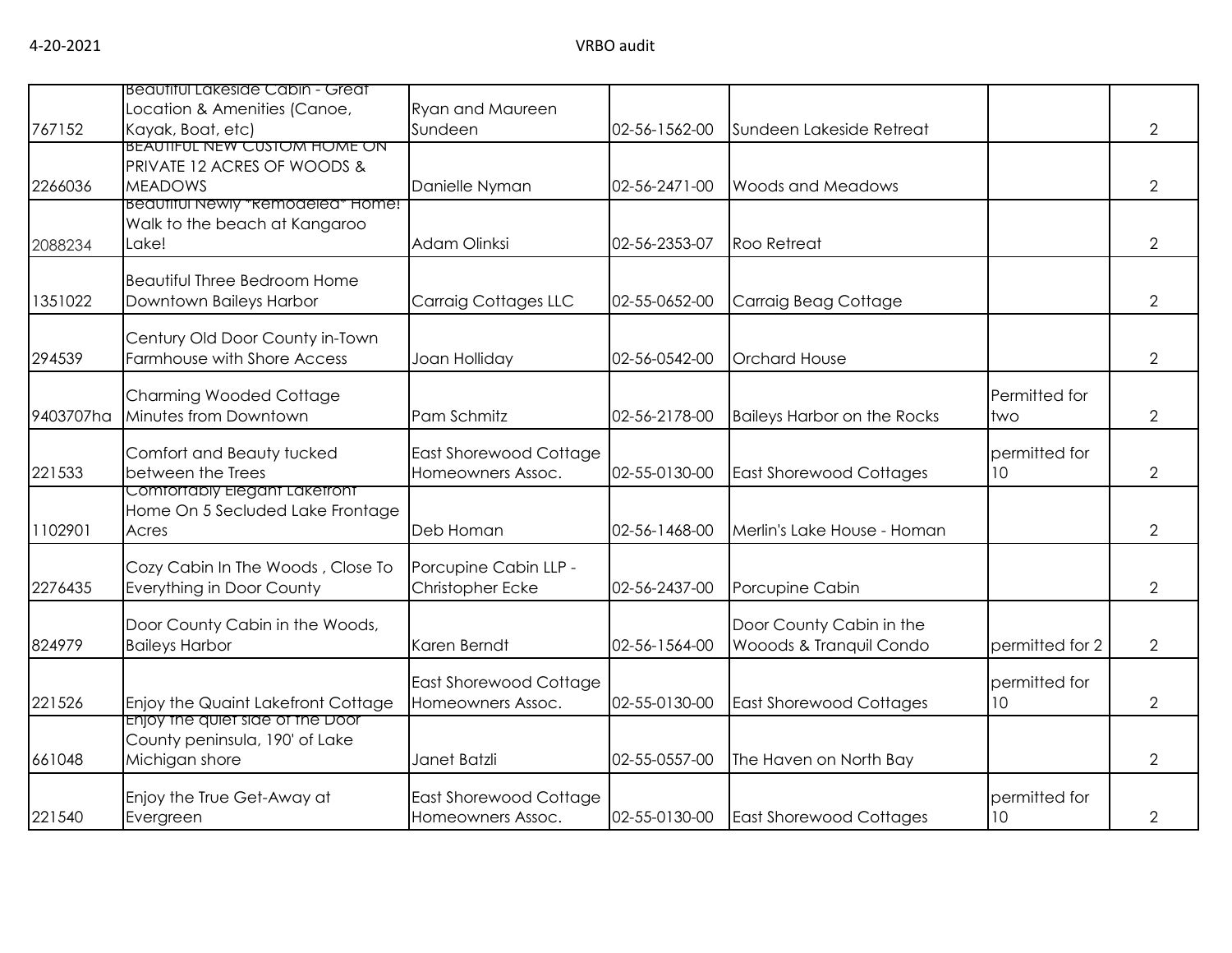| | | | | | | |
|---|---|---|---|---|---|---|
| 767152 | Beautiful Lakeside Cabin - Great Location & Amenities (Canoe, Kayak, Boat, etc) | Ryan and Maureen Sundeen | 02-56-1562-00 | Sundeen Lakeside Retreat | | 2 |
| 2266036 | BEAUTIFUL NEW CUSTOM HOME ON PRIVATE 12 ACRES OF WOODS & MEADOWS | Danielle Nyman | 02-56-2471-00 | Woods and Meadows | | 2 |
| 2088234 | Beautiful Newly *Remodeled* Home! Walk to the beach at Kangaroo Lake! | Adam Olinksi | 02-56-2353-07 | Roo Retreat | | 2 |
| 1351022 | Beautiful Three Bedroom Home Downtown Baileys Harbor | Carraig Cottages LLC | 02-55-0652-00 | Carraig Beag Cottage | | 2 |
| 294539 | Century Old Door County in-Town Farmhouse with Shore Access | Joan Holliday | 02-56-0542-00 | Orchard House | | 2 |
| 9403707ha | Charming Wooded Cottage Minutes from Downtown | Pam Schmitz | 02-56-2178-00 | Baileys Harbor on the Rocks | Permitted for two | 2 |
| 221533 | Comfort and Beauty tucked between the Trees | East Shorewood Cottage Homeowners Assoc. | 02-55-0130-00 | East Shorewood Cottages | permitted for 10 | 2 |
| 1102901 | Comfortably Elegant Lakefront Home On 5 Secluded Lake Frontage Acres | Deb Homan | 02-56-1468-00 | Merlin's Lake House - Homan | | 2 |
| 2276435 | Cozy Cabin In The Woods , Close To Everything in Door County | Porcupine Cabin LLP - Christopher Ecke | 02-56-2437-00 | Porcupine Cabin | | 2 |
| 824979 | Door County Cabin in the Woods, Baileys Harbor | Karen Berndt | 02-56-1564-00 | Door County Cabin in the Wooods & Tranquil Condo | permitted for 2 | 2 |
| 221526 | Enjoy the Quaint Lakefront Cottage | East Shorewood Cottage Homeowners Assoc. | 02-55-0130-00 | East Shorewood Cottages | permitted for 10 | 2 |
| 661048 | Enjoy the quiet side of the Door County peninsula, 190' of Lake Michigan shore | Janet Batzli | 02-55-0557-00 | The Haven on North Bay | | 2 |
| 221540 | Enjoy the True Get-Away at Evergreen | East Shorewood Cottage Homeowners Assoc. | 02-55-0130-00 | East Shorewood Cottages | permitted for 10 | 2 |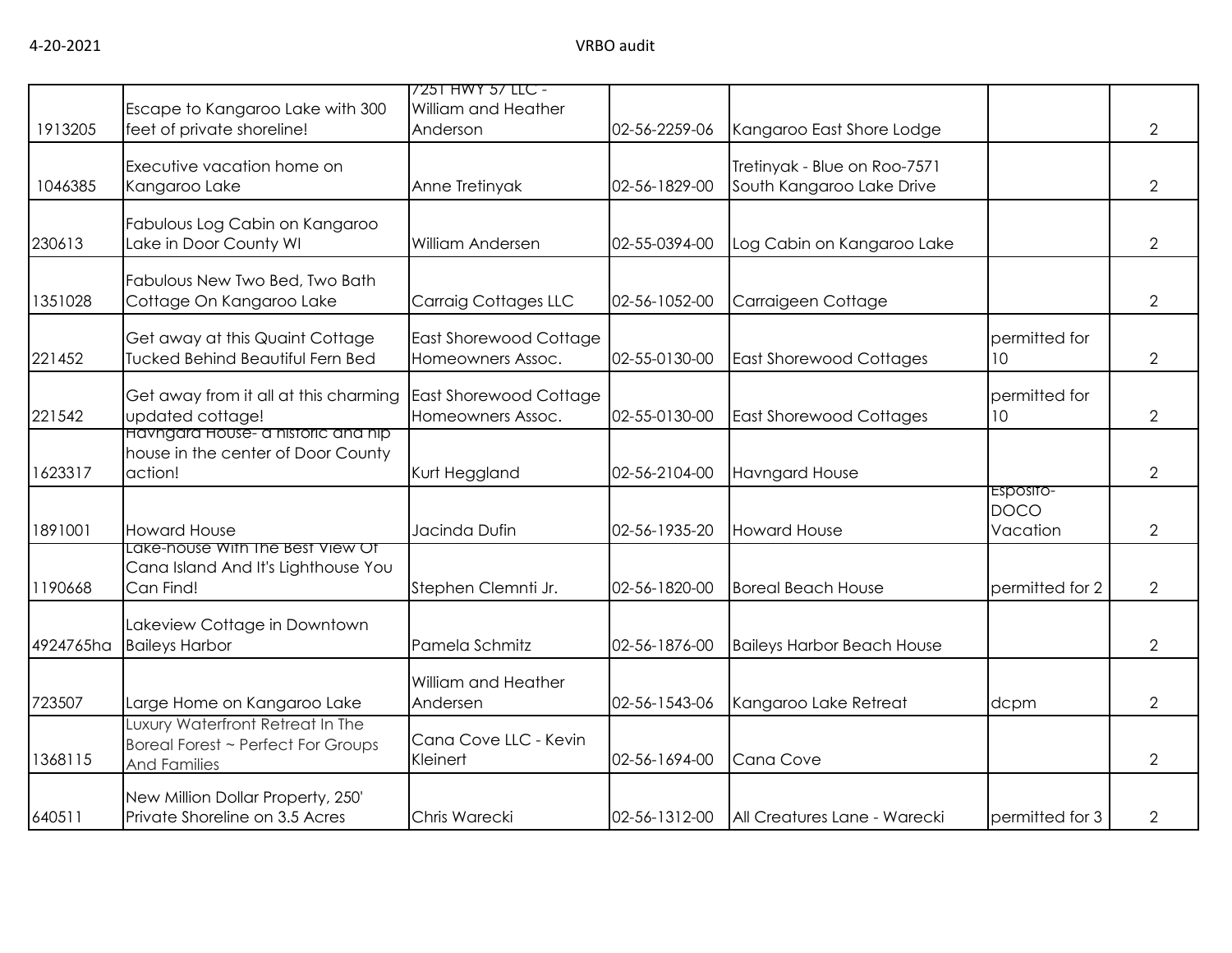| | | | | | | |
|---|---|---|---|---|---|---|
| 1913205 | Escape to Kangaroo Lake with 300 feet of private shoreline! | 7251 HWY 57 LLC - William and Heather Anderson | 02-56-2259-06 | Kangaroo East Shore Lodge | | 2 |
| 1046385 | Executive vacation home on Kangaroo Lake | Anne Tretinyak | 02-56-1829-00 | Tretinyak - Blue on Roo-7571 South Kangaroo Lake Drive | | 2 |
| 230613 | Fabulous Log Cabin on Kangaroo Lake in Door County WI | William Andersen | 02-55-0394-00 | Log Cabin on Kangaroo Lake | | 2 |
| 1351028 | Fabulous New Two Bed, Two Bath Cottage On Kangaroo Lake | Carraig Cottages LLC | 02-56-1052-00 | Carraigeen Cottage | | 2 |
| 221452 | Get away at this Quaint Cottage Tucked Behind Beautiful Fern Bed | East Shorewood Cottage Homeowners Assoc. | 02-55-0130-00 | East Shorewood Cottages | permitted for 10 | 2 |
| 221542 | Get away from it all at this charming updated cottage! | East Shorewood Cottage Homeowners Assoc. | 02-55-0130-00 | East Shorewood Cottages | permitted for 10 | 2 |
| 1623317 | Havngard House- a historic and hip house in the center of Door County action! | Kurt Heggland | 02-56-2104-00 | Havngard House | | 2 |
| 1891001 | Howard House | Jacinda Dufin | 02-56-1935-20 | Howard House | Esposito-DOCO Vacation | 2 |
| 1190668 | Lake-house With The Best View Of Cana Island And It's Lighthouse You Can Find! | Stephen Clemnti Jr. | 02-56-1820-00 | Boreal Beach House | permitted for 2 | 2 |
| 4924765ha | Lakeview Cottage in Downtown Baileys Harbor | Pamela Schmitz | 02-56-1876-00 | Baileys Harbor Beach House | | 2 |
| 723507 | Large Home on Kangaroo Lake | William and Heather Andersen | 02-56-1543-06 | Kangaroo Lake Retreat | dcpm | 2 |
| 1368115 | Luxury Waterfront Retreat In The Boreal Forest ~ Perfect For Groups And Families | Cana Cove LLC - Kevin Kleinert | 02-56-1694-00 | Cana Cove | | 2 |
| 640511 | New Million Dollar Property, 250' Private Shoreline on 3.5 Acres | Chris Warecki | 02-56-1312-00 | All Creatures Lane - Warecki | permitted for 3 | 2 |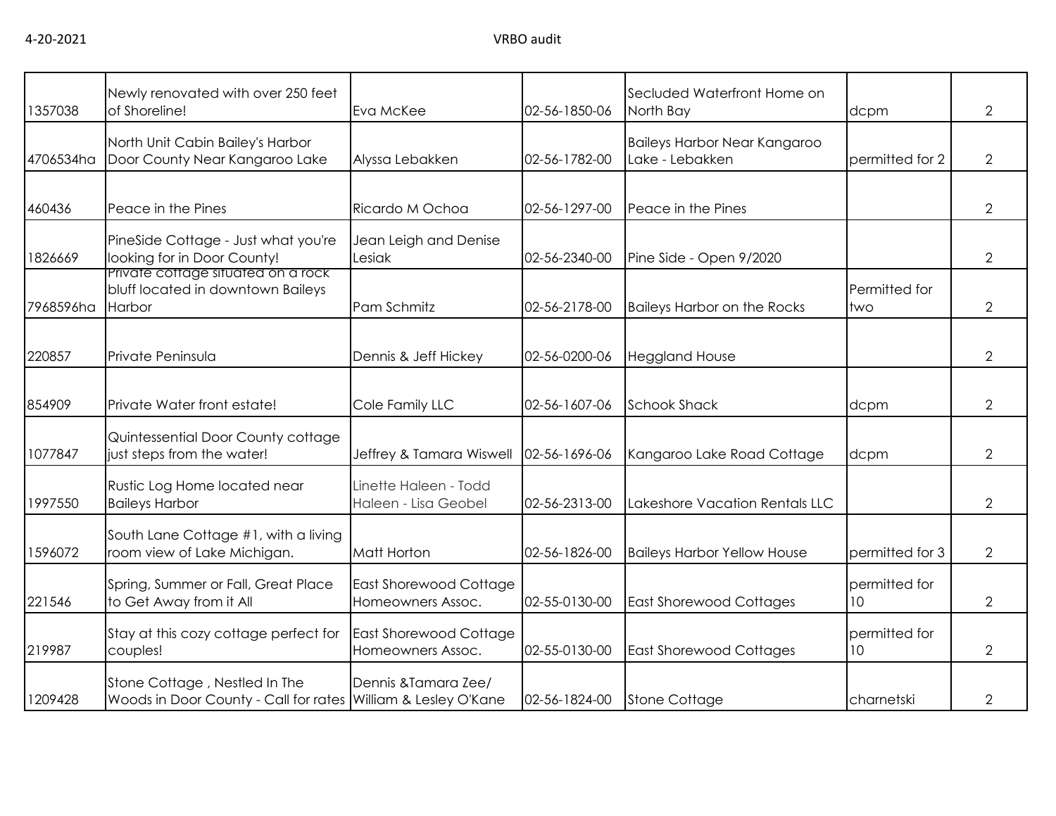| | | | | | | |
|---|---|---|---|---|---|---|
| 1357038 | Newly renovated with over 250 feet of Shoreline! | Eva McKee | 02-56-1850-06 | Secluded Waterfront Home on North Bay | dcpm | 2 |
| 4706534ha | North Unit Cabin Bailey's Harbor Door County Near Kangaroo Lake | Alyssa Lebakken | 02-56-1782-00 | Baileys Harbor Near Kangaroo Lake - Lebakken | permitted for 2 | 2 |
| 460436 | Peace in the Pines | Ricardo M Ochoa | 02-56-1297-00 | Peace in the Pines | | 2 |
| 1826669 | PineSide Cottage - Just what you're looking for in Door County! | Jean Leigh and Denise Lesiak | 02-56-2340-00 | Pine Side - Open 9/2020 | | 2 |
| 7968596ha | Private cottage situated on a rock bluff located in downtown Baileys Harbor | Pam Schmitz | 02-56-2178-00 | Baileys Harbor on the Rocks | Permitted for two | 2 |
| 220857 | Private Peninsula | Dennis & Jeff Hickey | 02-56-0200-06 | Heggland House | | 2 |
| 854909 | Private Water front estate! | Cole Family LLC | 02-56-1607-06 | Schook Shack | dcpm | 2 |
| 1077847 | Quintessential Door County cottage just steps from the water! | Jeffrey & Tamara Wiswell | 02-56-1696-06 | Kangaroo Lake Road Cottage | dcpm | 2 |
| 1997550 | Rustic Log Home located near Baileys Harbor | Linette Haleen - Todd Haleen - Lisa Geobel | 02-56-2313-00 | Lakeshore Vacation Rentals LLC | | 2 |
| 1596072 | South Lane Cottage #1, with a living room view of Lake Michigan. | Matt Horton | 02-56-1826-00 | Baileys Harbor Yellow House | permitted for 3 | 2 |
| 221546 | Spring, Summer or Fall, Great Place to Get Away from it All | East Shorewood Cottage Homeowners Assoc. | 02-55-0130-00 | East Shorewood Cottages | permitted for 10 | 2 |
| 219987 | Stay at this cozy cottage perfect for couples! | East Shorewood Cottage Homeowners Assoc. | 02-55-0130-00 | East Shorewood Cottages | permitted for 10 | 2 |
| 1209428 | Stone Cottage , Nestled In The Woods in Door County - Call for rates | Dennis &Tamara Zee/ William & Lesley O'Kane | 02-56-1824-00 | Stone Cottage | charnetski | 2 |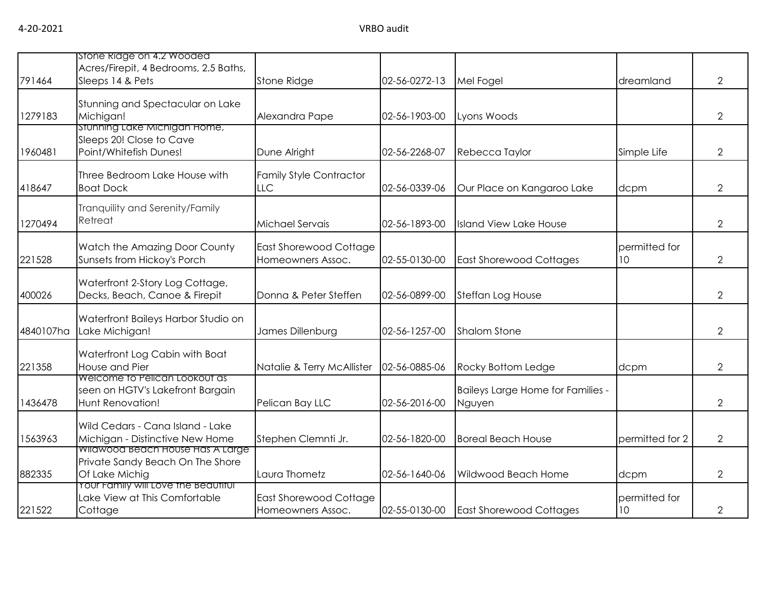| | | | | | | |
|---|---|---|---|---|---|---|
| 791464 | Stone Ridge on 4.2 Wooded Acres/Firepit, 4 Bedrooms, 2.5 Baths, Sleeps 14 & Pets | Stone Ridge | 02-56-0272-13 | Mel Fogel | dreamland | 2 |
| 1279183 | Stunning and Spectacular on Lake Michigan! | Alexandra Pape | 02-56-1903-00 | Lyons Woods | | 2 |
| 1960481 | Stunning Lake Michigan Home, Sleeps 20! Close to Cave Point/Whitefish Dunes! | Dune Alright | 02-56-2268-07 | Rebecca Taylor | Simple Life | 2 |
| 418647 | Three Bedroom Lake House with Boat Dock | Family Style Contractor LLC | 02-56-0339-06 | Our Place on Kangaroo Lake | dcpm | 2 |
| 1270494 | Tranquility and Serenity/Family Retreat | Michael Servais | 02-56-1893-00 | Island View Lake House | | 2 |
| 221528 | Watch the Amazing Door County Sunsets from Hickoy's Porch | East Shorewood Cottage Homeowners Assoc. | 02-55-0130-00 | East Shorewood Cottages | permitted for 10 | 2 |
| 400026 | Waterfront 2-Story Log Cottage, Decks, Beach, Canoe & Firepit | Donna & Peter Steffen | 02-56-0899-00 | Steffan Log House | | 2 |
| 4840107ha | Waterfront Baileys Harbor Studio on Lake Michigan! | James Dillenburg | 02-56-1257-00 | Shalom Stone | | 2 |
| 221358 | Waterfront Log Cabin with Boat House and Pier | Natalie & Terry McAllister | 02-56-0885-06 | Rocky Bottom Ledge | dcpm | 2 |
| 1436478 | Welcome to Pelican Lookout as seen on HGTV's Lakefront Bargain Hunt Renovation! | Pelican Bay LLC | 02-56-2016-00 | Baileys Large Home for Families - Nguyen | | 2 |
| 1563963 | Wild Cedars - Cana Island - Lake Michigan - Distinctive New Home | Stephen Clemnti Jr. | 02-56-1820-00 | Boreal Beach House | permitted for 2 | 2 |
| 882335 | Wildwood Beach House Has A Large Private Sandy Beach On The Shore Of Lake Michig | Laura Thometz | 02-56-1640-06 | Wildwood Beach Home | dcpm | 2 |
| 221522 | Your Family will Love the Beautiful Lake View at This Comfortable Cottage | East Shorewood Cottage Homeowners Assoc. | 02-55-0130-00 | East Shorewood Cottages | permitted for 10 | 2 |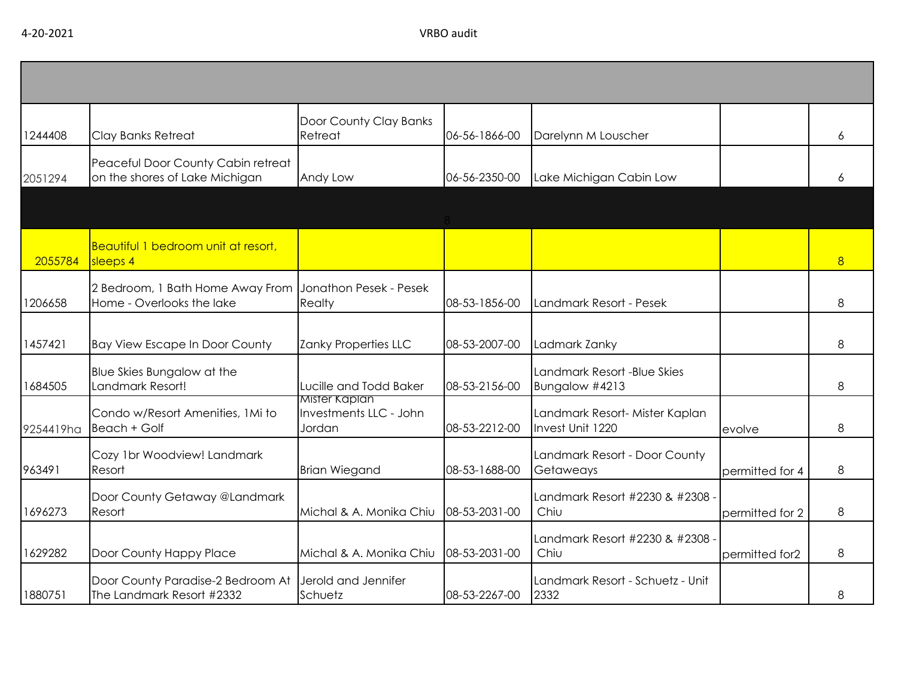| | | | | | | |
|---|---|---|---|---|---|---|
| 1244408 | Clay Banks Retreat | Door County Clay Banks Retreat | 06-56-1866-00 | Darelynn M Louscher | | 6 |
| 2051294 | Peaceful Door County Cabin retreat on the shores of Lake Michigan | Andy Low | 06-56-2350-00 | Lake Michigan Cabin Low | | 6 |
| | | | 8 | | | |
| 2055784 | Beautiful 1 bedroom unit at resort, sleeps 4 | | | | | 8 |
| 1206658 | 2 Bedroom, 1 Bath Home Away From Home - Overlooks the lake | Jonathon Pesek - Pesek Realty | 08-53-1856-00 | Landmark Resort - Pesek | | 8 |
| 1457421 | Bay View Escape In Door County | Zanky Properties LLC | 08-53-2007-00 | Ladmark Zanky | | 8 |
| 1684505 | Blue Skies Bungalow at the Landmark Resort! | Lucille and Todd Baker | 08-53-2156-00 | Landmark Resort -Blue Skies Bungalow #4213 | | 8 |
| 9254419ha | Condo w/Resort Amenities, 1Mi to Beach + Golf | Mister Kaplan Investments LLC - John Jordan | 08-53-2212-00 | Landmark Resort- Mister Kaplan Invest Unit 1220 | evolve | 8 |
| 963491 | Cozy 1br Woodview! Landmark Resort | Brian Wiegand | 08-53-1688-00 | Landmark Resort - Door County Getaweays | permitted for 4 | 8 |
| 1696273 | Door County Getaway @Landmark Resort | Michal & A. Monika Chiu | 08-53-2031-00 | Landmark Resort #2230 & #2308 - Chiu | permitted for 2 | 8 |
| 1629282 | Door County Happy Place | Michal & A. Monika Chiu | 08-53-2031-00 | Landmark Resort #2230 & #2308 - Chiu | permitted for2 | 8 |
| 1880751 | Door County Paradise-2 Bedroom At The Landmark Resort #2332 | Jerold and Jennifer Schuetz | 08-53-2267-00 | Landmark Resort - Schuetz - Unit 2332 | | 8 |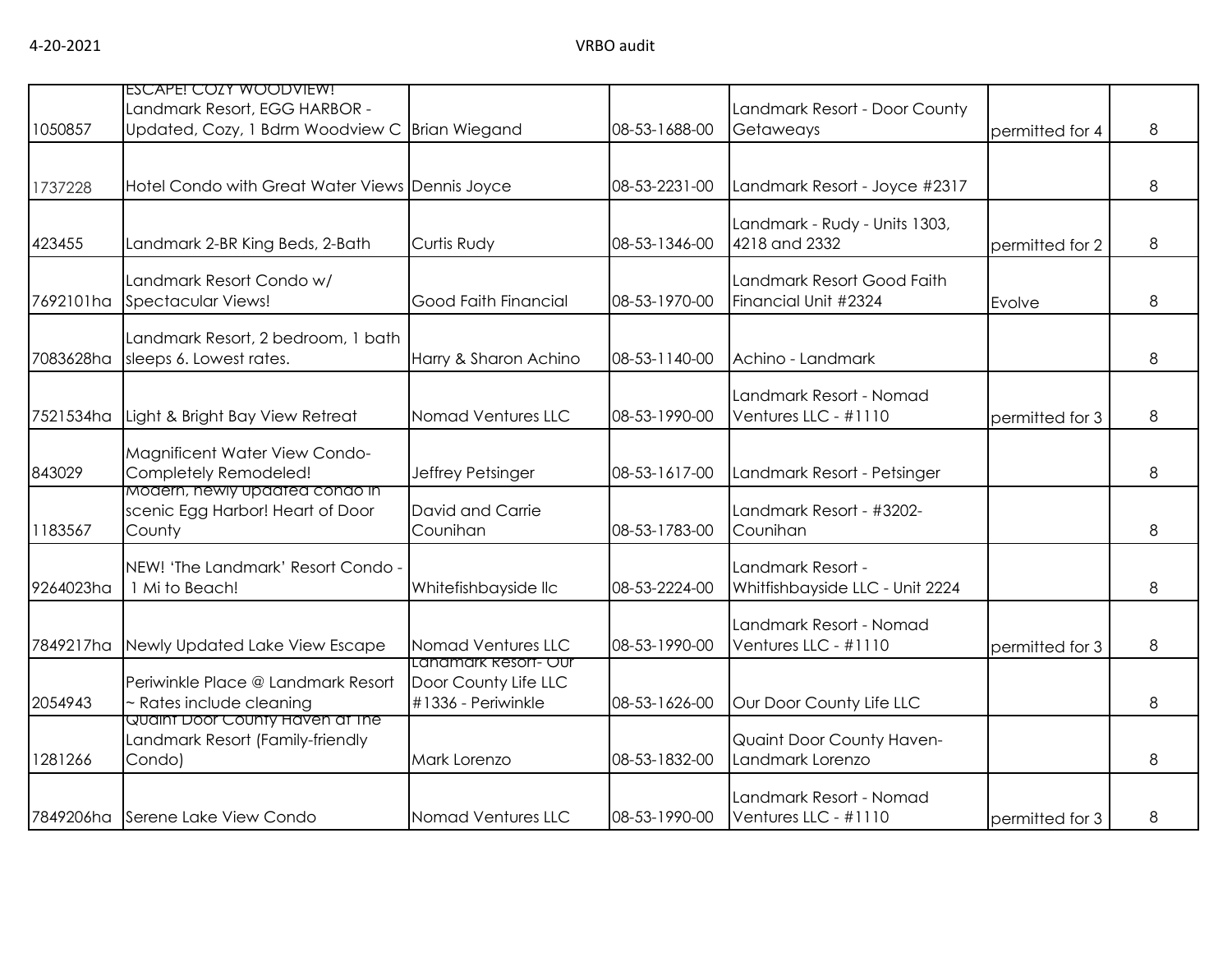| | | | | | | |
|---|---|---|---|---|---|---|
| 1050857 | ESCAPE! COZY WOODVIEW! Landmark Resort, EGG HARBOR - Updated, Cozy, 1 Bdrm Woodview C | Brian Wiegand | 08-53-1688-00 | Landmark Resort - Door County Getaways | permitted for 4 | 8 |
| 1737228 | Hotel Condo with Great Water Views | Dennis Joyce | 08-53-2231-00 | Landmark Resort - Joyce #2317 | | 8 |
| 423455 | Landmark 2-BR King Beds, 2-Bath | Curtis Rudy | 08-53-1346-00 | Landmark - Rudy - Units 1303, 4218 and 2332 | permitted for 2 | 8 |
| 7692101ha | Landmark Resort Condo w/ Spectacular Views! | Good Faith Financial | 08-53-1970-00 | Landmark Resort Good Faith Financial Unit #2324 | Evolve | 8 |
| 7083628ha | Landmark Resort, 2 bedroom, 1 bath sleeps 6. Lowest rates. | Harry & Sharon Achino | 08-53-1140-00 | Achino - Landmark | | 8 |
| 7521534ha | Light & Bright Bay View Retreat | Nomad Ventures LLC | 08-53-1990-00 | Landmark Resort - Nomad Ventures LLC - #1110 | permitted for 3 | 8 |
| 843029 | Magnificent Water View Condo- Completely Remodeled! | Jeffrey Petsinger | 08-53-1617-00 | Landmark Resort - Petsinger | | 8 |
| 1183567 | Modern, newly updated condo in scenic Egg Harbor! Heart of Door County | David and Carrie Counihan | 08-53-1783-00 | Landmark Resort - #3202- Counihan | | 8 |
| 9264023ha | NEW! 'The Landmark' Resort Condo - 1 Mi to Beach! | Whitefishbayside llc | 08-53-2224-00 | Landmark Resort - Whitfishbayside LLC - Unit 2224 | | 8 |
| 7849217ha | Newly Updated Lake View Escape | Nomad Ventures LLC | 08-53-1990-00 | Landmark Resort - Nomad Ventures LLC - #1110 | permitted for 3 | 8 |
| 2054943 | Periwinkle Place @ Landmark Resort ~ Rates include cleaning | Landmark Resort- Our Door County Life LLC #1336 - Periwinkle | 08-53-1626-00 | Our Door County Life LLC | | 8 |
| 1281266 | Quaint Door County Haven at The Landmark Resort (Family-friendly Condo) | Mark Lorenzo | 08-53-1832-00 | Quaint Door County Haven- Landmark Lorenzo | | 8 |
| 7849206ha | Serene Lake View Condo | Nomad Ventures LLC | 08-53-1990-00 | Landmark Resort - Nomad Ventures LLC - #1110 | permitted for 3 | 8 |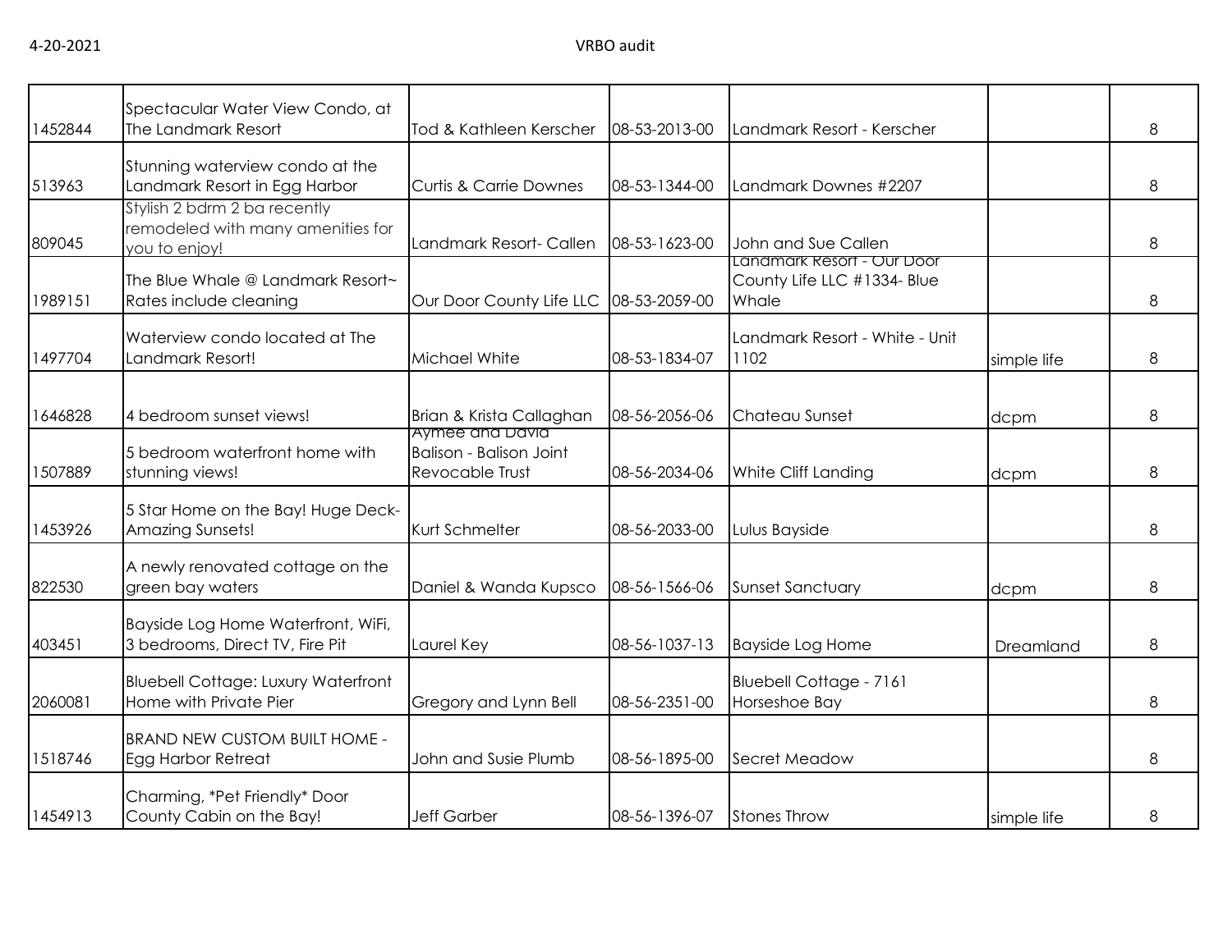| | | | | | | |
|---|---|---|---|---|---|---|
| 1452844 | Spectacular Water View Condo, at The Landmark Resort | Tod & Kathleen Kerscher | 08-53-2013-00 | Landmark Resort - Kerscher | | 8 |
| 513963 | Stunning waterview condo at the Landmark Resort in Egg Harbor | Curtis & Carrie Downes | 08-53-1344-00 | Landmark Downes #2207 | | 8 |
| 809045 | Stylish 2 bdrm 2 ba recently remodeled with many amenities for you to enjoy! | Landmark Resort- Callen | 08-53-1623-00 | John and Sue Callen | | 8 |
| 1989151 | The Blue Whale @ Landmark Resort~ Rates include cleaning | Our Door County Life LLC | 08-53-2059-00 | Landmark Resort - Our Door County Life LLC #1334- Blue Whale | | 8 |
| 1497704 | Waterview condo located at The Landmark Resort! | Michael White | 08-53-1834-07 | Landmark Resort - White - Unit 1102 | simple life | 8 |
| 1646828 | 4 bedroom sunset views! | Brian & Krista Callaghan | 08-56-2056-06 | Chateau Sunset | dcpm | 8 |
| 1507889 | 5 bedroom waterfront home with stunning views! | Aymee and David Balison - Balison Joint Revocable Trust | 08-56-2034-06 | White Cliff Landing | dcpm | 8 |
| 1453926 | 5 Star Home on the Bay! Huge Deck- Amazing Sunsets! | Kurt Schmelter | 08-56-2033-00 | Lulus Bayside | | 8 |
| 822530 | A newly renovated cottage on the green bay waters | Daniel & Wanda Kupsco | 08-56-1566-06 | Sunset Sanctuary | dcpm | 8 |
| 403451 | Bayside Log Home Waterfront, WiFi, 3 bedrooms, Direct TV, Fire Pit | Laurel Key | 08-56-1037-13 | Bayside Log Home | Dreamland | 8 |
| 2060081 | Bluebell Cottage: Luxury Waterfront Home with Private Pier | Gregory and Lynn Bell | 08-56-2351-00 | Bluebell Cottage - 7161 Horseshoe Bay | | 8 |
| 1518746 | BRAND NEW CUSTOM BUILT HOME - Egg Harbor Retreat | John and Susie Plumb | 08-56-1895-00 | Secret Meadow | | 8 |
| 1454913 | Charming, *Pet Friendly* Door County Cabin on the Bay! | Jeff Garber | 08-56-1396-07 | Stones Throw | simple life | 8 |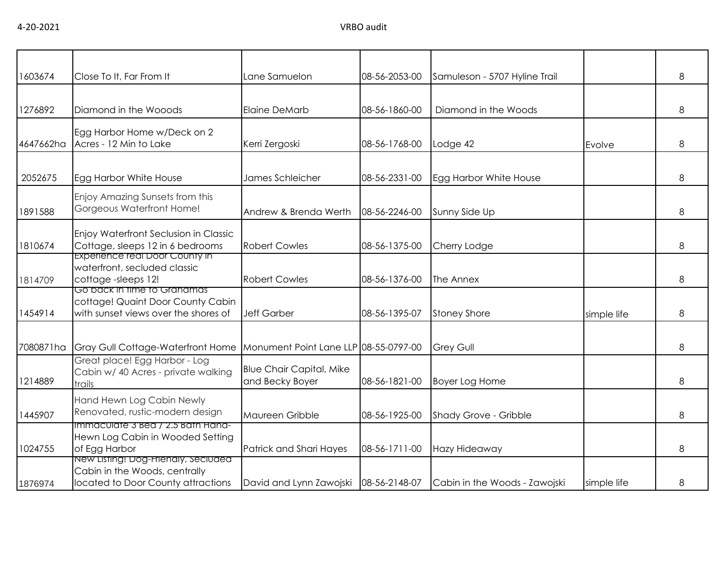| | | | | | | |
|---|---|---|---|---|---|---|
| 1603674 | Close To It, Far From It | Lane Samuelon | 08-56-2053-00 | Samuleson - 5707 Hyline Trail | | 8 |
| 1276892 | Diamond in the Wooods | Elaine DeMarb | 08-56-1860-00 | Diamond in the Woods | | 8 |
| 4647662ha | Egg Harbor Home w/Deck on 2 Acres - 12 Min to Lake | Kerri Zergoski | 08-56-1768-00 | Lodge 42 | Evolve | 8 |
| 2052675 | Egg Harbor White House | James Schleicher | 08-56-2331-00 | Egg Harbor White House | | 8 |
| 1891588 | Enjoy Amazing Sunsets from this Gorgeous Waterfront Home! | Andrew & Brenda Werth | 08-56-2246-00 | Sunny Side Up | | 8 |
| 1810674 | Enjoy Waterfront Seclusion in Classic Cottage, sleeps 12 in 6 bedrooms | Robert Cowles | 08-56-1375-00 | Cherry Lodge | | 8 |
| 1814709 | Experience real Door County in waterfront, secluded classic cottage -sleeps 12! | Robert Cowles | 08-56-1376-00 | The Annex | | 8 |
| 1454914 | Go back in time to Grandmas cottage! Quaint Door County Cabin with sunset views over the shores of | Jeff Garber | 08-56-1395-07 | Stoney Shore | simple life | 8 |
| 7080871ha | Gray Gull Cottage-Waterfront Home | Monument Point Lane LLP | 08-55-0797-00 | Grey Gull | | 8 |
| 1214889 | Great place! Egg Harbor - Log Cabin w/ 40 Acres - private walking trails | Blue Chair Capital, Mike and Becky Boyer | 08-56-1821-00 | Boyer Log Home | | 8 |
| 1445907 | Hand Hewn Log Cabin Newly Renovated, rustic-modern design | Maureen Gribble | 08-56-1925-00 | Shady Grove - Gribble | | 8 |
| 1024755 | Immaculate 3 Bed / 2.5 Bath Hand-Hewn Log Cabin in Wooded Setting of Egg Harbor | Patrick and Shari Hayes | 08-56-1711-00 | Hazy Hideaway | | 8 |
| 1876974 | New Listing! Dog-Friendly, Secluded Cabin in the Woods, centrally located to Door County attractions | David and Lynn Zawojski | 08-56-2148-07 | Cabin in the Woods - Zawojski | simple life | 8 |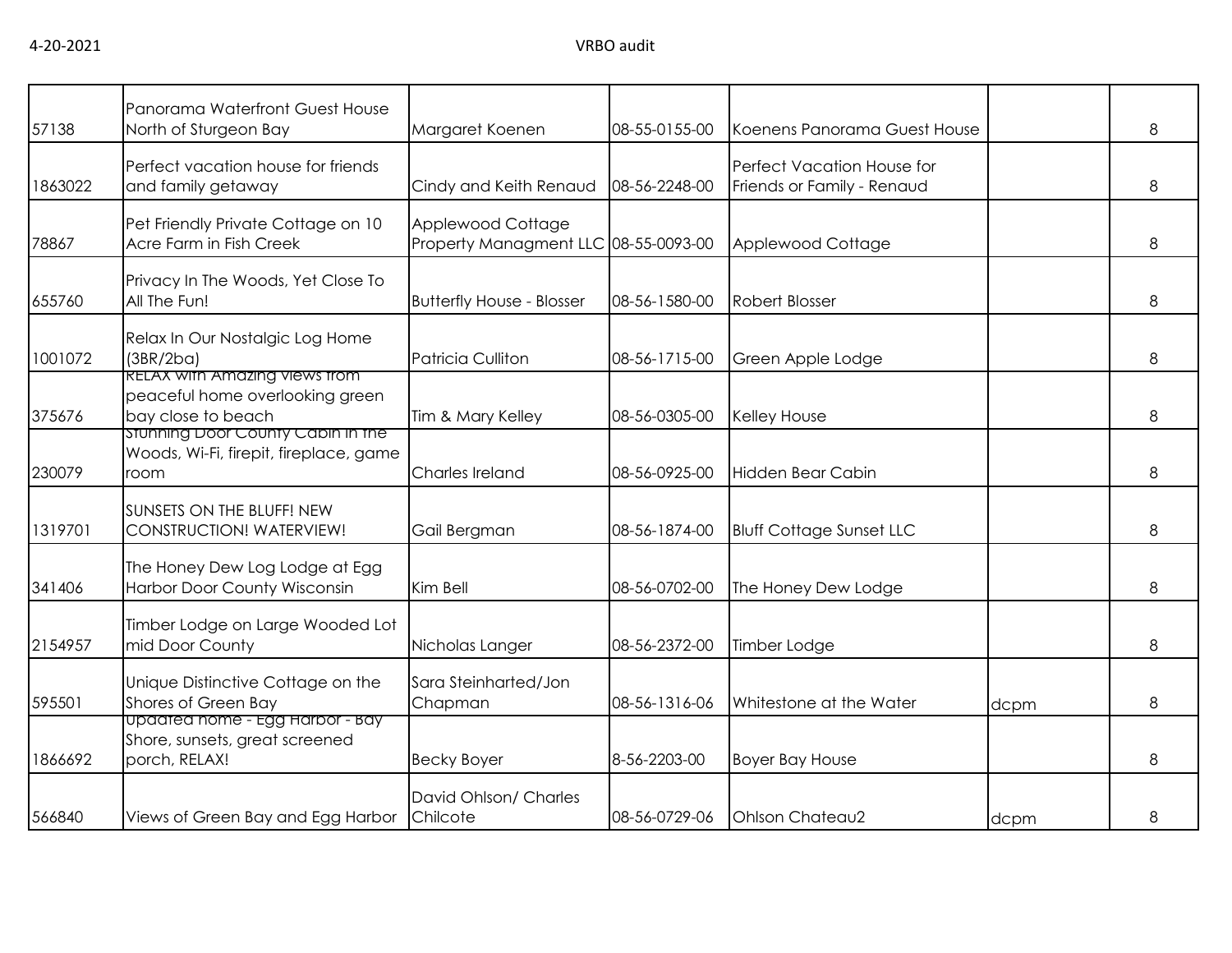| | | | | | | |
|---|---|---|---|---|---|---|
| 57138 | Panorama Waterfront Guest House North of Sturgeon Bay | Margaret Koenen | 08-55-0155-00 | Koenens Panorama Guest House | | 8 |
| 1863022 | Perfect vacation house for friends and family getaway | Cindy and Keith Renaud | 08-56-2248-00 | Perfect Vacation House for Friends or Family - Renaud | | 8 |
| 78867 | Pet Friendly Private Cottage on 10 Acre Farm in Fish Creek | Applewood Cottage Property Managment LLC | 08-55-0093-00 | Applewood Cottage | | 8 |
| 655760 | Privacy In The Woods, Yet Close To All The Fun! | Butterfly House - Blosser | 08-56-1580-00 | Robert Blosser | | 8 |
| 1001072 | Relax In Our Nostalgic Log Home (3BR/2ba) | Patricia Culliton | 08-56-1715-00 | Green Apple Lodge | | 8 |
| 375676 | RELAX with Amazing views from peaceful home overlooking green bay close to beach | Tim & Mary Kelley | 08-56-0305-00 | Kelley House | | 8 |
| 230079 | Stunning Door County Cabin in the Woods, Wi-Fi, firepit, fireplace, game room | Charles Ireland | 08-56-0925-00 | Hidden Bear Cabin | | 8 |
| 1319701 | SUNSETS ON THE BLUFF! NEW CONSTRUCTION! WATERVIEW! | Gail Bergman | 08-56-1874-00 | Bluff Cottage Sunset LLC | | 8 |
| 341406 | The Honey Dew Log Lodge at Egg Harbor Door County Wisconsin | Kim Bell | 08-56-0702-00 | The Honey Dew Lodge | | 8 |
| 2154957 | Timber Lodge on Large Wooded Lot mid Door County | Nicholas Langer | 08-56-2372-00 | Timber Lodge | | 8 |
| 595501 | Unique Distinctive Cottage on the Shores of Green Bay | Sara Steinharted/Jon Chapman | 08-56-1316-06 | Whitestone at the Water | dcpm | 8 |
| 1866692 | Updated home - Egg Harbor - Bay Shore, sunsets, great screened porch, RELAX! | Becky Boyer | 8-56-2203-00 | Boyer Bay House | | 8 |
| 566840 | Views of Green Bay and Egg Harbor | David Ohlson/ Charles Chilcote | 08-56-0729-06 | Ohlson Chateau2 | dcpm | 8 |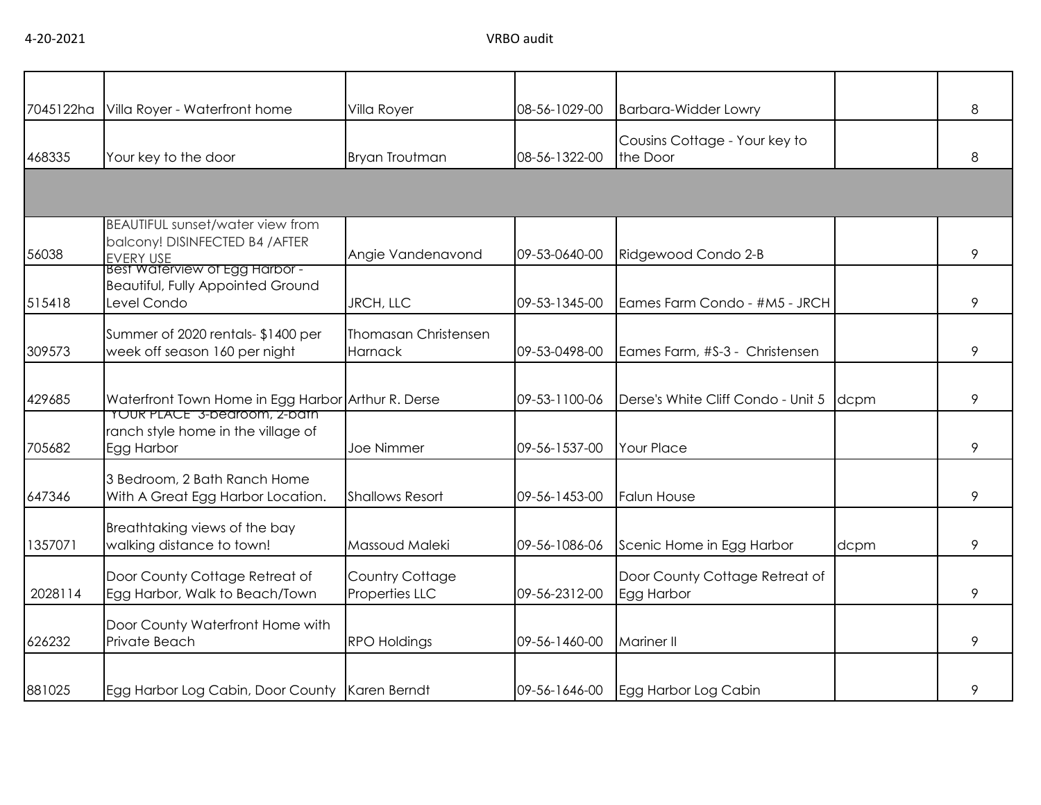| | | | | | | |
|---|---|---|---|---|---|---|
| 7045122ha | Villa Royer - Waterfront home | Villa Royer | 08-56-1029-00 | Barbara-Widder Lowry | | 8 |
| 468335 | Your key to the door | Bryan Troutman | 08-56-1322-00 | Cousins Cottage - Your key to the Door | | 8 |
| | | | | | | |
| 56038 | BEAUTIFUL sunset/water view from balcony! DISINFECTED B4 /AFTER EVERY USE | Angie Vandenavond | 09-53-0640-00 | Ridgewood Condo 2-B | | 9 |
| 515418 | Best Waterview of Egg Harbor - Beautiful, Fully Appointed Ground Level Condo | JRCH, LLC | 09-53-1345-00 | Eames Farm Condo - #M5 - JRCH | | 9 |
| 309573 | Summer of 2020 rentals- $1400 per week off season 160 per night | Thomasan Christensen Harnack | 09-53-0498-00 | Eames Farm, #S-3 - Christensen | | 9 |
| 429685 | Waterfront Town Home in Egg Harbor | Arthur R. Derse | 09-53-1100-06 | Derse's White Cliff Condo - Unit 5 | dcpm | 9 |
| 705682 | "YOUR PLACE" 3-bedroom, 2-bath ranch style home in the village of Egg Harbor | Joe Nimmer | 09-56-1537-00 | Your Place | | 9 |
| 647346 | 3 Bedroom, 2 Bath Ranch Home With A Great Egg Harbor Location. | Shallows Resort | 09-56-1453-00 | Falun House | | 9 |
| 1357071 | Breathtaking views of the bay walking distance to town! | Massoud Maleki | 09-56-1086-06 | Scenic Home in Egg Harbor | dcpm | 9 |
| 2028114 | Door County Cottage Retreat of Egg Harbor, Walk to Beach/Town | Country Cottage Properties LLC | 09-56-2312-00 | Door County Cottage Retreat of Egg Harbor | | 9 |
| 626232 | Door County Waterfront Home with Private Beach | RPO Holdings | 09-56-1460-00 | Mariner II | | 9 |
| 881025 | Egg Harbor Log Cabin, Door County | Karen Berndt | 09-56-1646-00 | Egg Harbor Log Cabin | | 9 |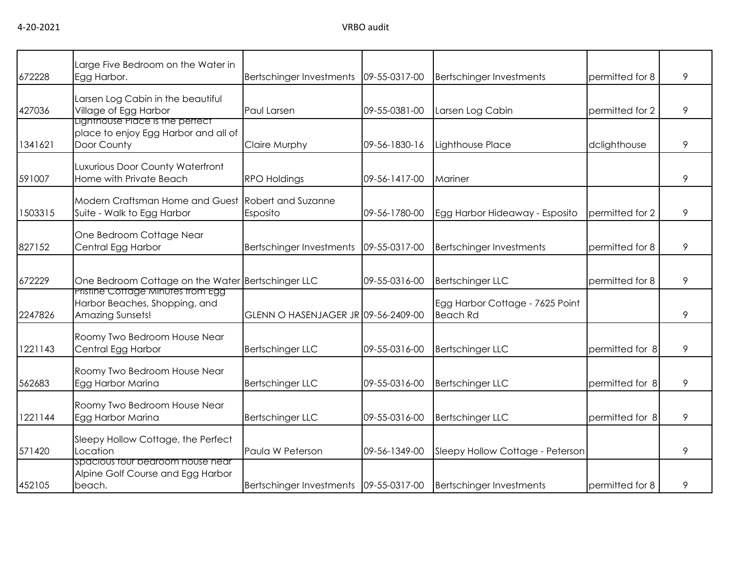| | | | | | | |
|---|---|---|---|---|---|---|
| 672228 | Large Five Bedroom on the Water in Egg Harbor. | Bertschinger Investments | 09-55-0317-00 | Bertschinger Investments | permitted for 8 | 9 |
| 427036 | Larsen Log Cabin in the beautiful Village of Egg Harbor | Paul Larsen | 09-55-0381-00 | Larsen Log Cabin | permitted for 2 | 9 |
| 1341621 | Lighthouse Place is the perfect place to enjoy Egg Harbor and all of Door County | Claire Murphy | 09-56-1830-16 | Lighthouse Place | dclighthouse | 9 |
| 591007 | Luxurious Door County Waterfront Home with Private Beach | RPO Holdings | 09-56-1417-00 | Mariner | | 9 |
| 1503315 | Modern Craftsman Home and Guest Suite - Walk to Egg Harbor | Robert and Suzanne Esposito | 09-56-1780-00 | Egg Harbor Hideaway - Esposito | permitted for 2 | 9 |
| 827152 | One Bedroom Cottage Near Central Egg Harbor | Bertschinger Investments | 09-55-0317-00 | Bertschinger Investments | permitted for 8 | 9 |
| 672229 | One Bedroom Cottage on the Water | Bertschinger LLC | 09-55-0316-00 | Bertschinger LLC | permitted for 8 | 9 |
| 2247826 | Pristine Cottage Minutes from Egg Harbor Beaches, Shopping, and Amazing Sunsets! | GLENN O HASENJAGER JR | 09-56-2409-00 | Egg Harbor Cottage - 7625 Point Beach Rd | | 9 |
| 1221143 | Roomy Two Bedroom House Near Central Egg Harbor | Bertschinger LLC | 09-55-0316-00 | Bertschinger LLC | permitted for 8 | 9 |
| 562683 | Roomy Two Bedroom House Near Egg Harbor Marina | Bertschinger LLC | 09-55-0316-00 | Bertschinger LLC | permitted for 8 | 9 |
| 1221144 | Roomy Two Bedroom House Near Egg Harbor Marina | Bertschinger LLC | 09-55-0316-00 | Bertschinger LLC | permitted for 8 | 9 |
| 571420 | Sleepy Hollow Cottage, the Perfect Location | Paula W Peterson | 09-56-1349-00 | Sleepy Hollow Cottage - Peterson | | 9 |
| 452105 | Spacious four bedroom house near Alpine Golf Course and Egg Harbor beach. | Bertschinger Investments | 09-55-0317-00 | Bertschinger Investments | permitted for 8 | 9 |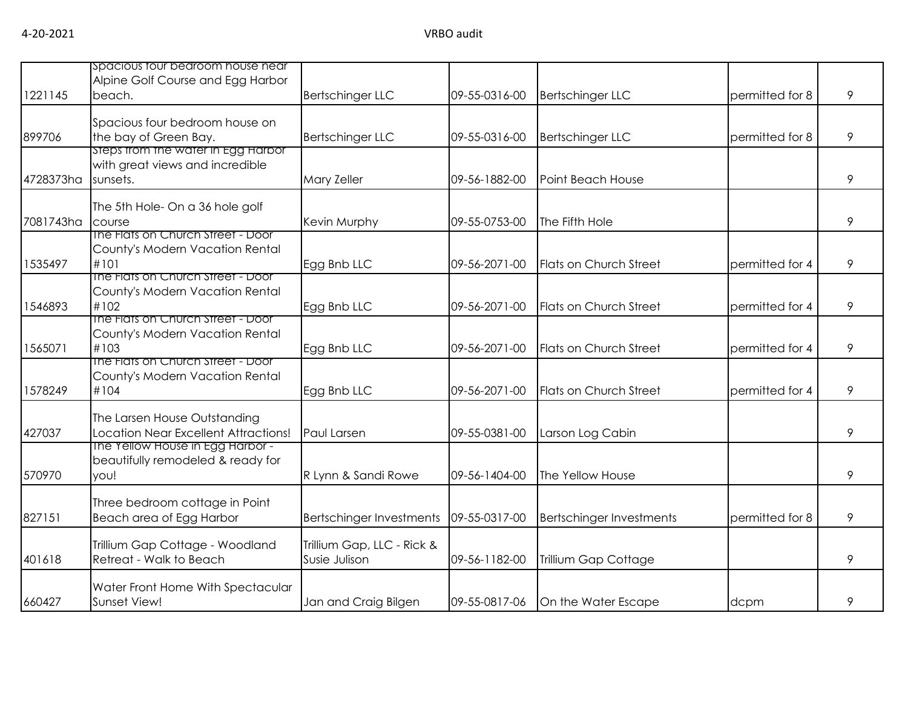| | | | | | | |
|---|---|---|---|---|---|---|
| 1221145 | Spacious four bedroom house near Alpine Golf Course and Egg Harbor beach. | Bertschinger LLC | 09-55-0316-00 | Bertschinger LLC | permitted for 8 | 9 |
| 899706 | Spacious four bedroom house on the bay of Green Bay. | Bertschinger LLC | 09-55-0316-00 | Bertschinger LLC | permitted for 8 | 9 |
| 4728373ha | Steps from the water in Egg Harbor with great views and incredible sunsets. | Mary Zeller | 09-56-1882-00 | Point Beach House | | 9 |
| 7081743ha | The 5th Hole- On a 36 hole golf course | Kevin Murphy | 09-55-0753-00 | The Fifth Hole | | 9 |
| 1535497 | The Flats on Church Street - Door County's Modern Vacation Rental #101 | Egg Bnb LLC | 09-56-2071-00 | Flats on Church Street | permitted for 4 | 9 |
| 1546893 | The Flats on Church Street - Door County's Modern Vacation Rental #102 | Egg Bnb LLC | 09-56-2071-00 | Flats on Church Street | permitted for 4 | 9 |
| 1565071 | The Flats on Church Street - Door County's Modern Vacation Rental #103 | Egg Bnb LLC | 09-56-2071-00 | Flats on Church Street | permitted for 4 | 9 |
| 1578249 | The Flats on Church Street - Door County's Modern Vacation Rental #104 | Egg Bnb LLC | 09-56-2071-00 | Flats on Church Street | permitted for 4 | 9 |
| 427037 | The Larsen House Outstanding Location Near Excellent Attractions! | Paul Larsen | 09-55-0381-00 | Larson Log Cabin | | 9 |
| 570970 | The Yellow House in Egg Harbor - beautifully remodeled & ready for you! | R Lynn & Sandi Rowe | 09-56-1404-00 | The Yellow House | | 9 |
| 827151 | Three bedroom cottage in Point Beach area of Egg Harbor | Bertschinger Investments | 09-55-0317-00 | Bertschinger Investments | permitted for 8 | 9 |
| 401618 | Trillium Gap Cottage - Woodland Retreat - Walk to Beach | Trillium Gap, LLC - Rick & Susie Julison | 09-56-1182-00 | Trillium Gap Cottage | | 9 |
| 660427 | Water Front Home With Spectacular Sunset View! | Jan and Craig Bilgen | 09-55-0817-06 | On the Water Escape | dcpm | 9 |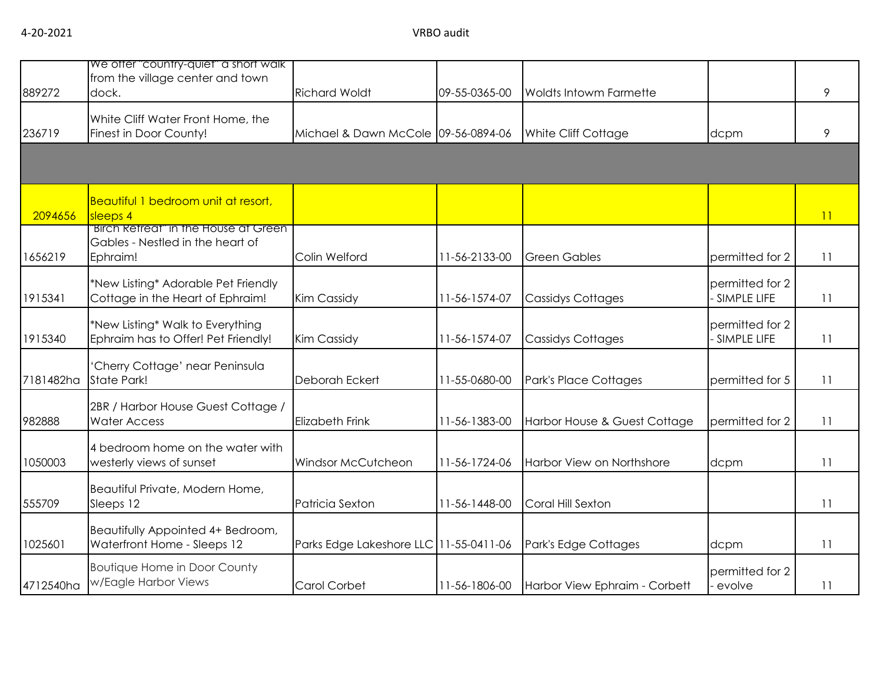| | | | | | | |
|---|---|---|---|---|---|---|
| 889272 | We offer "country-quiet" a short walk from the village center and town dock. | Richard Woldt | 09-55-0365-00 | Woldts Intowm Farmette | | 9 |
| 236719 | White Cliff Water Front Home, the Finest in Door County! | Michael & Dawn McCole | 09-56-0894-06 | White Cliff Cottage | dcpm | 9 |
| | | | | | | |
| 2094656 | Beautiful 1 bedroom unit at resort, sleeps 4 | | | | | 11 |
| 1656219 | "Birch Retreat" in the House at Green Gables - Nestled in the heart of Ephraim! | Colin Welford | 11-56-2133-00 | Green Gables | permitted for 2 | 11 |
| 1915341 | *New Listing* Adorable Pet Friendly Cottage in the Heart of Ephraim! | Kim Cassidy | 11-56-1574-07 | Cassidys Cottages | permitted for 2 - SIMPLE LIFE | 11 |
| 1915340 | *New Listing* Walk to Everything Ephraim has to Offer! Pet Friendly! | Kim Cassidy | 11-56-1574-07 | Cassidys Cottages | permitted for 2 - SIMPLE LIFE | 11 |
| 7181482ha | 'Cherry Cottage' near Peninsula State Park! | Deborah Eckert | 11-55-0680-00 | Park's Place Cottages | permitted for 5 | 11 |
| 982888 | 2BR / Harbor House Guest Cottage / Water Access | Elizabeth Frink | 11-56-1383-00 | Harbor House & Guest Cottage | permitted for 2 | 11 |
| 1050003 | 4 bedroom home on the water with westerly views of sunset | Windsor McCutcheon | 11-56-1724-06 | Harbor View on Northshore | dcpm | 11 |
| 555709 | Beautiful Private, Modern Home, Sleeps 12 | Patricia Sexton | 11-56-1448-00 | Coral Hill Sexton | | 11 |
| 1025601 | Beautifully Appointed 4+ Bedroom, Waterfront Home - Sleeps 12 | Parks Edge Lakeshore LLC | 11-55-0411-06 | Park's Edge Cottages | dcpm | 11 |
| 4712540ha | Boutique Home in Door County w/Eagle Harbor Views | Carol Corbet | 11-56-1806-00 | Harbor View Ephraim - Corbett | permitted for 2 - evolve | 11 |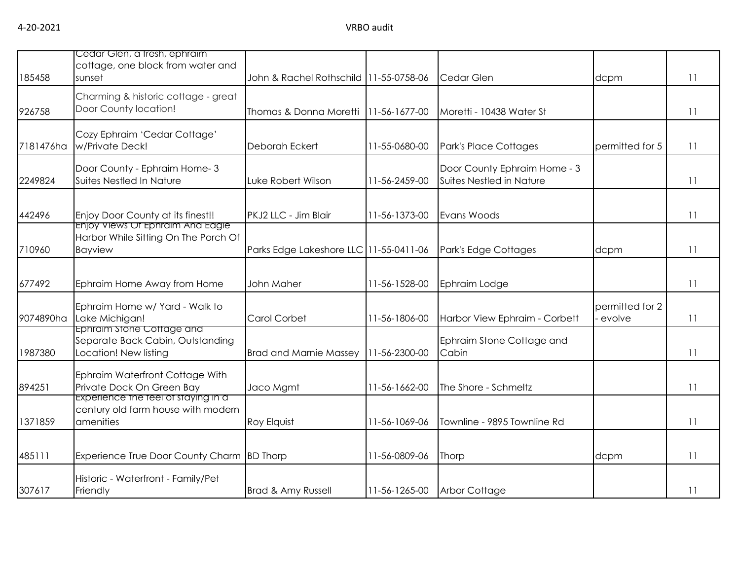| | | | | | | |
|---|---|---|---|---|---|---|
| 185458 | Cedar Glen, a fresh, ephraim cottage, one block from water and sunset | John & Rachel Rothschild | 11-55-0758-06 | Cedar Glen | dcpm | 11 |
| 926758 | Charming & historic cottage - great Door County location! | Thomas & Donna Moretti | 11-56-1677-00 | Moretti - 10438 Water St | | 11 |
| 7181476ha | Cozy Ephraim 'Cedar Cottage' w/Private Deck! | Deborah Eckert | 11-55-0680-00 | Park's Place Cottages | permitted for 5 | 11 |
| 2249824 | Door County - Ephraim Home- 3 Suites Nestled In Nature | Luke Robert Wilson | 11-56-2459-00 | Door County Ephraim Home - 3 Suites Nestled in Nature | | 11 |
| 442496 | Enjoy Door County at its finest!! | PKJ2 LLC - Jim Blair | 11-56-1373-00 | Evans Woods | | 11 |
| 710960 | Enjoy Views Of Ephraim And Eagle Harbor While Sitting On The Porch Of Bayview | Parks Edge Lakeshore LLC | 11-55-0411-06 | Park's Edge Cottages | dcpm | 11 |
| 677492 | Ephraim Home Away from Home | John Maher | 11-56-1528-00 | Ephraim Lodge | | 11 |
| 9074890ha | Ephraim Home w/ Yard - Walk to Lake Michigan! | Carol Corbet | 11-56-1806-00 | Harbor View Ephraim - Corbett | permitted for 2 - evolve | 11 |
| 1987380 | Ephraim Stone Cottage and Separate Back Cabin, Outstanding Location! New listing | Brad and Marnie Massey | 11-56-2300-00 | Ephraim Stone Cottage and Cabin | | 11 |
| 894251 | Ephraim Waterfront Cottage With Private Dock On Green Bay | Jaco Mgmt | 11-56-1662-00 | The Shore - Schmeltz | | 11 |
| 1371859 | Experience the feel of staying in a century old farm house with modern amenities | Roy Elquist | 11-56-1069-06 | Townline - 9895 Townline Rd | | 11 |
| 485111 | Experience True Door County Charm | BD Thorp | 11-56-0809-06 | Thorp | dcpm | 11 |
| 307617 | Historic - Waterfront - Family/Pet Friendly | Brad & Amy Russell | 11-56-1265-00 | Arbor Cottage | | 11 |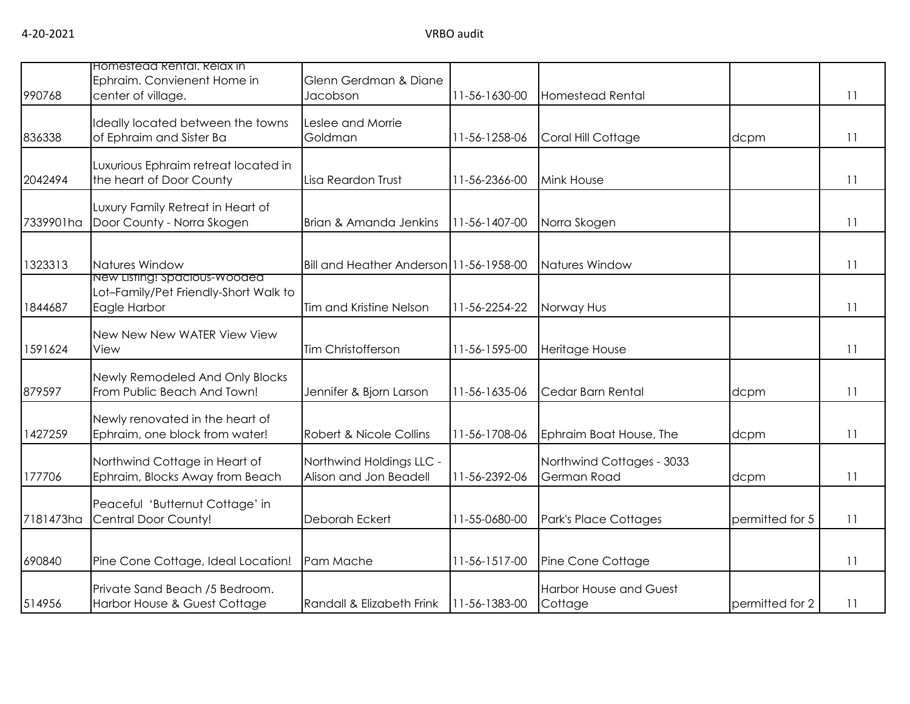| | | | | | | |
|---|---|---|---|---|---|---|
| 990768 | Homestead Rental. Relax in Ephraim. Convienent Home in center of village. | Glenn Gerdman & Diane Jacobson | 11-56-1630-00 | Homestead Rental | | 11 |
| 836338 | Ideally located between the towns of Ephraim and Sister Ba | Leslee and Morrie Goldman | 11-56-1258-06 | Coral Hill Cottage | dcpm | 11 |
| 2042494 | Luxurious Ephraim retreat located in the heart of Door County | Lisa Reardon Trust | 11-56-2366-00 | Mink House | | 11 |
| 7339901ha | Luxury Family Retreat in Heart of Door County - Norra Skogen | Brian & Amanda Jenkins | 11-56-1407-00 | Norra Skogen | | 11 |
| 1323313 | Natures Window | Bill and Heather Anderson | 11-56-1958-00 | Natures Window | | 11 |
| 1844687 | New Listing! Spacious-Wooded Lot–Family/Pet Friendly-Short Walk to Eagle Harbor | Tim and Kristine Nelson | 11-56-2254-22 | Norway Hus | | 11 |
| 1591624 | New New New WATER View View View | Tim Christofferson | 11-56-1595-00 | Heritage House | | 11 |
| 879597 | Newly Remodeled And Only Blocks From Public Beach And Town! | Jennifer & Bjorn Larson | 11-56-1635-06 | Cedar Barn Rental | dcpm | 11 |
| 1427259 | Newly renovated in the heart of Ephraim, one block from water! | Robert & Nicole Collins | 11-56-1708-06 | Ephraim Boat House, The | dcpm | 11 |
| 177706 | Northwind Cottage in Heart of Ephraim, Blocks Away from Beach | Northwind Holdings LLC - Alison and Jon Beadell | 11-56-2392-06 | Northwind Cottages - 3033 German Road | dcpm | 11 |
| 7181473ha | Peaceful 'Butternut Cottage' in Central Door County! | Deborah Eckert | 11-55-0680-00 | Park's Place Cottages | permitted for 5 | 11 |
| 690840 | Pine Cone Cottage, Ideal Location! | Pam Mache | 11-56-1517-00 | Pine Cone Cottage | | 11 |
| 514956 | Private Sand Beach /5 Bedroom. Harbor House & Guest Cottage | Randall & Elizabeth Frink | 11-56-1383-00 | Harbor House and Guest Cottage | permitted for 2 | 11 |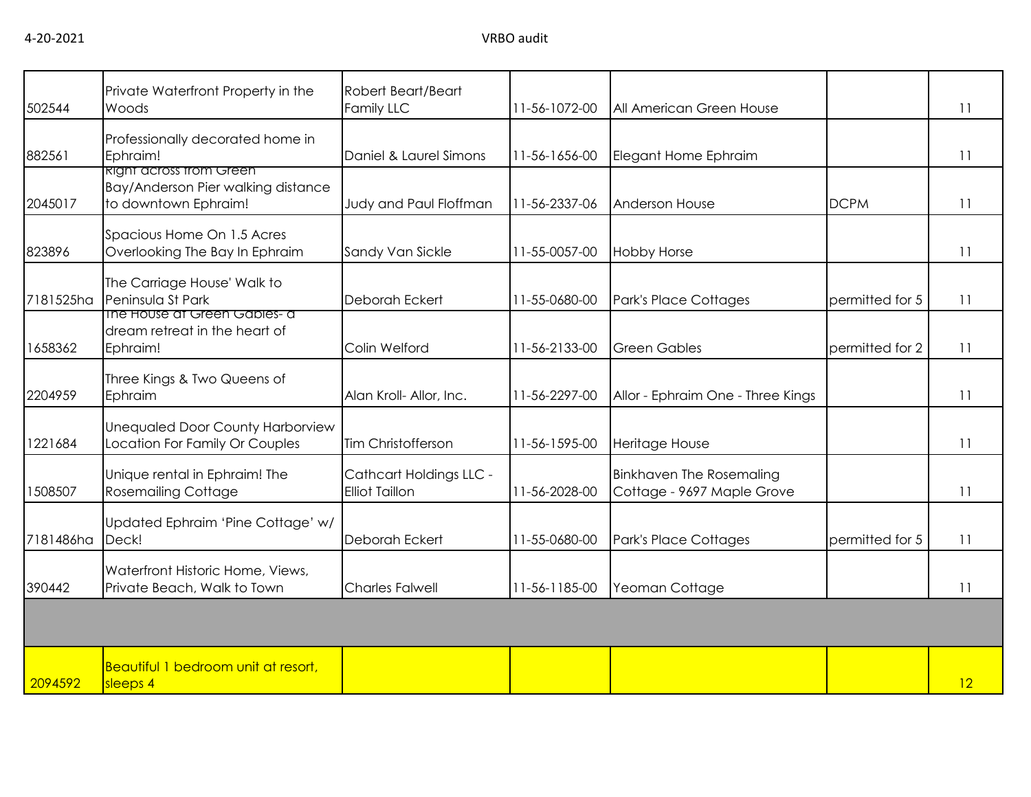| | | | | | | |
|---|---|---|---|---|---|---|
| 502544 | Private Waterfront Property in the Woods | Robert Beart/Beart Family LLC | 11-56-1072-00 | All American Green House | | 11 |
| 882561 | Professionally decorated home in Ephraim! | Daniel & Laurel Simons | 11-56-1656-00 | Elegant Home Ephraim | | 11 |
| 2045017 | Right across from Green Bay/Anderson Pier walking distance to downtown Ephraim! | Judy and Paul Floffman | 11-56-2337-06 | Anderson House | DCPM | 11 |
| 823896 | Spacious Home On 1.5 Acres Overlooking The Bay In Ephraim | Sandy Van Sickle | 11-55-0057-00 | Hobby Horse | | 11 |
| 7181525ha | The Carriage House' Walk to Peninsula St Park | Deborah Eckert | 11-55-0680-00 | Park's Place Cottages | permitted for 5 | 11 |
| 1658362 | The House at Green Gables- a dream retreat in the heart of Ephraim! | Colin Welford | 11-56-2133-00 | Green Gables | permitted for 2 | 11 |
| 2204959 | Three Kings & Two Queens of Ephraim | Alan Kroll- Allor, Inc. | 11-56-2297-00 | Allor - Ephraim One - Three Kings | | 11 |
| 1221684 | Unequaled Door County Harborview Location For Family Or Couples | Tim Christofferson | 11-56-1595-00 | Heritage House | | 11 |
| 1508507 | Unique rental in Ephraim! The Rosemailing Cottage | Cathcart Holdings LLC - Elliot Taillon | 11-56-2028-00 | Binkhaven The Rosemaling Cottage - 9697 Maple Grove | | 11 |
| 7181486ha | Updated Ephraim 'Pine Cottage' w/ Deck! | Deborah Eckert | 11-55-0680-00 | Park's Place Cottages | permitted for 5 | 11 |
| 390442 | Waterfront Historic Home, Views, Private Beach, Walk to Town | Charles Falwell | 11-56-1185-00 | Yeoman Cottage | | 11 |
| | | | | | | |
| 2094592 | Beautiful 1 bedroom unit at resort, sleeps 4 | | | | | 12 |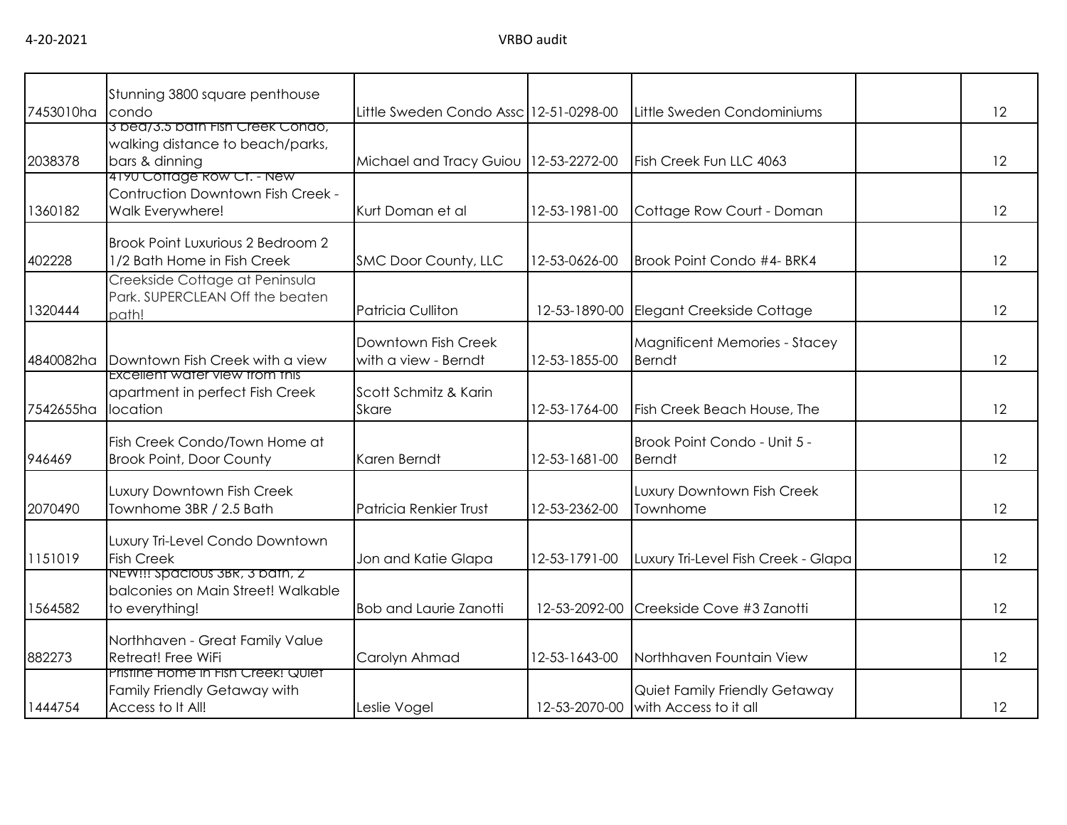| | | | | | | |
|---|---|---|---|---|---|---|
| 7453010ha | Stunning 3800 square penthouse condo | Little Sweden Condo Assc | 12-51-0298-00 | Little Sweden Condominiums | | 12 |
| 2038378 | 3 bed/3.5 bath Fish Creek Condo, walking distance to beach/parks, bars & dinning | Michael and Tracy Guiou | 12-53-2272-00 | Fish Creek Fun LLC 4063 | | 12 |
| 1360182 | 4190 Cottage Row Ct. - New Contruction Downtown Fish Creek - Walk Everywhere! | Kurt Doman et al | 12-53-1981-00 | Cottage Row Court - Doman | | 12 |
| 402228 | Brook Point Luxurious 2 Bedroom 2 1/2 Bath Home in Fish Creek | SMC Door County, LLC | 12-53-0626-00 | Brook Point Condo #4- BRK4 | | 12 |
| 1320444 | Creekside Cottage at Peninsula Park. SUPERCLEAN Off the beaten path! | Patricia Culliton | 12-53-1890-00 | Elegant Creekside Cottage | | 12 |
| 4840082ha | Downtown Fish Creek with a view | Downtown Fish Creek with a view - Berndt | 12-53-1855-00 | Magnificent Memories - Stacey Berndt | | 12 |
| 7542655ha | Excellent water view from this apartment in perfect Fish Creek location | Scott Schmitz & Karin Skare | 12-53-1764-00 | Fish Creek Beach House, The | | 12 |
| 946469 | Fish Creek Condo/Town Home at Brook Point, Door County | Karen Berndt | 12-53-1681-00 | Brook Point Condo - Unit 5 - Berndt | | 12 |
| 2070490 | Luxury Downtown Fish Creek Townhome 3BR / 2.5 Bath | Patricia Renkier Trust | 12-53-2362-00 | Luxury Downtown Fish Creek Townhome | | 12 |
| 1151019 | Luxury Tri-Level Condo Downtown Fish Creek | Jon and Katie Glapa | 12-53-1791-00 | Luxury Tri-Level Fish Creek - Glapa | | 12 |
| 1564582 | NEW!!! Spacious 3BR, 3 bath, 2 balconies on Main Street! Walkable to everything! | Bob and Laurie Zanotti | 12-53-2092-00 | Creekside Cove #3 Zanotti | | 12 |
| 882273 | Northhaven - Great Family Value Retreat! Free WiFi | Carolyn Ahmad | 12-53-1643-00 | Northhaven Fountain View | | 12 |
| 1444754 | Pristine Home in Fish Creek! Quiet Family Friendly Getaway with Access to It All! | Leslie Vogel | 12-53-2070-00 | Quiet Family Friendly Getaway with Access to it all | | 12 |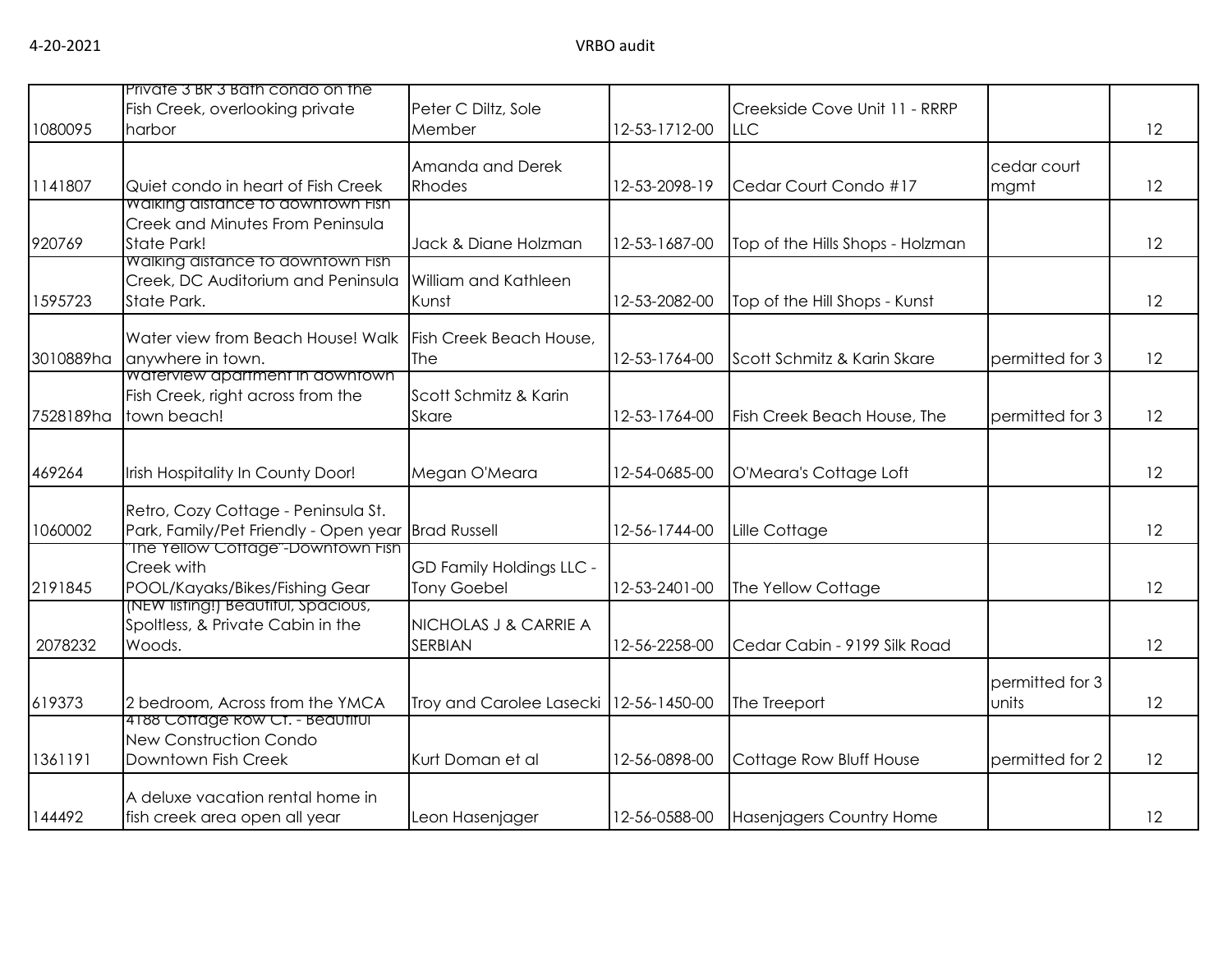| | | | | | | |
|---|---|---|---|---|---|---|
| 1080095 | Private 3 BR 3 Bath condo on the Fish Creek, overlooking private harbor | Peter C Diltz, Sole Member | 12-53-1712-00 | Creekside Cove Unit 11 - RRRP LLC | | 12 |
| 1141807 | Quiet condo in heart of Fish Creek | Amanda and Derek Rhodes | 12-53-2098-19 | Cedar Court Condo #17 | cedar court mgmt | 12 |
| 920769 | Walking distance to downtown Fish Creek and Minutes From Peninsula State Park! | Jack & Diane Holzman | 12-53-1687-00 | Top of the Hills Shops - Holzman | | 12 |
| 1595723 | Walking distance to downtown Fish Creek, DC Auditorium and Peninsula State Park. | William and Kathleen Kunst | 12-53-2082-00 | Top of the Hill Shops - Kunst | | 12 |
| 3010889ha | Water view from Beach House! Walk anywhere in town. | Fish Creek Beach House, The | 12-53-1764-00 | Scott Schmitz & Karin Skare | permitted for 3 | 12 |
| 7528189ha | Waterview apartment in downtown Fish Creek, right across from the town beach! | Scott Schmitz & Karin Skare | 12-53-1764-00 | Fish Creek Beach House, The | permitted for 3 | 12 |
| 469264 | Irish Hospitality In County Door! | Megan O'Meara | 12-54-0685-00 | O'Meara's Cottage Loft | | 12 |
| 1060002 | Retro, Cozy Cottage - Peninsula St. Park, Family/Pet Friendly - Open year | Brad Russell | 12-56-1744-00 | Lille Cottage | | 12 |
| 2191845 | "The Yellow Cottage"-Downtown Fish Creek with POOL/Kayaks/Bikes/Fishing Gear | GD Family Holdings LLC - Tony Goebel | 12-53-2401-00 | The Yellow Cottage | | 12 |
| 2078232 | (NEW listing!) Beautiful, Spacious, Spotless, & Private Cabin in the Woods. | NICHOLAS J & CARRIE A SERBIAN | 12-56-2258-00 | Cedar Cabin - 9199 Silk Road | | 12 |
| 619373 | 2 bedroom, Across from the YMCA | Troy and Carolee Lasecki | 12-56-1450-00 | The Treeport | permitted for 3 units | 12 |
| 1361191 | 4188 Cottage Row Ct. - Beautiful New Construction Condo Downtown Fish Creek | Kurt Doman et al | 12-56-0898-00 | Cottage Row Bluff House | permitted for 2 | 12 |
| 144492 | A deluxe vacation rental home in fish creek area open all year | Leon Hasenjager | 12-56-0588-00 | Hasenjagers Country Home | | 12 |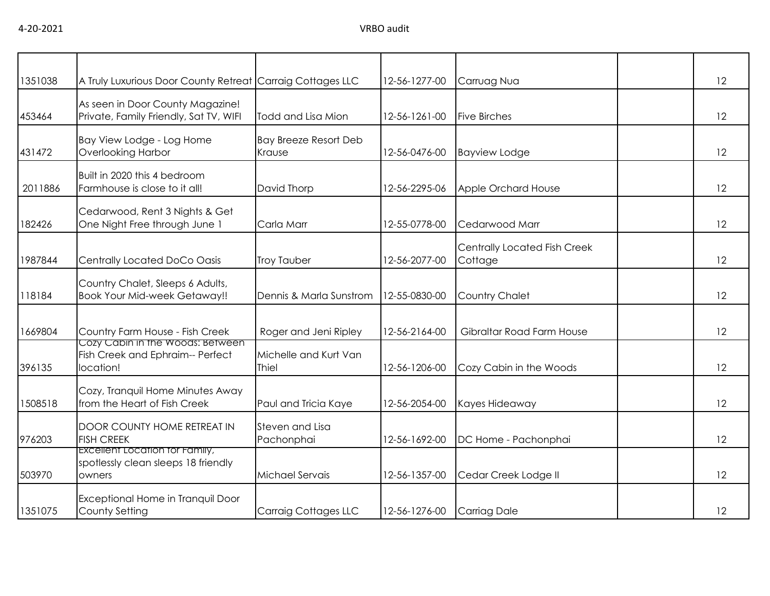| | | | | | | |
|---|---|---|---|---|---|---|
| 1351038 | A Truly Luxurious Door County Retreat | Carraig Cottages LLC | 12-56-1277-00 | Carruag Nua | | 12 |
| 453464 | As seen in Door County Magazine! Private, Family Friendly, Sat TV, WIFI | Todd and Lisa Mion | 12-56-1261-00 | Five Birches | | 12 |
| 431472 | Bay View Lodge - Log Home Overlooking Harbor | Bay Breeze Resort Deb Krause | 12-56-0476-00 | Bayview Lodge | | 12 |
| 2011886 | Built in 2020 this 4 bedroom Farmhouse is close to it all! | David Thorp | 12-56-2295-06 | Apple Orchard House | | 12 |
| 182426 | Cedarwood, Rent 3 Nights & Get One Night Free through June 1 | Carla Marr | 12-55-0778-00 | Cedarwood Marr | | 12 |
| 1987844 | Centrally Located DoCo Oasis | Troy Tauber | 12-56-2077-00 | Centrally Located Fish Creek Cottage | | 12 |
| 118184 | Country Chalet, Sleeps 6 Adults, Book Your Mid-week Getaway!! | Dennis & Marla Sunstrom | 12-55-0830-00 | Country Chalet | | 12 |
| 1669804 | Country Farm House - Fish Creek | Roger and Jeni Ripley | 12-56-2164-00 | Gibraltar Road Farm House | | 12 |
| 396135 | Cozy Cabin in the Woods: Between Fish Creek and Ephraim-- Perfect location! | Michelle and Kurt Van Thiel | 12-56-1206-00 | Cozy Cabin in the Woods | | 12 |
| 1508518 | Cozy, Tranquil Home Minutes Away from the Heart of Fish Creek | Paul and Tricia Kaye | 12-56-2054-00 | Kayes Hideaway | | 12 |
| 976203 | DOOR COUNTY HOME RETREAT IN FISH CREEK | Steven and Lisa Pachonphai | 12-56-1692-00 | DC Home - Pachonphai | | 12 |
| 503970 | Excellent Location for Family, spotlessly clean sleeps 18 friendly owners | Michael Servais | 12-56-1357-00 | Cedar Creek Lodge II | | 12 |
| 1351075 | Exceptional Home in Tranquil Door County Setting | Carraig Cottages LLC | 12-56-1276-00 | Carriag Dale | | 12 |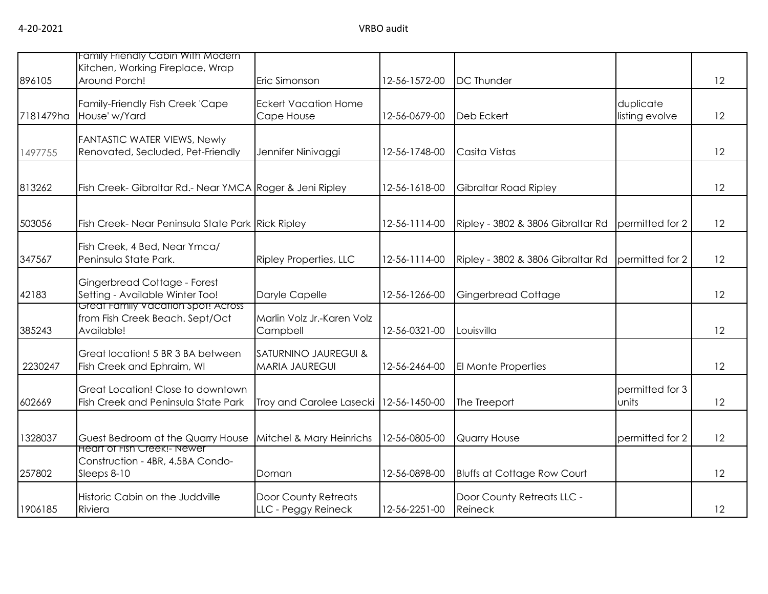| | | | | | | |
|---|---|---|---|---|---|---|
| 896105 | Family Friendly Cabin With Modern Kitchen, Working Fireplace, Wrap Around Porch! | Eric Simonson | 12-56-1572-00 | DC Thunder | | 12 |
| 7181479ha | Family-Friendly Fish Creek 'Cape House' w/Yard | Eckert Vacation Home Cape House | 12-56-0679-00 | Deb Eckert | duplicate listing evolve | 12 |
| 1497755 | FANTASTIC WATER VIEWS, Newly Renovated, Secluded, Pet-Friendly | Jennifer Ninivaggi | 12-56-1748-00 | Casita Vistas | | 12 |
| 813262 | Fish Creek- Gibraltar Rd.- Near YMCA | Roger & Jeni Ripley | 12-56-1618-00 | Gibraltar Road Ripley | | 12 |
| 503056 | Fish Creek- Near Peninsula State Park | Rick Ripley | 12-56-1114-00 | Ripley - 3802 & 3806 Gibraltar Rd | permitted for 2 | 12 |
| 347567 | Fish Creek, 4 Bed, Near Ymca/ Peninsula State Park. | Ripley Properties, LLC | 12-56-1114-00 | Ripley - 3802 & 3806 Gibraltar Rd | permitted for 2 | 12 |
| 42183 | Gingerbread Cottage - Forest Setting - Available Winter Too! | Daryle Capelle | 12-56-1266-00 | Gingerbread Cottage | | 12 |
| 385243 | Great Family Vacation Spot! Across from Fish Creek Beach. Sept/Oct Available! | Marlin Volz Jr.-Karen Volz Campbell | 12-56-0321-00 | Louisvilla | | 12 |
| 2230247 | Great location! 5 BR 3 BA between Fish Creek and Ephraim, WI | SATURNINO JAUREGUI & MARIA JAUREGUI | 12-56-2464-00 | El Monte Properties | | 12 |
| 602669 | Great Location! Close to downtown Fish Creek and Peninsula State Park | Troy and Carolee Lasecki | 12-56-1450-00 | The Treeport | permitted for 3 units | 12 |
| 1328037 | Guest Bedroom at the Quarry House | Mitchel & Mary Heinrichs | 12-56-0805-00 | Quarry House | permitted for 2 | 12 |
| 257802 | Heart of Fish Creek!- Newer Construction - 4BR, 4.5BA Condo- Sleeps 8-10 | Doman | 12-56-0898-00 | Bluffs at Cottage Row Court | | 12 |
| 1906185 | Historic Cabin on the Juddville Riviera | Door County Retreats LLC - Peggy Reineck | 12-56-2251-00 | Door County Retreats LLC - Reineck | | 12 |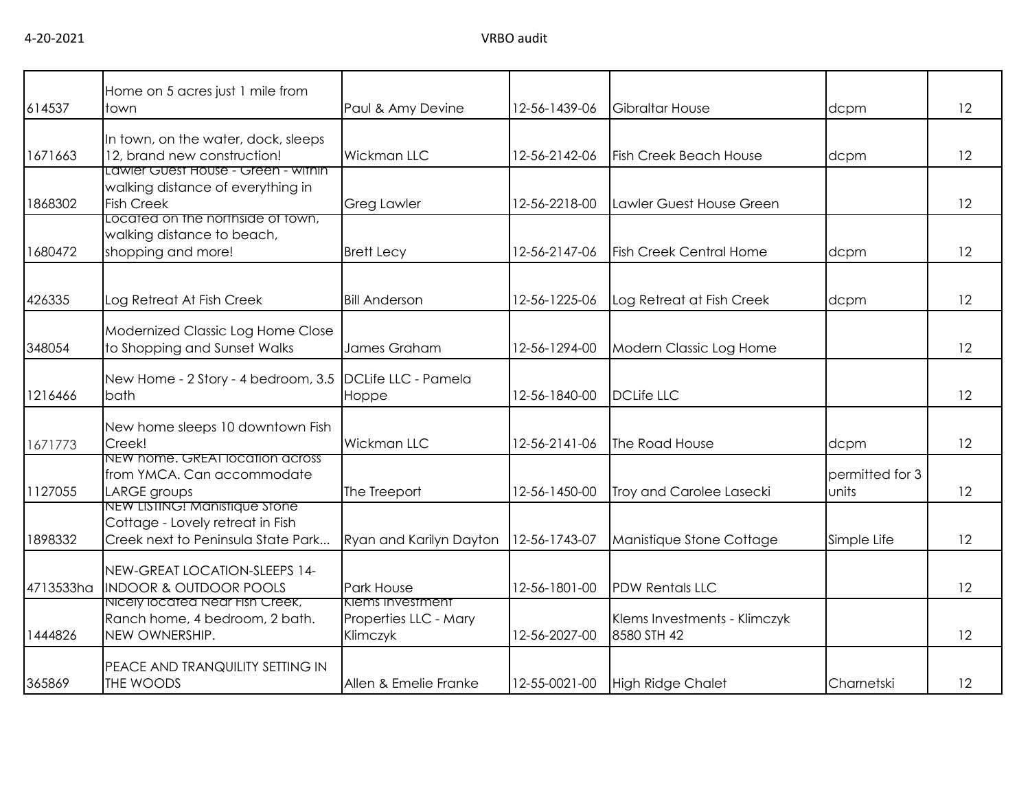| | | | | | | |
|---|---|---|---|---|---|---|
| 614537 | Home on 5 acres just 1 mile from town | Paul & Amy Devine | 12-56-1439-06 | Gibraltar House | dcpm | 12 |
| 1671663 | In town, on the water, dock, sleeps 12, brand new construction! | Wickman LLC | 12-56-2142-06 | Fish Creek Beach House | dcpm | 12 |
| 1868302 | Lawler Guest House - Green - within walking distance of everything in Fish Creek | Greg Lawler | 12-56-2218-00 | Lawler Guest House Green | | 12 |
| 1680472 | Located on the northside of town, walking distance to beach, shopping and more! | Brett Lecy | 12-56-2147-06 | Fish Creek Central Home | dcpm | 12 |
| 426335 | Log Retreat At Fish Creek | Bill Anderson | 12-56-1225-06 | Log Retreat at Fish Creek | dcpm | 12 |
| 348054 | Modernized Classic Log Home Close to Shopping and Sunset Walks | James Graham | 12-56-1294-00 | Modern Classic Log Home | | 12 |
| 1216466 | New Home - 2 Story - 4 bedroom, 3.5 bath | DCLife LLC - Pamela Hoppe | 12-56-1840-00 | DCLife LLC | | 12 |
| 1671773 | New home sleeps 10 downtown Fish Creek! | Wickman LLC | 12-56-2141-06 | The Road House | dcpm | 12 |
| 1127055 | NEW home. GREAT location across from YMCA. Can accommodate LARGE groups | The Treeport | 12-56-1450-00 | Troy and Carolee Lasecki | permitted for 3 units | 12 |
| 1898332 | NEW LISTING! Manistique Stone Cottage - Lovely retreat in Fish Creek next to Peninsula State Park... | Ryan and Karilyn Dayton | 12-56-1743-07 | Manistique Stone Cottage | Simple Life | 12 |
| 4713533ha | NEW-GREAT LOCATION-SLEEPS 14-INDOOR & OUTDOOR POOLS | Park House | 12-56-1801-00 | PDW Rentals LLC | | 12 |
| 1444826 | Nicely located Near Fish Creek, Ranch home, 4 bedroom, 2 bath. NEW OWNERSHIP. | Klems Investment Properties LLC - Mary Klimczyk | 12-56-2027-00 | Klems Investments - Klimczyk 8580 STH 42 | | 12 |
| 365869 | PEACE AND TRANQUILITY SETTING IN THE WOODS | Allen & Emelie Franke | 12-55-0021-00 | High Ridge Chalet | Charnetski | 12 |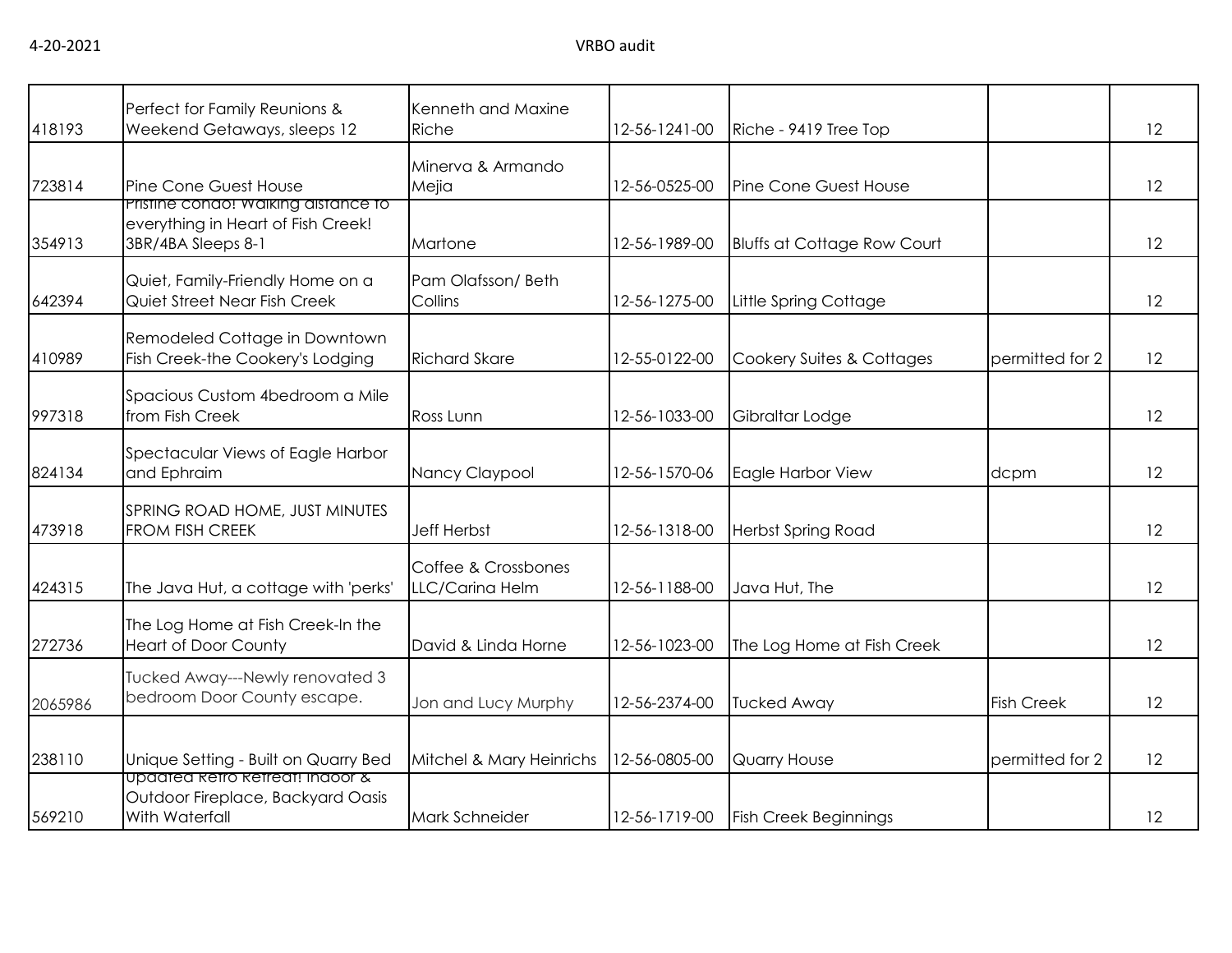| | | | | | | |
|---|---|---|---|---|---|---|
| 418193 | Perfect for Family Reunions & Weekend Getaways, sleeps 12 | Kenneth and Maxine Riche | 12-56-1241-00 | Riche - 9419 Tree Top | | 12 |
| 723814 | Pine Cone Guest House | Minerva & Armando Mejia | 12-56-0525-00 | Pine Cone Guest House | | 12 |
| 354913 | Pristine condo! Walking distance to everything in Heart of Fish Creek! 3BR/4BA Sleeps 8-1 | Martone | 12-56-1989-00 | Bluffs at Cottage Row Court | | 12 |
| 642394 | Quiet, Family-Friendly Home on a Quiet Street Near Fish Creek | Pam Olafsson/ Beth Collins | 12-56-1275-00 | Little Spring Cottage | | 12 |
| 410989 | Remodeled Cottage in Downtown Fish Creek-the Cookery's Lodging | Richard Skare | 12-55-0122-00 | Cookery Suites & Cottages | permitted for 2 | 12 |
| 997318 | Spacious Custom 4bedroom a Mile from Fish Creek | Ross Lunn | 12-56-1033-00 | Gibraltar Lodge | | 12 |
| 824134 | Spectacular Views of Eagle Harbor and Ephraim | Nancy Claypool | 12-56-1570-06 | Eagle Harbor View | dcpm | 12 |
| 473918 | SPRING ROAD HOME, JUST MINUTES FROM FISH CREEK | Jeff Herbst | 12-56-1318-00 | Herbst Spring Road | | 12 |
| 424315 | The Java Hut, a cottage with 'perks' | Coffee & Crossbones LLC/Carina Helm | 12-56-1188-00 | Java Hut, The | | 12 |
| 272736 | The Log Home at Fish Creek-In the Heart of Door County | David & Linda Horne | 12-56-1023-00 | The Log Home at Fish Creek | | 12 |
| 2065986 | Tucked Away---Newly renovated 3 bedroom Door County escape. | Jon and Lucy Murphy | 12-56-2374-00 | Tucked Away | Fish Creek | 12 |
| 238110 | Unique Setting - Built on Quarry Bed | Mitchel & Mary Heinrichs | 12-56-0805-00 | Quarry House | permitted for 2 | 12 |
| 569210 | Updated Retro Retreat! Indoor & Outdoor Fireplace, Backyard Oasis With Waterfall | Mark Schneider | 12-56-1719-00 | Fish Creek Beginnings | | 12 |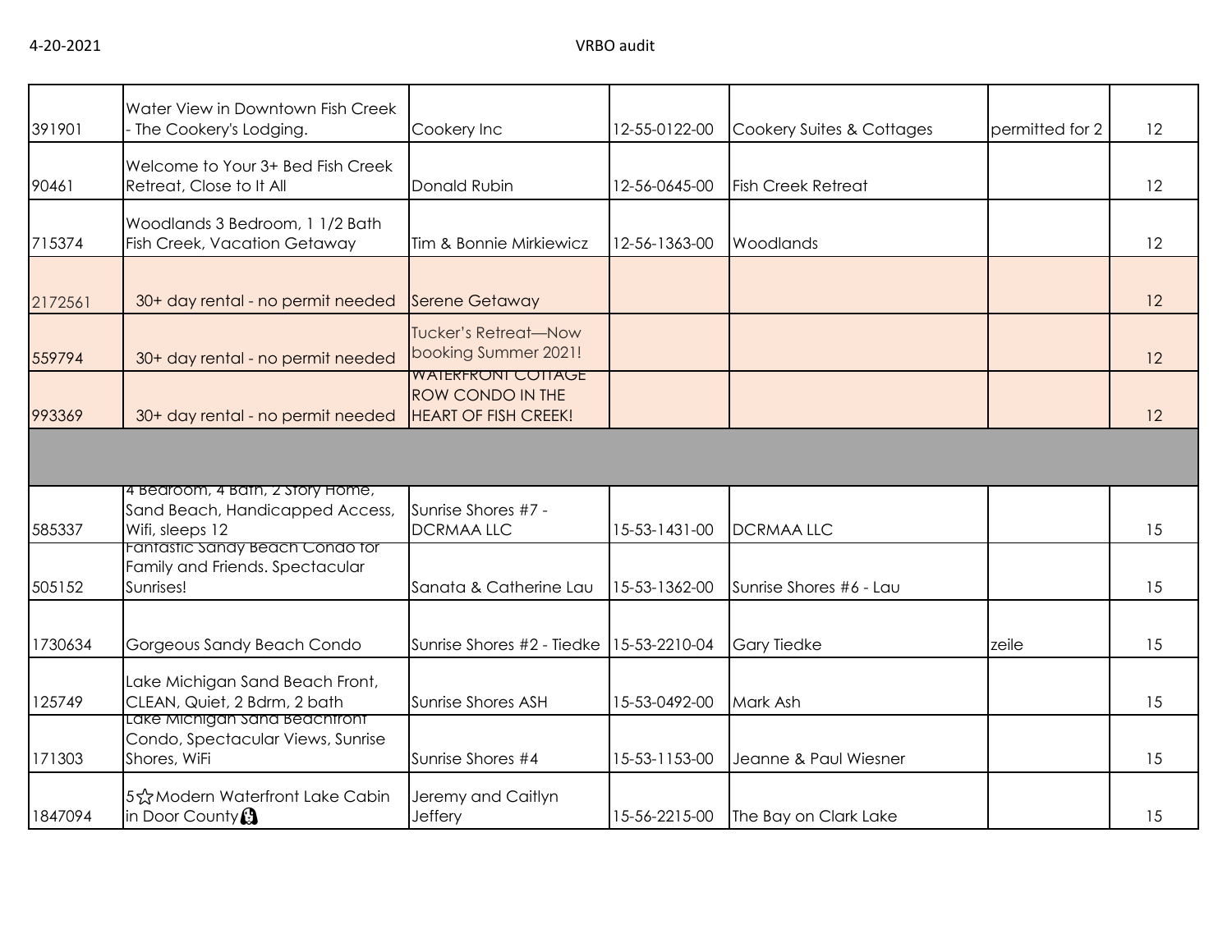| | | | | | | |
|---|---|---|---|---|---|---|
| 391901 | Water View in Downtown Fish Creek - The Cookery's Lodging. | Cookery Inc | 12-55-0122-00 | Cookery Suites & Cottages | permitted for 2 | 12 |
| 90461 | Welcome to Your 3+ Bed Fish Creek Retreat, Close to It All | Donald Rubin | 12-56-0645-00 | Fish Creek Retreat | | 12 |
| 715374 | Woodlands 3 Bedroom, 1 1/2 Bath Fish Creek, Vacation Getaway | Tim & Bonnie Mirkiewicz | 12-56-1363-00 | Woodlands | | 12 |
| 2172561 | 30+ day rental - no permit needed | Serene Getaway | | | | 12 |
| 559794 | 30+ day rental - no permit needed | Tucker's Retreat—Now booking Summer 2021! | | | | 12 |
| 993369 | 30+ day rental - no permit needed | WATERFRONT COTTAGE ROW CONDO IN THE HEART OF FISH CREEK! | | | | 12 |
| | | | | | | |
| 585337 | 4 Bedroom, 4 Bath, 2 Story Home, Sand Beach, Handicapped Access, Wifi, sleeps 12 | Sunrise Shores #7 - DCRMAA LLC | 15-53-1431-00 | DCRMAA LLC | | 15 |
| 505152 | Fantastic Sandy Beach Condo for Family and Friends. Spectacular Sunrises! | Sanata & Catherine Lau | 15-53-1362-00 | Sunrise Shores #6 - Lau | | 15 |
| 1730634 | Gorgeous Sandy Beach Condo | Sunrise Shores #2 - Tiedke | 15-53-2210-04 | Gary Tiedke | zeile | 15 |
| 125749 | Lake Michigan Sand Beach Front, CLEAN, Quiet, 2 Bdrm, 2 bath | Sunrise Shores ASH | 15-53-0492-00 | Mark Ash | | 15 |
| 171303 | Lake Michigan Sand Beachfront Condo, Spectacular Views, Sunrise Shores, WiFi | Sunrise Shores #4 | 15-53-1153-00 | Jeanne & Paul Wiesner | | 15 |
| 1847094 | 5☆Modern Waterfront Lake Cabin in Door County | Jeremy and Caitlyn Jeffery | 15-56-2215-00 | The Bay on Clark Lake | | 15 |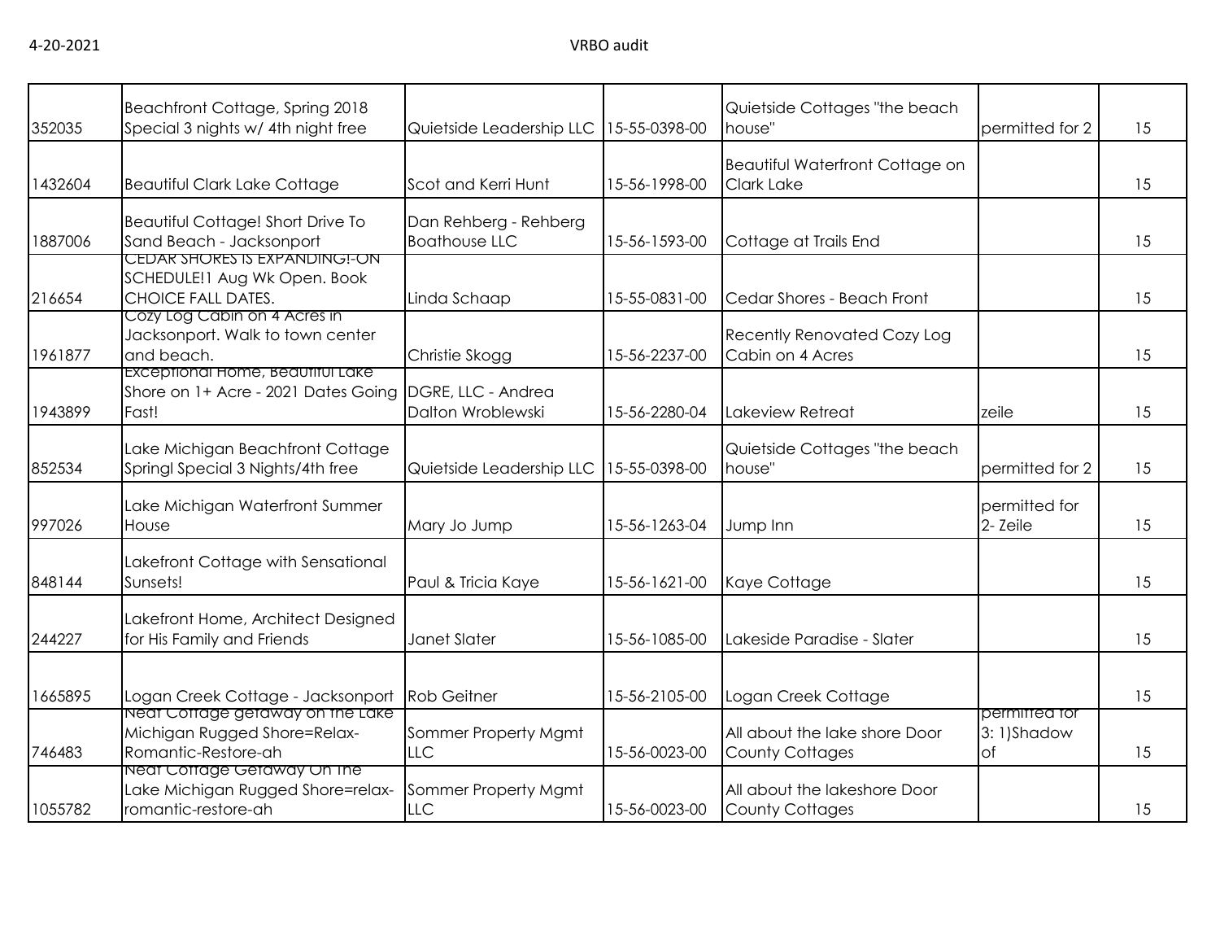| | | | | | | |
|---|---|---|---|---|---|---|
| 352035 | Beachfront Cottage, Spring 2018 Special 3 nights w/ 4th night free | Quietside Leadership LLC | 15-55-0398-00 | Quietside Cottages "the beach house" | permitted for 2 | 15 |
| 1432604 | Beautiful Clark Lake Cottage | Scot and Kerri Hunt | 15-56-1998-00 | Beautiful Waterfront Cottage on Clark Lake | | 15 |
| 1887006 | Beautiful Cottage! Short Drive To Sand Beach - Jacksonport | Dan Rehberg - Rehberg Boathouse LLC | 15-56-1593-00 | Cottage at Trails End | | 15 |
| 216654 | CEDAR SHORES IS EXPANDING!-ON SCHEDULE!1 Aug Wk Open. Book CHOICE FALL DATES. | Linda Schaap | 15-55-0831-00 | Cedar Shores - Beach Front | | 15 |
| 1961877 | Cozy Log Cabin on 4 Acres in Jacksonport. Walk to town center and beach. | Christie Skogg | 15-56-2237-00 | Recently Renovated Cozy Log Cabin on 4 Acres | | 15 |
| 1943899 | Exceptional Home, Beautiful Lake Shore on 1+ Acre - 2021 Dates Going Fast! | DGRE, LLC - Andrea Dalton Wroblewski | 15-56-2280-04 | Lakeview Retreat | zeile | 15 |
| 852534 | Lake Michigan Beachfront Cottage Springl Special 3 Nights/4th free | Quietside Leadership LLC | 15-55-0398-00 | Quietside Cottages "the beach house" | permitted for 2 | 15 |
| 997026 | Lake Michigan Waterfront Summer House | Mary Jo Jump | 15-56-1263-04 | Jump Inn | permitted for 2- Zeile | 15 |
| 848144 | Lakefront Cottage with Sensational Sunsets! | Paul & Tricia Kaye | 15-56-1621-00 | Kaye Cottage | | 15 |
| 244227 | Lakefront Home, Architect Designed for His Family and Friends | Janet Slater | 15-56-1085-00 | Lakeside Paradise - Slater | | 15 |
| 1665895 | Logan Creek Cottage - Jacksonport | Rob Geitner | 15-56-2105-00 | Logan Creek Cottage | | 15 |
| 746483 | Neat Cottage getaway on the Lake Michigan Rugged Shore=Relax-Romantic-Restore-ah | Sommer Property Mgmt LLC | 15-56-0023-00 | All about the lake shore Door County Cottages | permitted for 3: 1)Shadow of | 15 |
| 1055782 | Neat Cottage Getaway On The Lake Michigan Rugged Shore=relax-romantic-restore-ah | Sommer Property Mgmt LLC | 15-56-0023-00 | All about the lakeshore Door County Cottages | | 15 |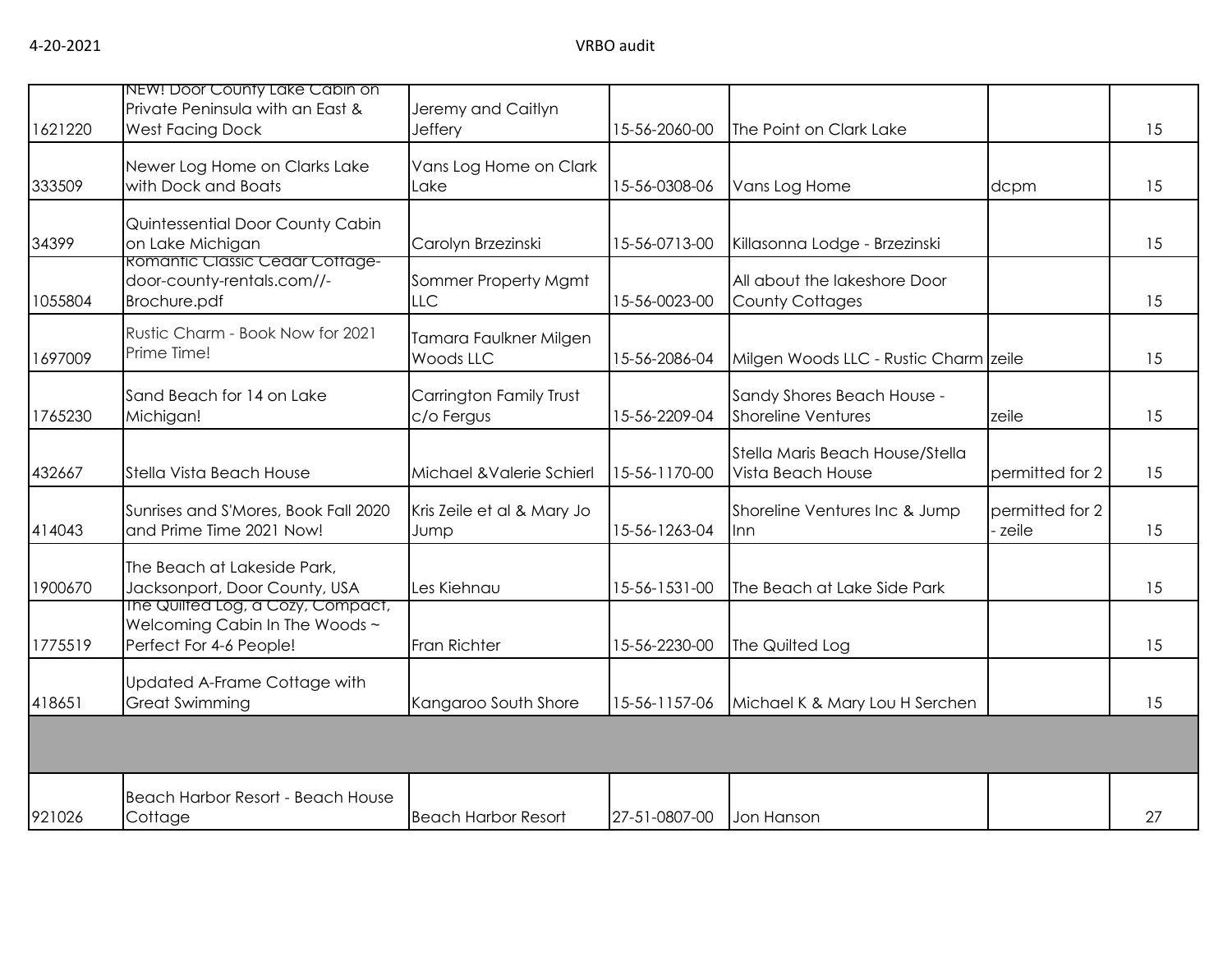| | | | | | | |
|---|---|---|---|---|---|---|
| 1621220 | NEW! Door County Lake Cabin on Private Peninsula with an East & West Facing Dock | Jeremy and Caitlyn Jeffery | 15-56-2060-00 | The Point on Clark Lake | | 15 |
| 333509 | Newer Log Home on Clarks Lake with Dock and Boats | Vans Log Home on Clark Lake | 15-56-0308-06 | Vans Log Home | dcpm | 15 |
| 34399 | Quintessential Door County Cabin on Lake Michigan | Carolyn Brzezinski | 15-56-0713-00 | Killasonna Lodge - Brzezinski | | 15 |
| 1055804 | Romantic Classic Cedar Cottage-door-county-rentals.com//-Brochure.pdf | Sommer Property Mgmt LLC | 15-56-0023-00 | All about the lakeshore Door County Cottages | | 15 |
| 1697009 | Rustic Charm - Book Now for 2021 Prime Time! | Tamara Faulkner Milgen Woods LLC | 15-56-2086-04 | Milgen Woods LLC - Rustic Charm | zeile | 15 |
| 1765230 | Sand Beach for 14 on Lake Michigan! | Carrington Family Trust c/o Fergus | 15-56-2209-04 | Sandy Shores Beach House - Shoreline Ventures | zeile | 15 |
| 432667 | Stella Vista Beach House | Michael &Valerie Schierl | 15-56-1170-00 | Stella Maris Beach House/Stella Vista Beach House | permitted for 2 | 15 |
| 414043 | Sunrises and S'Mores, Book Fall 2020 and Prime Time 2021 Now! | Kris Zeile et al & Mary Jo Jump | 15-56-1263-04 | Shoreline Ventures Inc & Jump Inn | permitted for 2 - zeile | 15 |
| 1900670 | The Beach at Lakeside Park, Jacksonport, Door County, USA | Les Kiehnau | 15-56-1531-00 | The Beach at Lake Side Park | | 15 |
| 1775519 | The Quilted Log, a Cozy, Compact, Welcoming Cabin In The Woods ~ Perfect For 4-6 People! | Fran Richter | 15-56-2230-00 | The Quilted Log | | 15 |
| 418651 | Updated A-Frame Cottage with Great Swimming | Kangaroo South Shore | 15-56-1157-06 | Michael K & Mary Lou H Serchen | | 15 |
| | | | | | | |
| 921026 | Beach Harbor Resort - Beach House Cottage | Beach Harbor Resort | 27-51-0807-00 | Jon Hanson | | 27 |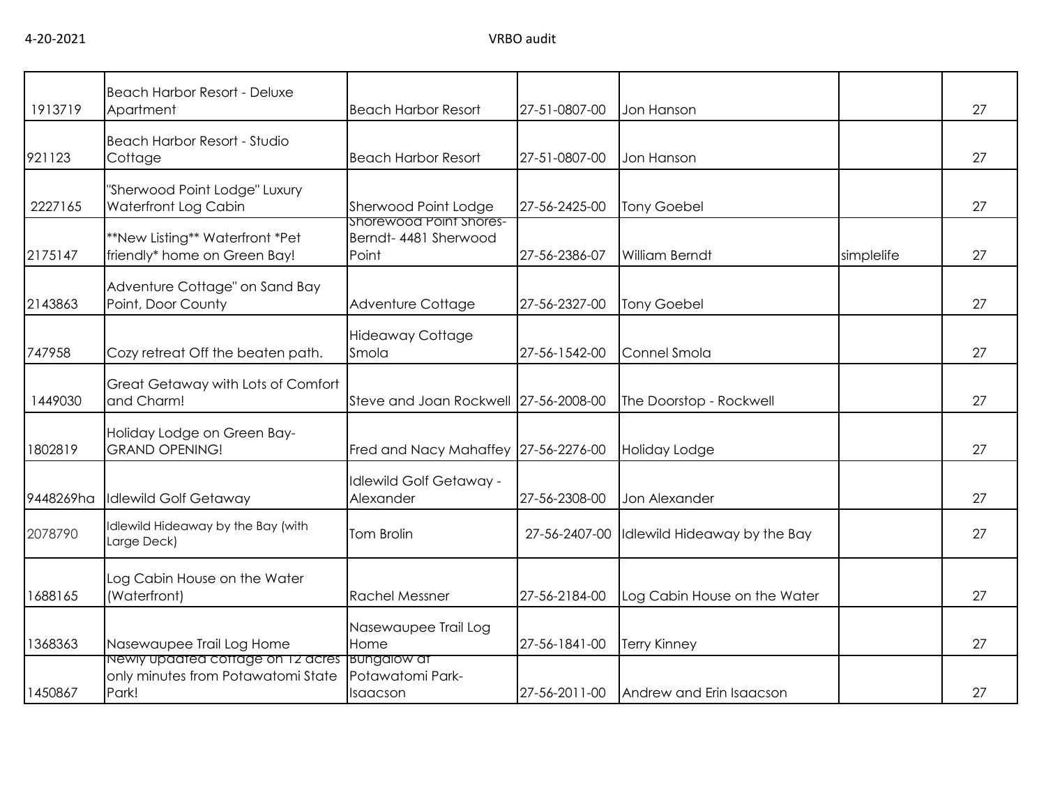| | | | | | | |
|---|---|---|---|---|---|---|
| 1913719 | Beach Harbor Resort - Deluxe Apartment | Beach Harbor Resort | 27-51-0807-00 | Jon Hanson | | 27 |
| 921123 | Beach Harbor Resort - Studio Cottage | Beach Harbor Resort | 27-51-0807-00 | Jon Hanson | | 27 |
| 2227165 | "Sherwood Point Lodge" Luxury Waterfront Log Cabin | Sherwood Point Lodge | 27-56-2425-00 | Tony Goebel | | 27 |
| 2175147 | **New Listing** Waterfront *Pet friendly* home on Green Bay! | Shorewood Point Shores- Berndt- 4481 Sherwood Point | 27-56-2386-07 | William Berndt | simplelife | 27 |
| 2143863 | Adventure Cottage" on Sand Bay Point, Door County | Adventure Cottage | 27-56-2327-00 | Tony Goebel | | 27 |
| 747958 | Cozy retreat Off the beaten path. | Hideaway Cottage Smola | 27-56-1542-00 | Connel Smola | | 27 |
| 1449030 | Great Getaway with Lots of Comfort and Charm! | Steve and Joan Rockwell | 27-56-2008-00 | The Doorstop - Rockwell | | 27 |
| 1802819 | Holiday Lodge on Green Bay- GRAND OPENING! | Fred and Nacy Mahaffey | 27-56-2276-00 | Holiday Lodge | | 27 |
| 9448269ha | Idlewild Golf Getaway | Idlewild Golf Getaway - Alexander | 27-56-2308-00 | Jon Alexander | | 27 |
| 2078790 | Idlewild Hideaway by the Bay (with Large Deck) | Tom Brolin | 27-56-2407-00 | Idlewild Hideaway by the Bay | | 27 |
| 1688165 | Log Cabin House on the Water (Waterfront) | Rachel Messner | 27-56-2184-00 | Log Cabin House on the Water | | 27 |
| 1368363 | Nasewaupee Trail Log Home | Nasewaupee Trail Log Home | 27-56-1841-00 | Terry Kinney | | 27 |
| 1450867 | Newly updated cottage on 12 acres only minutes from Potawatomi State Park! | Bungalow at Potawatomi Park- Isaacson | 27-56-2011-00 | Andrew and Erin Isaacson | | 27 |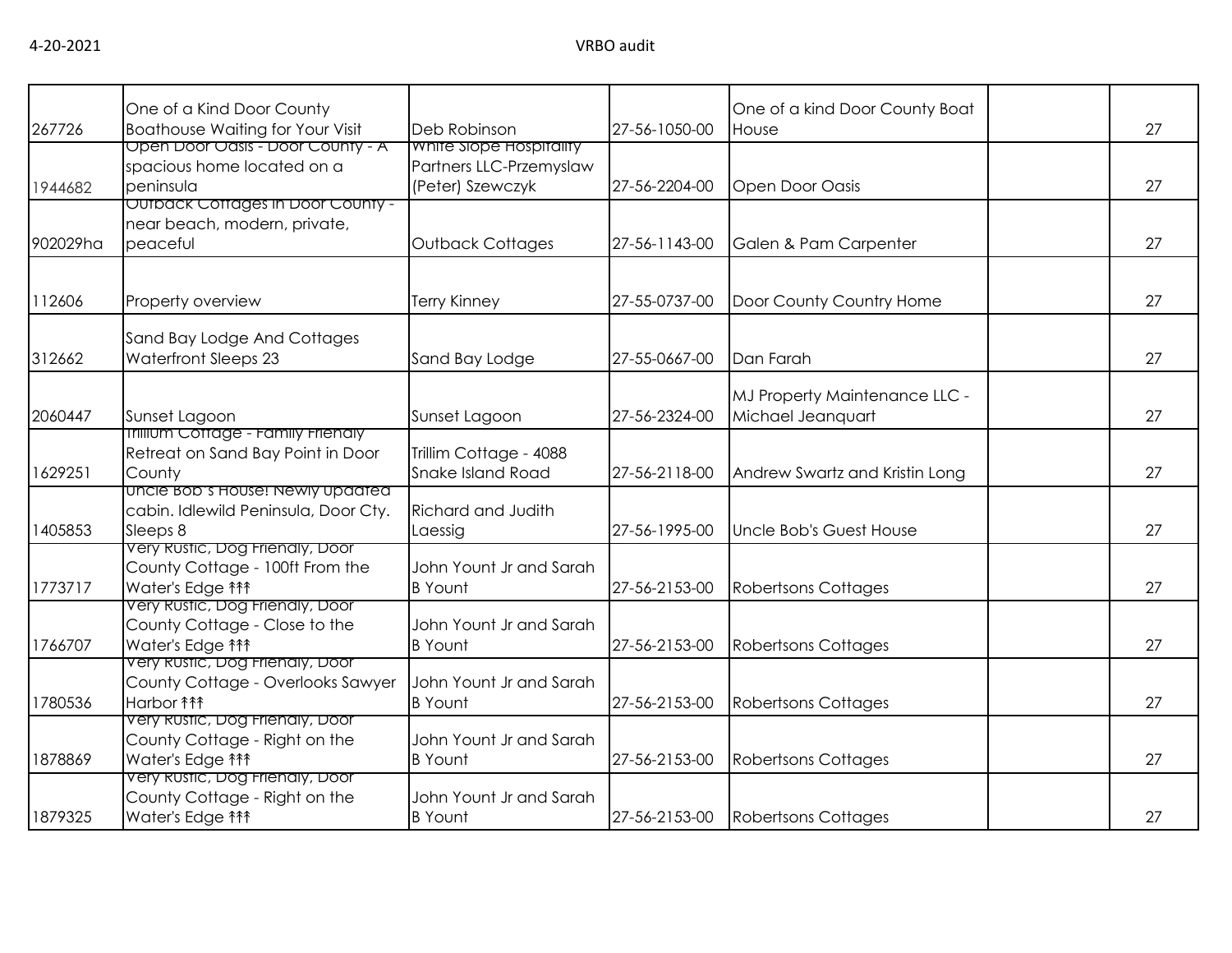| | | | | | | |
|---|---|---|---|---|---|---|
| 267726 | One of a Kind Door County Boathouse Waiting for Your Visit | Deb Robinson | 27-56-1050-00 | One of a kind Door County Boat House | | 27 |
| 1944682 | Open Door Oasis - Door County - A spacious home located on a peninsula | White Slope Hospitality Partners LLC-Przemyslaw (Peter) Szewczyk | 27-56-2204-00 | Open Door Oasis | | 27 |
| 902029ha | Outback Cottages in Door County - near beach, modern, private, peaceful | Outback Cottages | 27-56-1143-00 | Galen & Pam Carpenter | | 27 |
| 112606 | Property overview | Terry Kinney | 27-55-0737-00 | Door County Country Home | | 27 |
| 312662 | Sand Bay Lodge And Cottages Waterfront Sleeps 23 | Sand Bay Lodge | 27-55-0667-00 | Dan Farah | | 27 |
| 2060447 | Sunset Lagoon | Sunset Lagoon | 27-56-2324-00 | MJ Property Maintenance LLC - Michael Jeanquart | | 27 |
| 1629251 | Trillium Cottage - Family Friendly Retreat on Sand Bay Point in Door County | Trillim Cottage - 4088 Snake Island Road | 27-56-2118-00 | Andrew Swartz and Kristin Long | | 27 |
| 1405853 | Uncle Bob's House! Newly updated cabin. Idlewild Peninsula, Door Cty. Sleeps 8 | Richard and Judith Laessig | 27-56-1995-00 | Uncle Bob's Guest House | | 27 |
| 1773717 | Very Rustic, Dog Friendly, Door County Cottage - 100ft From the Water's Edge ↟↟↟ | John Yount Jr and Sarah B Yount | 27-56-2153-00 | Robertsons Cottages | | 27 |
| 1766707 | Very Rustic, Dog Friendly, Door County Cottage - Close to the Water's Edge ↟↟↟ | John Yount Jr and Sarah B Yount | 27-56-2153-00 | Robertsons Cottages | | 27 |
| 1780536 | Very Rustic, Dog Friendly, Door County Cottage - Overlooks Sawyer Harbor ↟↟↟ | John Yount Jr and Sarah B Yount | 27-56-2153-00 | Robertsons Cottages | | 27 |
| 1878869 | Very Rustic, Dog Friendly, Door County Cottage - Right on the Water's Edge ↟↟↟ | John Yount Jr and Sarah B Yount | 27-56-2153-00 | Robertsons Cottages | | 27 |
| 1879325 | Very Rustic, Dog Friendly, Door County Cottage - Right on the Water's Edge ↟↟↟ | John Yount Jr and Sarah B Yount | 27-56-2153-00 | Robertsons Cottages | | 27 |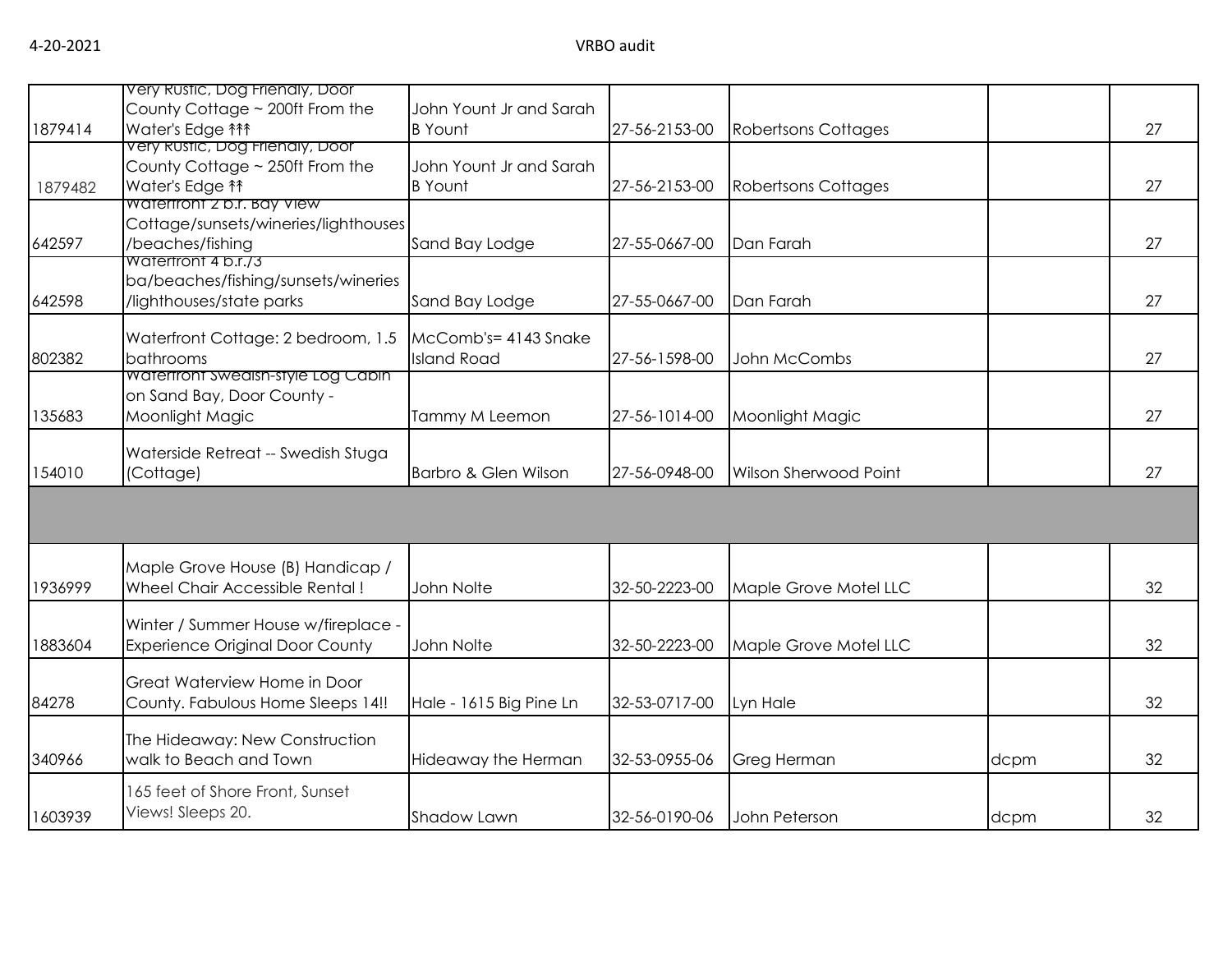| | | | | | | |
|---|---|---|---|---|---|---|
| 1879414 | Very Rustic, Dog Friendly, Door County Cottage ~ 200ft From the Water's Edge ⇈⇈⇈ | John Yount Jr and Sarah B Yount | 27-56-2153-00 | Robertsons Cottages | | 27 |
| 1879482 | Very Rustic, Dog Friendly, Door County Cottage ~ 250ft From the Water's Edge ⇈⇈ | John Yount Jr and Sarah B Yount | 27-56-2153-00 | Robertsons Cottages | | 27 |
| 642597 | Waterfront 2 b.r. Bay View Cottage/sunsets/wineries/lighthouses /beaches/fishing | Sand Bay Lodge | 27-55-0667-00 | Dan Farah | | 27 |
| 642598 | Waterfront 4 b.r./3 ba/beaches/fishing/sunsets/wineries /lighthouses/state parks | Sand Bay Lodge | 27-55-0667-00 | Dan Farah | | 27 |
| 802382 | Waterfront Cottage: 2 bedroom, 1.5 bathrooms | McComb's= 4143 Snake Island Road | 27-56-1598-00 | John McCombs | | 27 |
| 135683 | Waterfront Swedish-style Log Cabin on Sand Bay, Door County - Moonlight Magic | Tammy M Leemon | 27-56-1014-00 | Moonlight Magic | | 27 |
| 154010 | Waterside Retreat -- Swedish Stuga (Cottage) | Barbro & Glen Wilson | 27-56-0948-00 | Wilson Sherwood Point | | 27 |
| | | | | | | |
| 1936999 | Maple Grove House (B) Handicap / Wheel Chair Accessible Rental ! | John Nolte | 32-50-2223-00 | Maple Grove Motel LLC | | 32 |
| 1883604 | Winter / Summer House w/fireplace - Experience Original Door County | John Nolte | 32-50-2223-00 | Maple Grove Motel LLC | | 32 |
| 84278 | Great Waterview Home in Door County. Fabulous Home Sleeps 14!! | Hale - 1615 Big Pine Ln | 32-53-0717-00 | Lyn Hale | | 32 |
| 340966 | The Hideaway: New Construction walk to Beach and Town | Hideaway the Herman | 32-53-0955-06 | Greg Herman | dcpm | 32 |
| 1603939 | 165 feet of Shore Front, Sunset Views! Sleeps 20. | Shadow Lawn | 32-56-0190-06 | John Peterson | dcpm | 32 |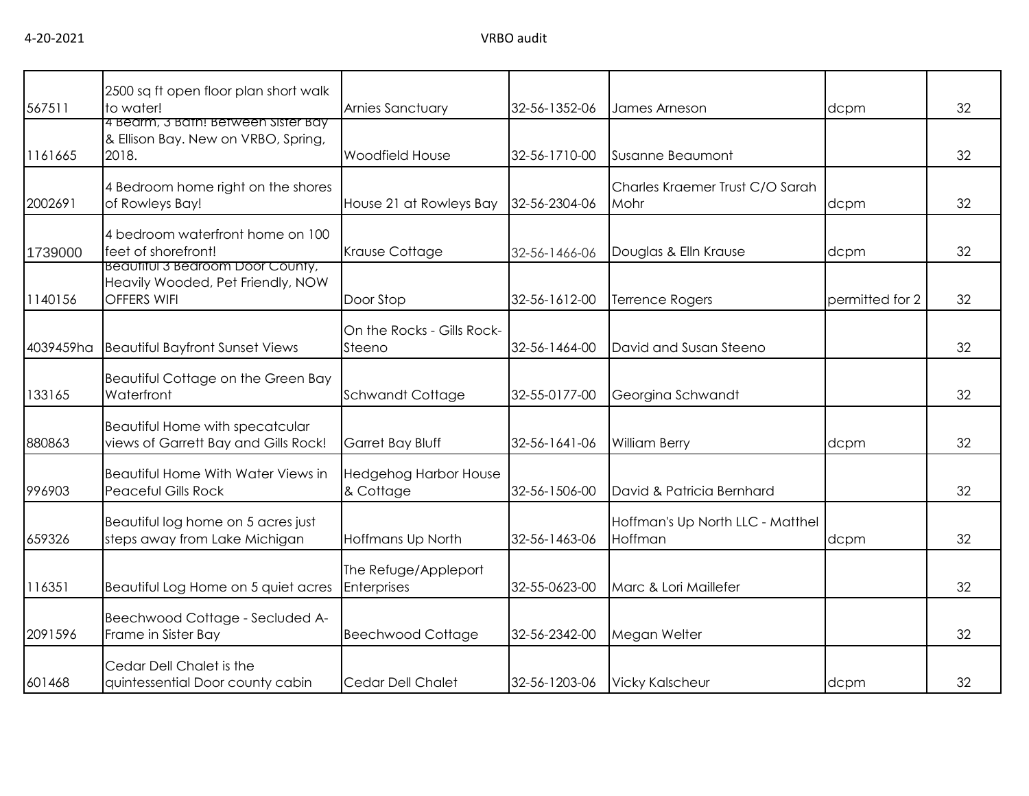| | | | | | | |
|---|---|---|---|---|---|---|
| 567511 | 2500 sq ft open floor plan short walk to water! | Arnies Sanctuary | 32-56-1352-06 | James Arneson | dcpm | 32 |
| 1161665 | 4 Bedrm, 3 Bath! Between Sister Bay & Ellison Bay. New on VRBO, Spring, 2018. | Woodfield House | 32-56-1710-00 | Susanne Beaumont | | 32 |
| 2002691 | 4 Bedroom home right on the shores of Rowleys Bay! | House 21 at Rowleys Bay | 32-56-2304-06 | Charles Kraemer Trust C/O Sarah Mohr | dcpm | 32 |
| 1739000 | 4 bedroom waterfront home on 100 feet of shorefront! | Krause Cottage | 32-56-1466-06 | Douglas & Elln Krause | dcpm | 32 |
| 1140156 | Beautiful 3 Bedroom Door County, Heavily Wooded, Pet Friendly, NOW OFFERS WIFI | Door Stop | 32-56-1612-00 | Terrence Rogers | permitted for 2 | 32 |
| 4039459ha | Beautiful Bayfront Sunset Views | On the Rocks - Gills Rock-Steeno | 32-56-1464-00 | David and Susan Steeno | | 32 |
| 133165 | Beautiful Cottage on the Green Bay Waterfront | Schwandt Cottage | 32-55-0177-00 | Georgina Schwandt | | 32 |
| 880863 | Beautiful Home with specatcular views of Garrett Bay and Gills Rock! | Garret Bay Bluff | 32-56-1641-06 | William Berry | dcpm | 32 |
| 996903 | Beautiful Home With Water Views in Peaceful Gills Rock | Hedgehog Harbor House & Cottage | 32-56-1506-00 | David & Patricia Bernhard | | 32 |
| 659326 | Beautiful log home on 5 acres just steps away from Lake Michigan | Hoffmans Up North | 32-56-1463-06 | Hoffman's Up North LLC - Matthel Hoffman | dcpm | 32 |
| 116351 | Beautiful Log Home on 5 quiet acres | The Refuge/Appleport Enterprises | 32-55-0623-00 | Marc & Lori Maillefer | | 32 |
| 2091596 | Beechwood Cottage - Secluded A-Frame in Sister Bay | Beechwood Cottage | 32-56-2342-00 | Megan Welter | | 32 |
| 601468 | Cedar Dell Chalet is the quintessential Door county cabin | Cedar Dell Chalet | 32-56-1203-06 | Vicky Kalscheur | dcpm | 32 |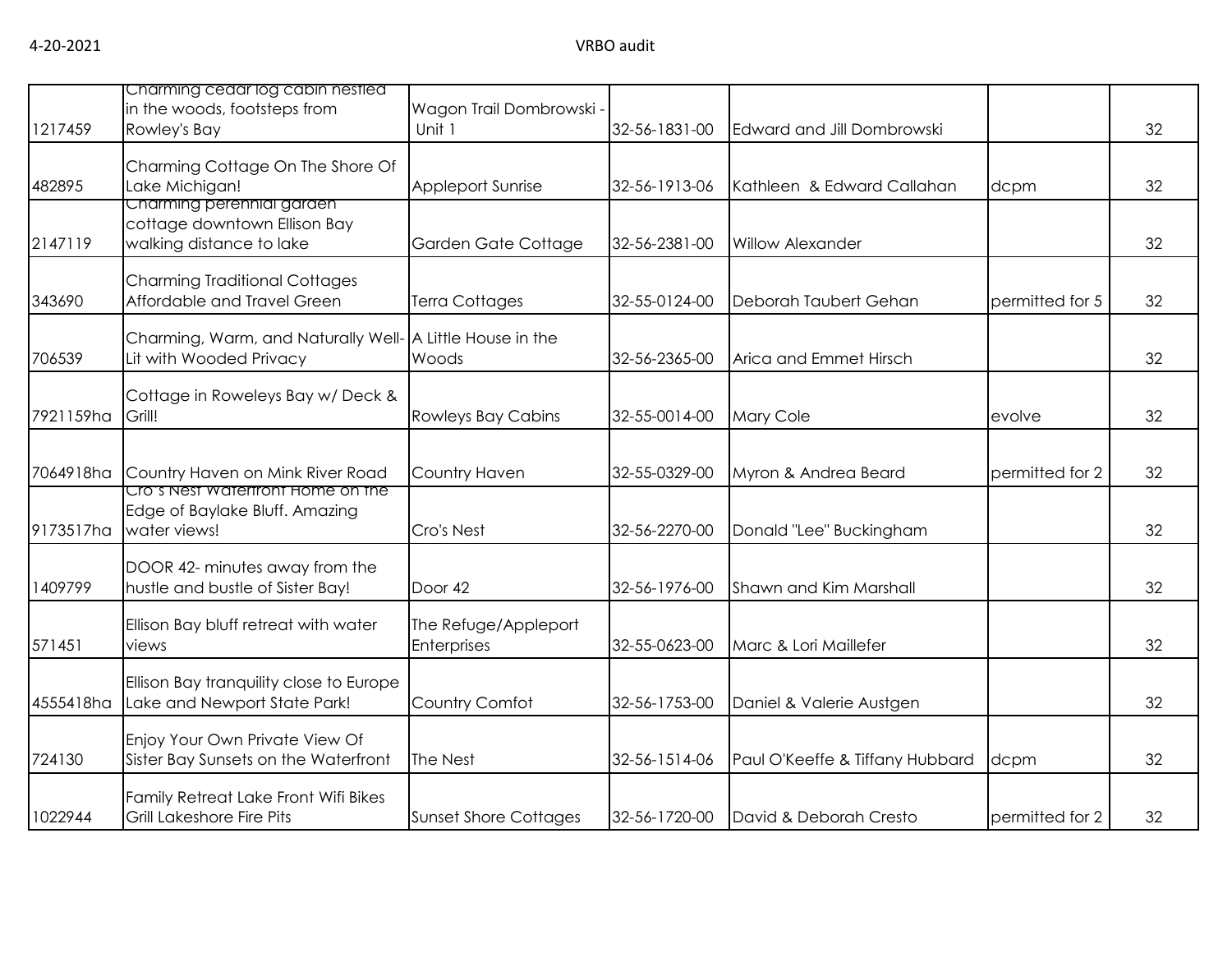| | | | | | | |
|---|---|---|---|---|---|---|
| 1217459 | Charming cedar log cabin nestled in the woods, footsteps from Rowley's Bay | Wagon Trail Dombrowski - Unit 1 | 32-56-1831-00 | Edward and Jill Dombrowski | | 32 |
| 482895 | Charming Cottage On The Shore Of Lake Michigan! | Appleport Sunrise | 32-56-1913-06 | Kathleen & Edward Callahan | dcpm | 32 |
| 2147119 | Charming perennial garden cottage downtown Ellison Bay walking distance to lake | Garden Gate Cottage | 32-56-2381-00 | Willow Alexander | | 32 |
| 343690 | Charming Traditional Cottages Affordable and Travel Green | Terra Cottages | 32-55-0124-00 | Deborah Taubert Gehan | permitted for 5 | 32 |
| 706539 | Charming, Warm, and Naturally Well-Lit with Wooded Privacy | A Little House in the Woods | 32-56-2365-00 | Arica and Emmet Hirsch | | 32 |
| 7921159ha | Cottage in Roweleys Bay w/ Deck & Grill! | Rowleys Bay Cabins | 32-55-0014-00 | Mary Cole | evolve | 32 |
| 7064918ha | Country Haven on Mink River Road | Country Haven | 32-55-0329-00 | Myron & Andrea Beard | permitted for 2 | 32 |
| 9173517ha | Cro's Nest Waterfront Home on the Edge of Baylake Bluff. Amazing water views! | Cro's Nest | 32-56-2270-00 | Donald "Lee" Buckingham | | 32 |
| 1409799 | DOOR 42- minutes away from the hustle and bustle of Sister Bay! | Door 42 | 32-56-1976-00 | Shawn and Kim Marshall | | 32 |
| 571451 | Ellison Bay bluff retreat with water views | The Refuge/Appleport Enterprises | 32-55-0623-00 | Marc & Lori Maillefer | | 32 |
| 4555418ha | Ellison Bay tranquility close to Europe Lake and Newport State Park! | Country Comfot | 32-56-1753-00 | Daniel & Valerie Austgen | | 32 |
| 724130 | Enjoy Your Own Private View Of Sister Bay Sunsets on the Waterfront | The Nest | 32-56-1514-06 | Paul O'Keeffe & Tiffany Hubbard | dcpm | 32 |
| 1022944 | Family Retreat Lake Front Wifi Bikes Grill Lakeshore Fire Pits | Sunset Shore Cottages | 32-56-1720-00 | David & Deborah Cresto | permitted for 2 | 32 |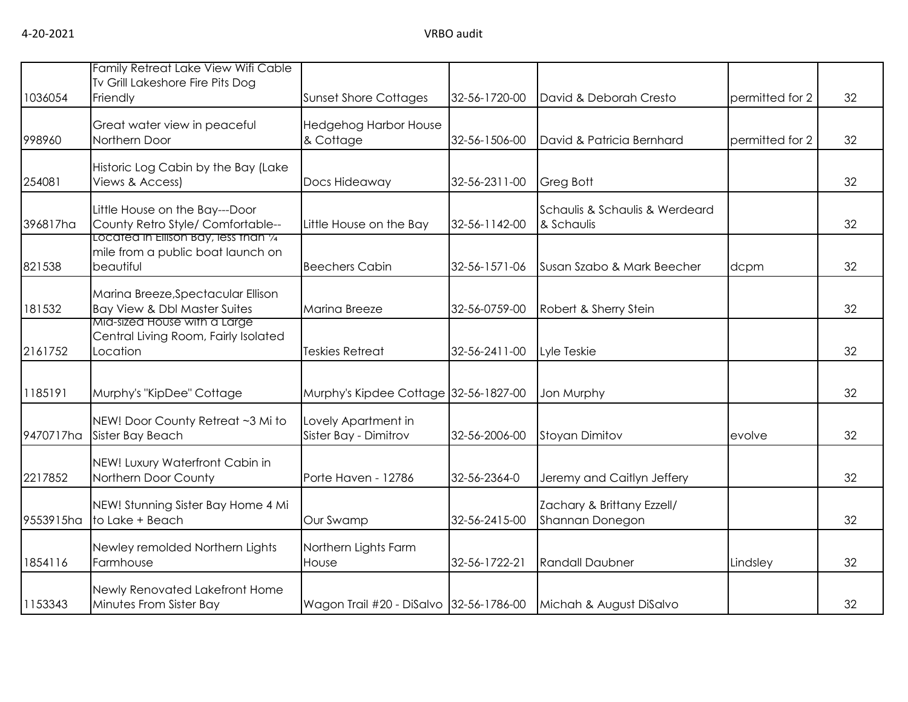| | | | | | | |
|---|---|---|---|---|---|---|
| 1036054 | Family Retreat Lake View Wifi Cable Tv Grill Lakeshore Fire Pits Dog Friendly | Sunset Shore Cottages | 32-56-1720-00 | David & Deborah Cresto | permitted for 2 | 32 |
| 998960 | Great water view in peaceful Northern Door | Hedgehog Harbor House & Cottage | 32-56-1506-00 | David & Patricia Bernhard | permitted for 2 | 32 |
| 254081 | Historic Log Cabin by the Bay (Lake Views & Access) | Docs Hideaway | 32-56-2311-00 | Greg Bott | | 32 |
| 396817ha | Little House on the Bay---Door County Retro Style/ Comfortable-- | Little House on the Bay | 32-56-1142-00 | Schaulis & Schaulis & Werdeard & Schaulis | | 32 |
| 821538 | Located in Ellison Bay, less than ¼ mile from a public boat launch on beautiful | Beechers Cabin | 32-56-1571-06 | Susan Szabo & Mark Beecher | dcpm | 32 |
| 181532 | Marina Breeze,Spectacular Ellison Bay View & Dbl Master Suites | Marina Breeze | 32-56-0759-00 | Robert & Sherry Stein | | 32 |
| 2161752 | Mid-sized House with a Large Central Living Room, Fairly Isolated Location | Teskies Retreat | 32-56-2411-00 | Lyle Teskie | | 32 |
| 1185191 | Murphy's "KipDee" Cottage | Murphy's Kipdee Cottage | 32-56-1827-00 | Jon Murphy | | 32 |
| 9470717ha | NEW! Door County Retreat ~3 Mi to Sister Bay Beach | Lovely Apartment in Sister Bay - Dimitrov | 32-56-2006-00 | Stoyan Dimitov | evolve | 32 |
| 2217852 | NEW! Luxury Waterfront Cabin in Northern Door County | Porte Haven - 12786 | 32-56-2364-0 | Jeremy and Caitlyn Jeffery | | 32 |
| 9553915ha | NEW! Stunning Sister Bay Home 4 Mi to Lake + Beach | Our Swamp | 32-56-2415-00 | Zachary & Brittany Ezzell/ Shannan Donegon | | 32 |
| 1854116 | Newley remolded Northern Lights Farmhouse | Northern Lights Farm House | 32-56-1722-21 | Randall Daubner | Lindsley | 32 |
| 1153343 | Newly Renovated Lakefront Home Minutes From Sister Bay | Wagon Trail #20 - DiSalvo | 32-56-1786-00 | Michah & August DiSalvo | | 32 |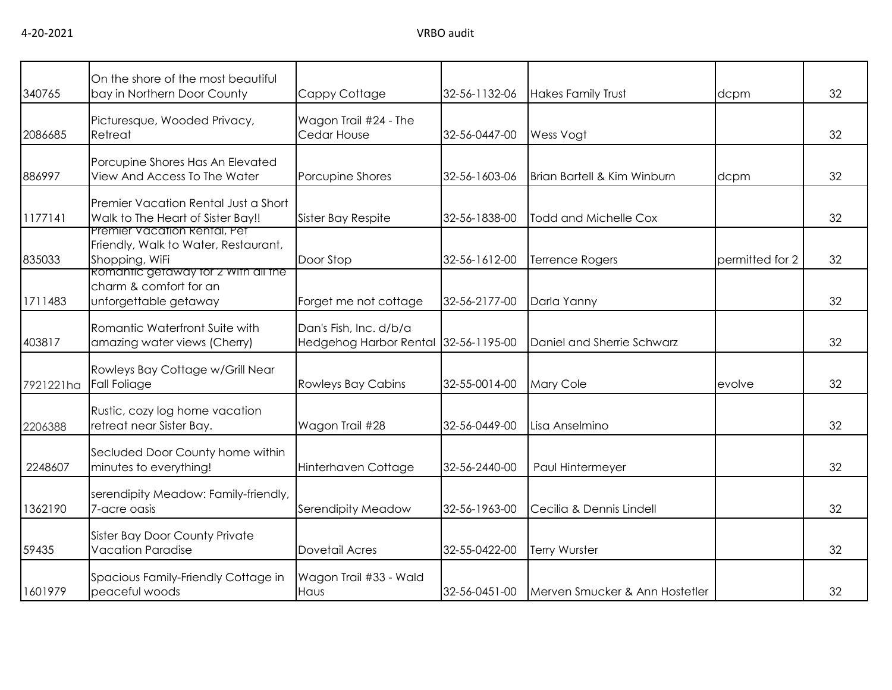| 340765 | On the shore of the most beautiful bay in Northern Door County | Cappy Cottage | 32-56-1132-06 | Hakes Family Trust | dcpm | 32 |
|---|---|---|---|---|---|---|
| 2086685 | Picturesque, Wooded Privacy, Retreat | Wagon Trail #24 - The Cedar House | 32-56-0447-00 | Wess Vogt | | 32 |
| 886997 | Porcupine Shores Has An Elevated View And Access To The Water | Porcupine Shores | 32-56-1603-06 | Brian Bartell & Kim Winburn | dcpm | 32 |
| 1177141 | Premier Vacation Rental Just a Short Walk to The Heart of Sister Bay!! | Sister Bay Respite | 32-56-1838-00 | Todd and Michelle Cox | | 32 |
| 835033 | Premier Vacation Rental, Pet Friendly, Walk to Water, Restaurant, Shopping, WiFi | Door Stop | 32-56-1612-00 | Terrence Rogers | permitted for 2 | 32 |
| 1711483 | Romantic getaway for 2 with all the charm & comfort for an unforgettable getaway | Forget me not cottage | 32-56-2177-00 | Darla Yanny | | 32 |
| 403817 | Romantic Waterfront Suite with amazing water views (Cherry) | Dan's Fish, Inc. d/b/a Hedgehog Harbor Rental | 32-56-1195-00 | Daniel and Sherrie Schwarz | | 32 |
| 7921221ha | Rowleys Bay Cottage w/Grill Near Fall Foliage | Rowleys Bay Cabins | 32-55-0014-00 | Mary Cole | evolve | 32 |
| 2206388 | Rustic, cozy log home vacation retreat near Sister Bay. | Wagon Trail #28 | 32-56-0449-00 | Lisa Anselmino | | 32 |
| 2248607 | Secluded Door County home within minutes to everything! | Hinterhaven Cottage | 32-56-2440-00 | Paul Hintermeyer | | 32 |
| 1362190 | serendipity Meadow: Family-friendly, 7-acre oasis | Serendipity Meadow | 32-56-1963-00 | Cecilia & Dennis Lindell | | 32 |
| 59435 | Sister Bay Door County Private Vacation Paradise | Dovetail Acres | 32-55-0422-00 | Terry Wurster | | 32 |
| 1601979 | Spacious Family-Friendly Cottage in peaceful woods | Wagon Trail #33 - Wald Haus | 32-56-0451-00 | Merven Smucker & Ann Hostetler | | 32 |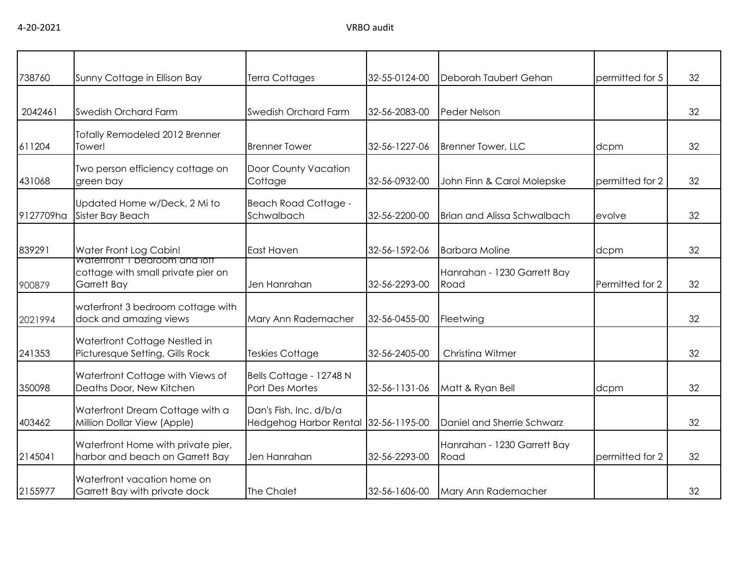| | | | | | | |
|---|---|---|---|---|---|---|
| 738760 | Sunny Cottage in Ellison Bay | Terra Cottages | 32-55-0124-00 | Deborah Taubert Gehan | permitted for 5 | 32 |
| 2042461 | Swedish Orchard Farm | Swedish Orchard Farm | 32-56-2083-00 | Peder Nelson | | 32 |
| 611204 | Totally Remodeled 2012 Brenner Tower! | Brenner Tower | 32-56-1227-06 | Brenner Tower, LLC | dcpm | 32 |
| 431068 | Two person efficiency cottage on green bay | Door County Vacation Cottage | 32-56-0932-00 | John Finn & Carol Molepske | permitted for 2 | 32 |
| 9127709ha | Updated Home w/Deck, 2 Mi to Sister Bay Beach | Beach Road Cottage - Schwalbach | 32-56-2200-00 | Brian and Alissa Schwalbach | evolve | 32 |
| 839291 | Water Front Log Cabin! | East Haven | 32-56-1592-06 | Barbara Moline | dcpm | 32 |
| 900879 | Waterfront 1 bedroom and loft cottage with small private pier on Garrett Bay | Jen Hanrahan | 32-56-2293-00 | Hanrahan - 1230 Garrett Bay Road | Permitted for 2 | 32 |
| 2021994 | waterfront 3 bedroom cottage with dock and amazing views | Mary Ann Rademacher | 32-56-0455-00 | Fleetwing | | 32 |
| 241353 | Waterfront Cottage Nestled in Picturesque Setting, Gills Rock | Teskies Cottage | 32-56-2405-00 | Christina Witmer | | 32 |
| 350098 | Waterfront Cottage with Views of Deaths Door, New Kitchen | Bells Cottage - 12748 N Port Des Mortes | 32-56-1131-06 | Matt & Ryan Bell | dcpm | 32 |
| 403462 | Waterfront Dream Cottage with a Million Dollar View (Apple) | Dan's Fish, Inc. d/b/a Hedgehog Harbor Rental | 32-56-1195-00 | Daniel and Sherrie Schwarz | | 32 |
| 2145041 | Waterfront Home with private pier, harbor and beach on Garrett Bay | Jen Hanrahan | 32-56-2293-00 | Hanrahan - 1230 Garrett Bay Road | permitted for 2 | 32 |
| 2155977 | Waterfront vacation home on Garrett Bay with private dock | The Chalet | 32-56-1606-00 | Mary Ann Rademacher | | 32 |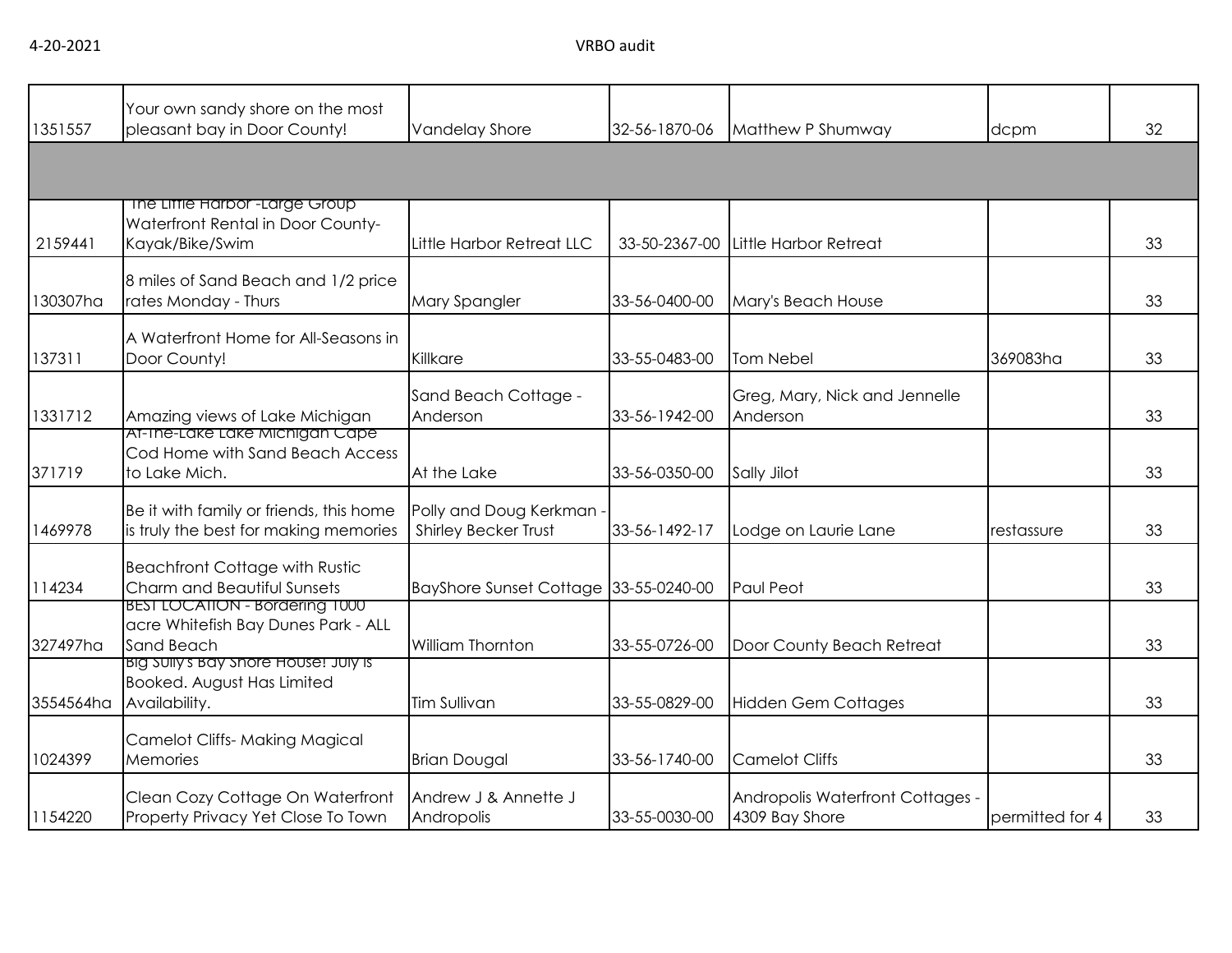| | | | | | | |
|---|---|---|---|---|---|---|
| 1351557 | Your own sandy shore on the most pleasant bay in Door County! | Vandelay Shore | 32-56-1870-06 | Matthew P Shumway | dcpm | 32 |
| | | | | | | |
| 2159441 | The Little Harbor -Large Group Waterfront Rental in Door County-Kayak/Bike/Swim | Little Harbor Retreat LLC | 33-50-2367-00 | Little Harbor Retreat | | 33 |
| 130307ha | 8 miles of Sand Beach and 1/2 price rates Monday - Thurs | Mary Spangler | 33-56-0400-00 | Mary's Beach House | | 33 |
| 137311 | A Waterfront Home for All-Seasons in Door County! | Killkare | 33-55-0483-00 | Tom Nebel | 369083ha | 33 |
| 1331712 | Amazing views of Lake Michigan | Sand Beach Cottage - Anderson | 33-56-1942-00 | Greg, Mary, Nick and Jennelle Anderson | | 33 |
| 371719 | At-The-Lake Lake Michigan Cape Cod Home with Sand Beach Access to Lake Mich. | At the Lake | 33-56-0350-00 | Sally Jilot | | 33 |
| 1469978 | Be it with family or friends, this home is truly the best for making memories | Polly and Doug Kerkman - Shirley Becker Trust | 33-56-1492-17 | Lodge on Laurie Lane | restassure | 33 |
| 114234 | Beachfront Cottage with Rustic Charm and Beautiful Sunsets | BayShore Sunset Cottage | 33-55-0240-00 | Paul Peot | | 33 |
| 327497ha | BEST LOCATION - Bordering 1000 acre Whitefish Bay Dunes Park - ALL Sand Beach | William Thornton | 33-55-0726-00 | Door County Beach Retreat | | 33 |
| 3554564ha | Big Sully's Bay Shore House! July is Booked. August Has Limited Availability. | Tim Sullivan | 33-55-0829-00 | Hidden Gem Cottages | | 33 |
| 1024399 | Camelot Cliffs- Making Magical Memories | Brian Dougal | 33-56-1740-00 | Camelot Cliffs | | 33 |
| 1154220 | Clean Cozy Cottage On Waterfront Property Privacy Yet Close To Town | Andrew J & Annette J Andropolis | 33-55-0030-00 | Andropolis Waterfront Cottages - 4309 Bay Shore | permitted for 4 | 33 |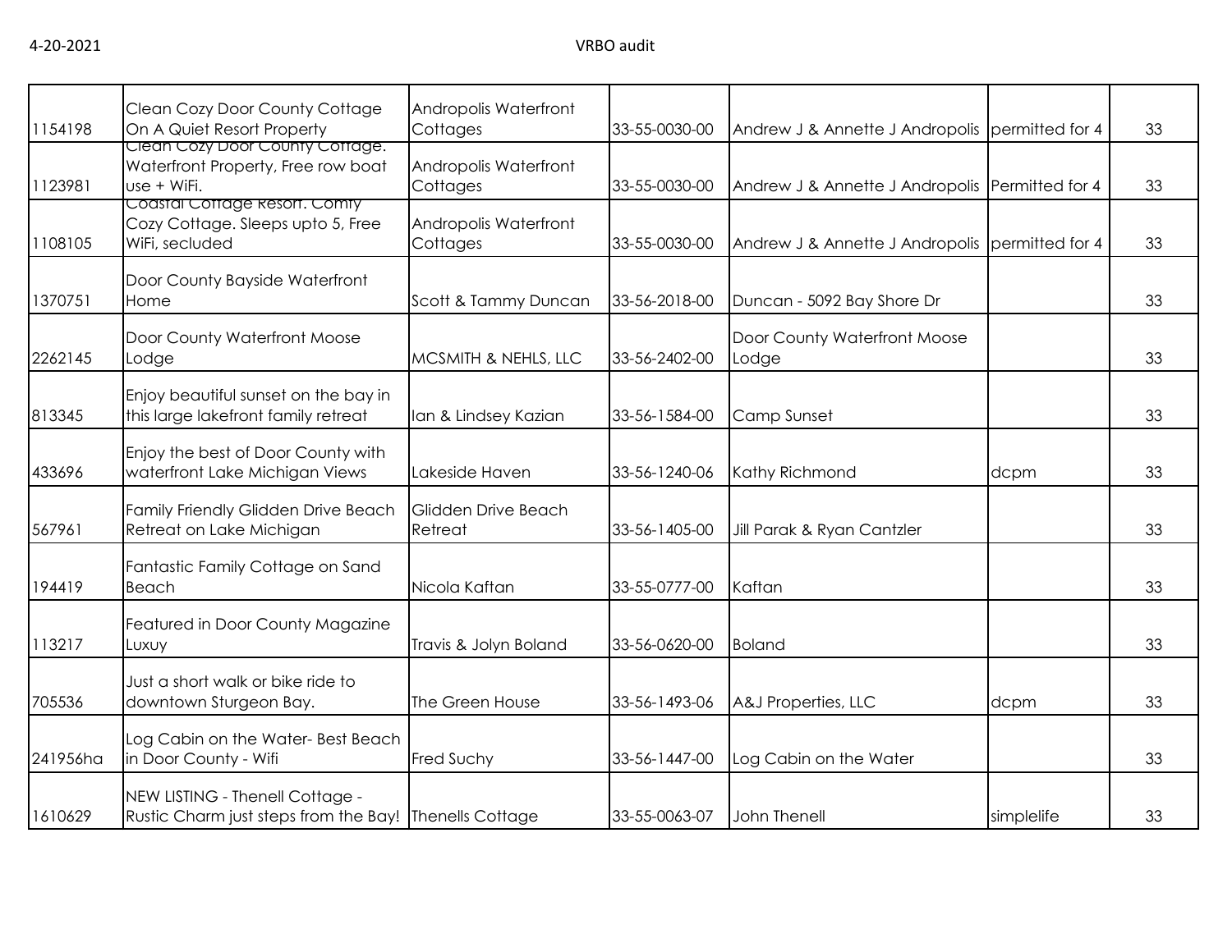| | | | | | | |
|---|---|---|---|---|---|---|
| 1154198 | Clean Cozy Door County Cottage On A Quiet Resort Property | Andropolis Waterfront Cottages | 33-55-0030-00 | Andrew J & Annette J Andropolis | permitted for 4 | 33 |
| 1123981 | Clean Cozy Door County Cottage. Waterfront Property, Free row boat use + WiFi. | Andropolis Waterfront Cottages | 33-55-0030-00 | Andrew J & Annette J Andropolis | Permitted for 4 | 33 |
| 1108105 | Coastal Cottage Resort. Comfy Cozy Cottage. Sleeps upto 5, Free WiFi, secluded | Andropolis Waterfront Cottages | 33-55-0030-00 | Andrew J & Annette J Andropolis | permitted for 4 | 33 |
| 1370751 | Door County Bayside Waterfront Home | Scott & Tammy Duncan | 33-56-2018-00 | Duncan - 5092 Bay Shore Dr | | 33 |
| 2262145 | Door County Waterfront Moose Lodge | MCSMITH & NEHLS, LLC | 33-56-2402-00 | Door County Waterfront Moose Lodge | | 33 |
| 813345 | Enjoy beautiful sunset on the bay in this large lakefront family retreat | Ian & Lindsey Kazian | 33-56-1584-00 | Camp Sunset | | 33 |
| 433696 | Enjoy the best of Door County with waterfront Lake Michigan Views | Lakeside Haven | 33-56-1240-06 | Kathy Richmond | dcpm | 33 |
| 567961 | Family Friendly Glidden Drive Beach Retreat on Lake Michigan | Glidden Drive Beach Retreat | 33-56-1405-00 | Jill Parak & Ryan Cantzler | | 33 |
| 194419 | Fantastic Family Cottage on Sand Beach | Nicola Kaftan | 33-55-0777-00 | Kaftan | | 33 |
| 113217 | Featured in Door County Magazine Luxuy | Travis & Jolyn Boland | 33-56-0620-00 | Boland | | 33 |
| 705536 | Just a short walk or bike ride to downtown Sturgeon Bay. | The Green House | 33-56-1493-06 | A&J Properties, LLC | dcpm | 33 |
| 241956ha | Log Cabin on the Water- Best Beach in Door County - Wifi | Fred Suchy | 33-56-1447-00 | Log Cabin on the Water | | 33 |
| 1610629 | NEW LISTING - Thenell Cottage - Rustic Charm just steps from the Bay! | Thenells Cottage | 33-55-0063-07 | John Thenell | simplelife | 33 |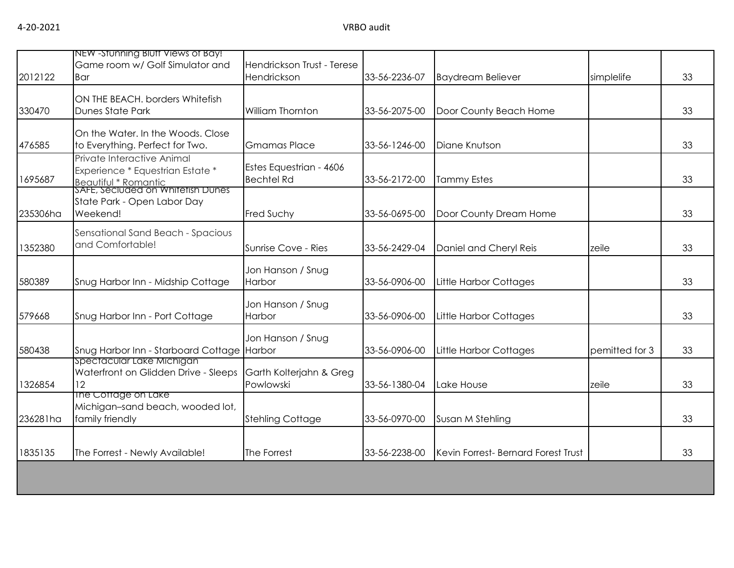| | | | | | | |
|---|---|---|---|---|---|---|
| 2012122 | NEW -Stunning Bluff Views of Bay! Game room w/ Golf Simulator and Bar | Hendrickson Trust - Terese Hendrickson | 33-56-2236-07 | Baydream Believer | simplelife | 33 |
| 330470 | ON THE BEACH. borders Whitefish Dunes State Park | William Thornton | 33-56-2075-00 | Door County Beach Home | | 33 |
| 476585 | On the Water. In the Woods. Close to Everything. Perfect for Two. | Gmamas Place | 33-56-1246-00 | Diane Knutson | | 33 |
| 1695687 | Private Interactive Animal Experience * Equestrian Estate * Beautiful * Romantic | Estes Equestrian - 4606 Bechtel Rd | 33-56-2172-00 | Tammy Estes | | 33 |
| 235306ha | SAFE, Secluded on Whitefish Dunes State Park - Open Labor Day Weekend! | Fred Suchy | 33-56-0695-00 | Door County Dream Home | | 33 |
| 1352380 | Sensational Sand Beach - Spacious and Comfortable! | Sunrise Cove - Ries | 33-56-2429-04 | Daniel and Cheryl Reis | zeile | 33 |
| 580389 | Snug Harbor Inn - Midship Cottage | Jon Hanson / Snug Harbor | 33-56-0906-00 | Little Harbor Cottages | | 33 |
| 579668 | Snug Harbor Inn - Port Cottage | Jon Hanson / Snug Harbor | 33-56-0906-00 | Little Harbor Cottages | | 33 |
| 580438 | Snug Harbor Inn - Starboard Cottage | Jon Hanson / Snug Harbor | 33-56-0906-00 | Little Harbor Cottages | pemitted for 3 | 33 |
| 1326854 | Spectacular Lake Michigan Waterfront on Glidden Drive - Sleeps 12 | Garth Kolterjahn & Greg Powlowski | 33-56-1380-04 | Lake House | zeile | 33 |
| 236281ha | The Cottage on Lake Michigan–sand beach, wooded lot, family friendly | Stehling Cottage | 33-56-0970-00 | Susan M Stehling | | 33 |
| 1835135 | The Forrest - Newly Available! | The Forrest | 33-56-2238-00 | Kevin Forrest- Bernard Forest Trust | | 33 |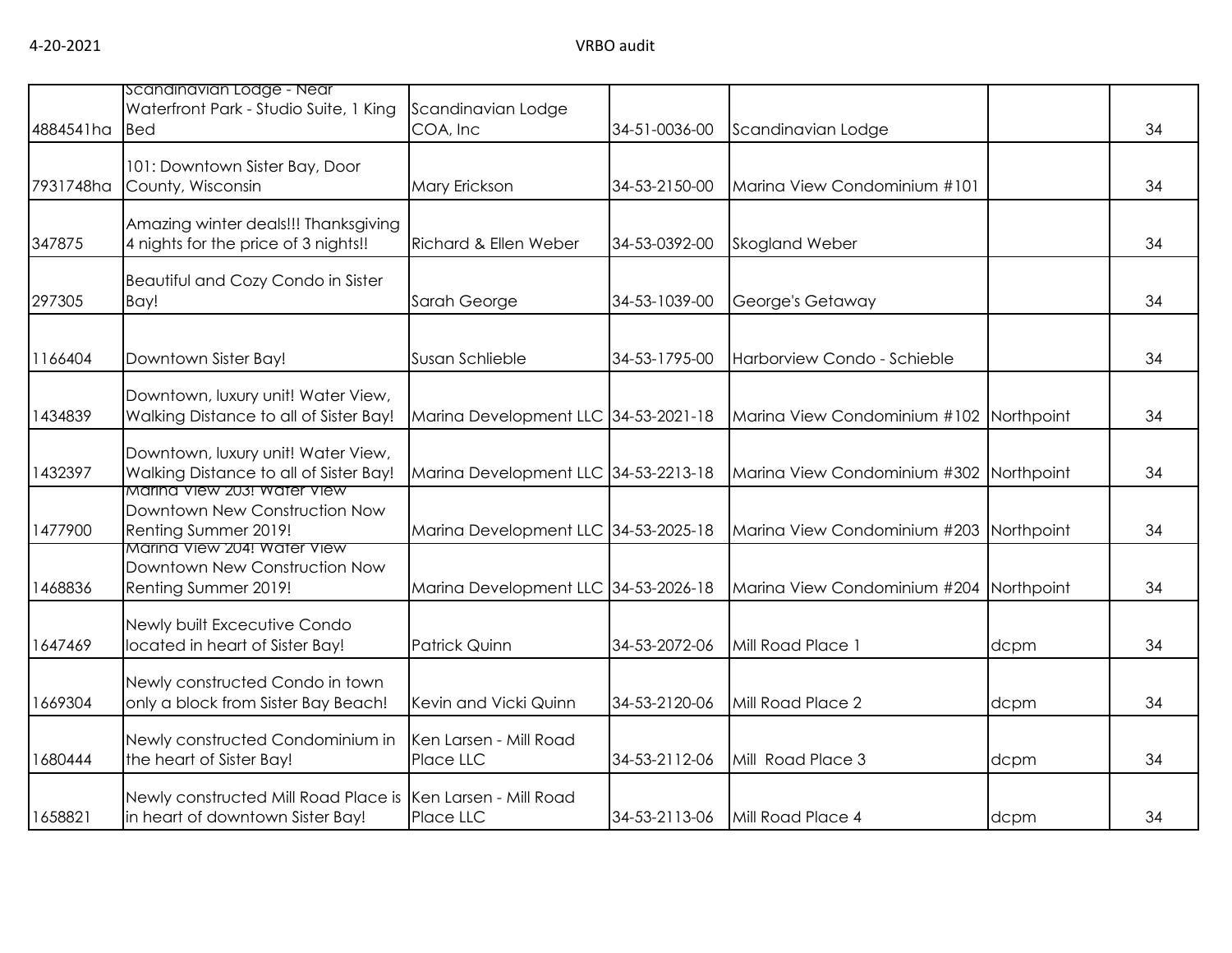| | | | | | | |
|---|---|---|---|---|---|---|
| 4884541ha | Scandinavian Lodge - Near Waterfront Park - Studio Suite, 1 King Bed | Scandinavian Lodge COA, Inc | 34-51-0036-00 | Scandinavian Lodge | | 34 |
| 7931748ha | 101: Downtown Sister Bay, Door County, Wisconsin | Mary Erickson | 34-53-2150-00 | Marina View Condominium #101 | | 34 |
| 347875 | Amazing winter deals!!! Thanksgiving 4 nights for the price of 3 nights!! | Richard & Ellen Weber | 34-53-0392-00 | Skogland Weber | | 34 |
| 297305 | Beautiful and Cozy Condo in Sister Bay! | Sarah George | 34-53-1039-00 | George's Getaway | | 34 |
| 1166404 | Downtown Sister Bay! | Susan Schlieble | 34-53-1795-00 | Harborview Condo - Schieble | | 34 |
| 1434839 | Downtown, luxury unit! Water View, Walking Distance to all of Sister Bay! | Marina Development LLC | 34-53-2021-18 | Marina View Condominium #102 | Northpoint | 34 |
| 1432397 | Downtown, luxury unit! Water View, Walking Distance to all of Sister Bay! | Marina Development LLC | 34-53-2213-18 | Marina View Condominium #302 | Northpoint | 34 |
| 1477900 | Marina View 203! Water View Downtown New Construction Now Renting Summer 2019! | Marina Development LLC | 34-53-2025-18 | Marina View Condominium #203 | Northpoint | 34 |
| 1468836 | Marina View 204! Water View Downtown New Construction Now Renting Summer 2019! | Marina Development LLC | 34-53-2026-18 | Marina View Condominium #204 | Northpoint | 34 |
| 1647469 | Newly built Excecutive Condo located in heart of Sister Bay! | Patrick Quinn | 34-53-2072-06 | Mill Road Place 1 | dcpm | 34 |
| 1669304 | Newly constructed Condo in town only a block from Sister Bay Beach! | Kevin and Vicki Quinn | 34-53-2120-06 | Mill Road Place 2 | dcpm | 34 |
| 1680444 | Newly constructed Condominium in the heart of Sister Bay! | Ken Larsen - Mill Road Place LLC | 34-53-2112-06 | Mill Road Place 3 | dcpm | 34 |
| 1658821 | Newly constructed Mill Road Place is in heart of downtown Sister Bay! | Ken Larsen - Mill Road Place LLC | 34-53-2113-06 | Mill Road Place 4 | dcpm | 34 |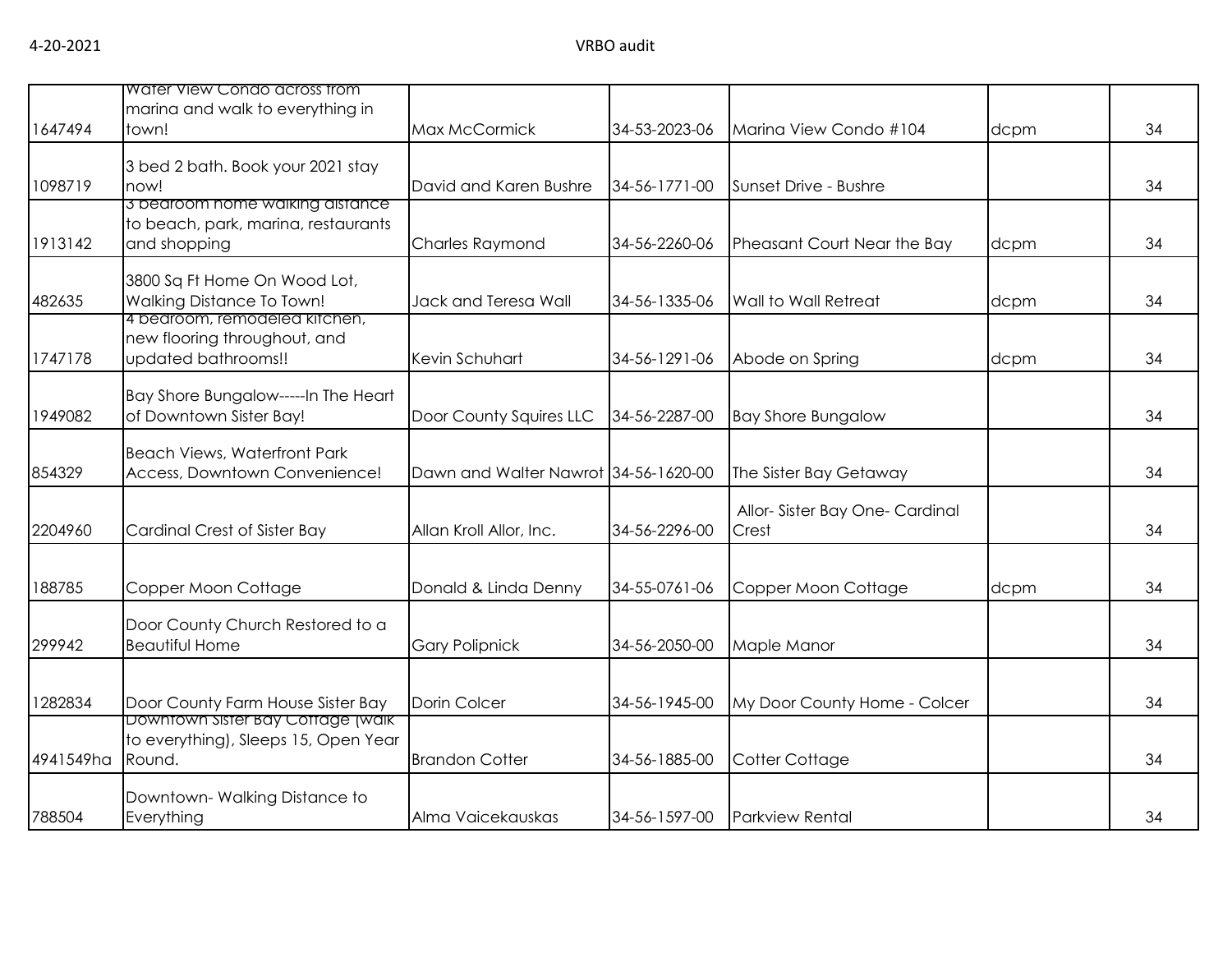| | | | | | | |
|---|---|---|---|---|---|---|
| 1647494 | Water View Condo across from marina and walk to everything in town! | Max McCormick | 34-53-2023-06 | Marina View Condo #104 | dcpm | 34 |
| 1098719 | 3 bed 2 bath. Book your 2021 stay now! | David and Karen Bushre | 34-56-1771-00 | Sunset Drive - Bushre | | 34 |
| 1913142 | 3 bedroom home walking distance to beach, park, marina, restaurants and shopping | Charles Raymond | 34-56-2260-06 | Pheasant Court Near the Bay | dcpm | 34 |
| 482635 | 3800 Sq Ft Home On Wood Lot, Walking Distance To Town! | Jack and Teresa Wall | 34-56-1335-06 | Wall to Wall Retreat | dcpm | 34 |
| 1747178 | 4 bedroom, remodeled kitchen, new flooring throughout, and updated bathrooms!! | Kevin Schuhart | 34-56-1291-06 | Abode on Spring | dcpm | 34 |
| 1949082 | Bay Shore Bungalow-----In The Heart of Downtown Sister Bay! | Door County Squires LLC | 34-56-2287-00 | Bay Shore Bungalow | | 34 |
| 854329 | Beach Views, Waterfront Park Access, Downtown Convenience! | Dawn and Walter Nawrot | 34-56-1620-00 | The Sister Bay Getaway | | 34 |
| 2204960 | Cardinal Crest of Sister Bay | Allan Kroll Allor, Inc. | 34-56-2296-00 | Allor- Sister Bay One- Cardinal Crest | | 34 |
| 188785 | Copper Moon Cottage | Donald & Linda Denny | 34-55-0761-06 | Copper Moon Cottage | dcpm | 34 |
| 299942 | Door County Church Restored to a Beautiful Home | Gary Polipnick | 34-56-2050-00 | Maple Manor | | 34 |
| 1282834 | Door County Farm House Sister Bay | Dorin Colcer | 34-56-1945-00 | My Door County Home - Colcer | | 34 |
| 4941549ha | Downtown Sister Bay Cottage (walk to everything), Sleeps 15, Open Year Round. | Brandon Cotter | 34-56-1885-00 | Cotter Cottage | | 34 |
| 788504 | Downtown- Walking Distance to Everything | Alma Vaicekauskas | 34-56-1597-00 | Parkview Rental | | 34 |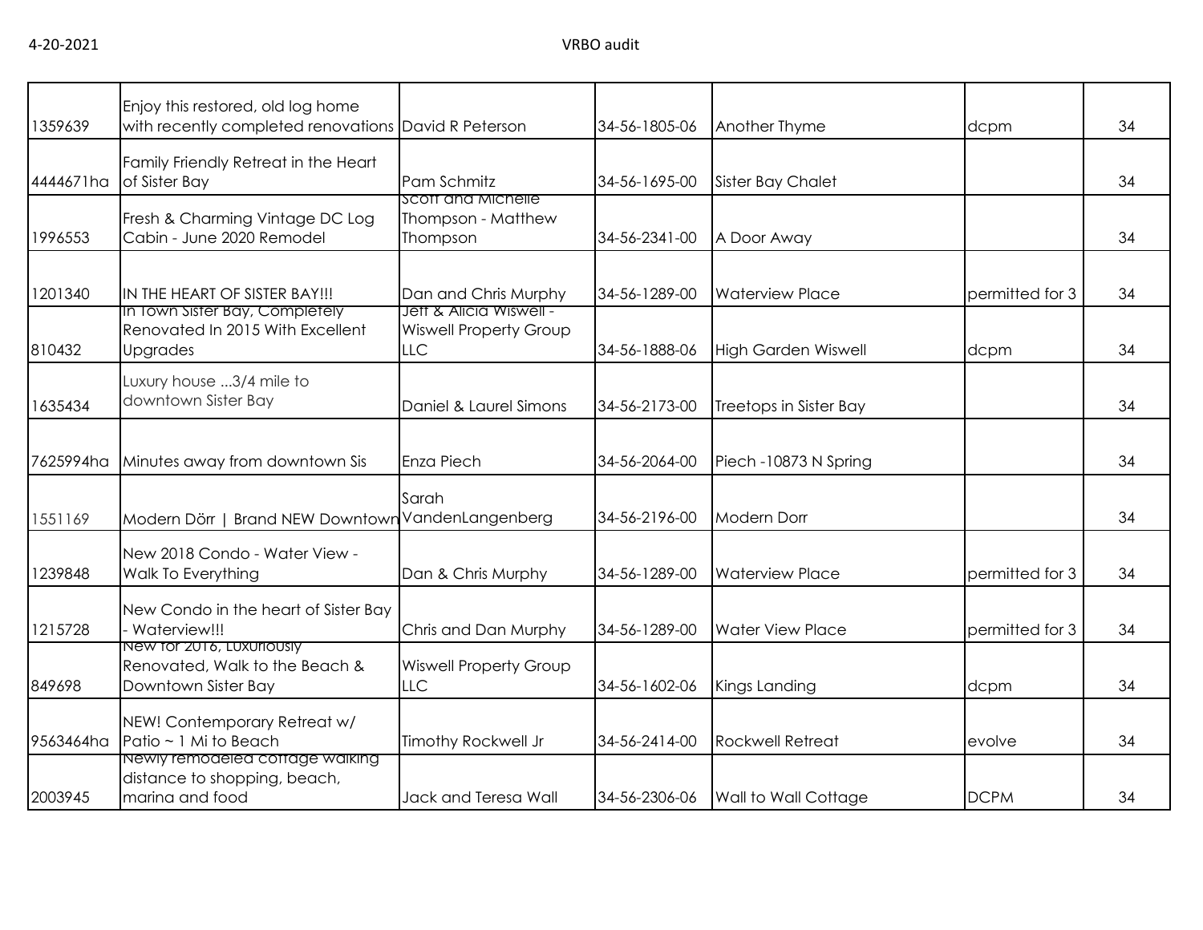| | | | | | | |
|---|---|---|---|---|---|---|
| 1359639 | Enjoy this restored, old log home with recently completed renovations | David R Peterson | 34-56-1805-06 | Another Thyme | dcpm | 34 |
| 4444671ha | Family Friendly Retreat in the Heart of Sister Bay | Pam Schmitz | 34-56-1695-00 | Sister Bay Chalet | | 34 |
| 1996553 | Fresh & Charming Vintage DC Log Cabin - June 2020 Remodel | Scott and Michelle Thompson - Matthew Thompson | 34-56-2341-00 | A Door Away | | 34 |
| 1201340 | IN THE HEART OF SISTER BAY!!! | Dan and Chris Murphy | 34-56-1289-00 | Waterview Place | permitted for 3 | 34 |
| 810432 | In Town Sister Bay, Completely Renovated In 2015 With Excellent Upgrades | Jeff & Alicia Wiswell - Wiswell Property Group LLC | 34-56-1888-06 | High Garden Wiswell | dcpm | 34 |
| 1635434 | Luxury house ...3/4 mile to downtown Sister Bay | Daniel & Laurel Simons | 34-56-2173-00 | Treetops in Sister Bay | | 34 |
| 7625994ha | Minutes away from downtown Sis | Enza Piech | 34-56-2064-00 | Piech -10873 N Spring | | 34 |
| 1551169 | Modern Dörr \| Brand NEW Downtown | Sarah VandenLangenberg | 34-56-2196-00 | Modern Dorr | | 34 |
| 1239848 | New 2018 Condo - Water View - Walk To Everything | Dan & Chris Murphy | 34-56-1289-00 | Waterview Place | permitted for 3 | 34 |
| 1215728 | New Condo in the heart of Sister Bay - Waterview!!! | Chris and Dan Murphy | 34-56-1289-00 | Water View Place | permitted for 3 | 34 |
| 849698 | New for 2016, Luxuriously Renovated, Walk to the Beach & Downtown Sister Bay | Wiswell Property Group LLC | 34-56-1602-06 | Kings Landing | dcpm | 34 |
| 9563464ha | NEW! Contemporary Retreat w/ Patio ~ 1 Mi to Beach | Timothy Rockwell Jr | 34-56-2414-00 | Rockwell Retreat | evolve | 34 |
| 2003945 | Newly remodeled cottage walking distance to shopping, beach, marina and food | Jack and Teresa Wall | 34-56-2306-06 | Wall to Wall Cottage | DCPM | 34 |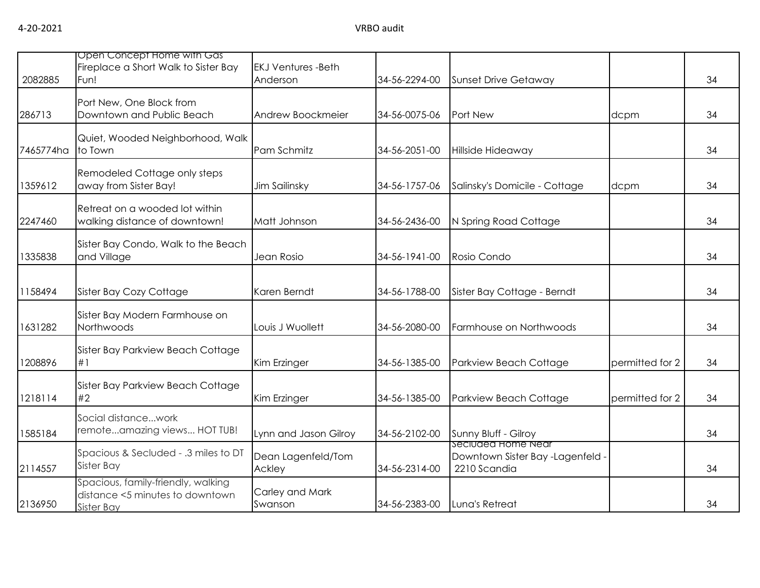| | | | | | | |
|---|---|---|---|---|---|---|
| 2082885 | Open Concept Home with Gas Fireplace a Short Walk to Sister Bay Fun! | EKJ Ventures -Beth Anderson | 34-56-2294-00 | Sunset Drive Getaway | | 34 |
| 286713 | Port New, One Block from Downtown and Public Beach | Andrew Boockmeier | 34-56-0075-06 | Port New | dcpm | 34 |
| 7465774ha | Quiet, Wooded Neighborhood, Walk to Town | Pam Schmitz | 34-56-2051-00 | Hillside Hideaway | | 34 |
| 1359612 | Remodeled Cottage only steps away from Sister Bay! | Jim Sailinsky | 34-56-1757-06 | Salinsky's Domicile - Cottage | dcpm | 34 |
| 2247460 | Retreat on a wooded lot within walking distance of downtown! | Matt Johnson | 34-56-2436-00 | N Spring Road Cottage | | 34 |
| 1335838 | Sister Bay Condo, Walk to the Beach and Village | Jean Rosio | 34-56-1941-00 | Rosio Condo | | 34 |
| 1158494 | Sister Bay Cozy Cottage | Karen Berndt | 34-56-1788-00 | Sister Bay Cottage - Berndt | | 34 |
| 1631282 | Sister Bay Modern Farmhouse on Northwoods | Louis J Wuollett | 34-56-2080-00 | Farmhouse on Northwoods | | 34 |
| 1208896 | Sister Bay Parkview Beach Cottage #1 | Kim Erzinger | 34-56-1385-00 | Parkview Beach Cottage | permitted for 2 | 34 |
| 1218114 | Sister Bay Parkview Beach Cottage #2 | Kim Erzinger | 34-56-1385-00 | Parkview Beach Cottage | permitted for 2 | 34 |
| 1585184 | Social distance...work remote...amazing views... HOT TUB! | Lynn and Jason Gilroy | 34-56-2102-00 | Sunny Bluff - Gilroy | | 34 |
| 2114557 | Spacious & Secluded - .3 miles to DT Sister Bay | Dean Lagenfeld/Tom Ackley | 34-56-2314-00 | Secluded Home Near Downtown Sister Bay -Lagenfeld - 2210 Scandia | | 34 |
| 2136950 | Spacious, family-friendly, walking distance <5 minutes to downtown Sister Bay | Carley and Mark Swanson | 34-56-2383-00 | Luna's Retreat | | 34 |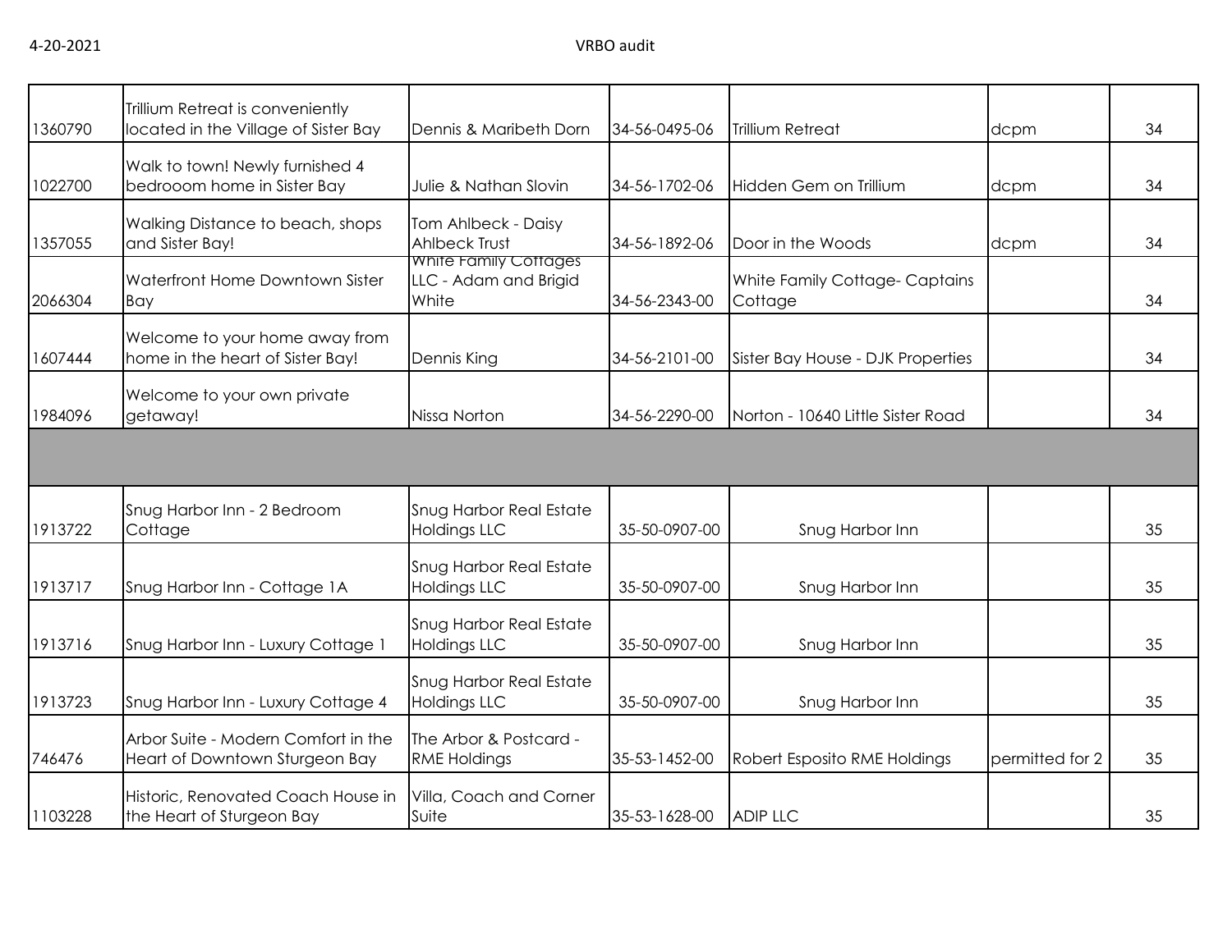| | | | | | | |
|---|---|---|---|---|---|---|
| 1360790 | Trillium Retreat is conveniently located in the Village of Sister Bay | Dennis & Maribeth Dorn | 34-56-0495-06 | Trillium Retreat | dcpm | 34 |
| 1022700 | Walk to town! Newly furnished 4 bedrooom home in Sister Bay | Julie & Nathan Slovin | 34-56-1702-06 | Hidden Gem on Trillium | dcpm | 34 |
| 1357055 | Walking Distance to beach, shops and Sister Bay! | Tom Ahlbeck - Daisy Ahlbeck Trust | 34-56-1892-06 | Door in the Woods | dcpm | 34 |
| 2066304 | Waterfront Home Downtown Sister Bay | White Family Cottages LLC - Adam and Brigid White | 34-56-2343-00 | White Family Cottage- Captains Cottage | | 34 |
| 1607444 | Welcome to your home away from home in the heart of Sister Bay! | Dennis King | 34-56-2101-00 | Sister Bay House - DJK Properties | | 34 |
| 1984096 | Welcome to your own private getaway! | Nissa Norton | 34-56-2290-00 | Norton - 10640 Little Sister Road | | 34 |
| | | | | | | |
| 1913722 | Snug Harbor Inn - 2 Bedroom Cottage | Snug Harbor Real Estate Holdings LLC | 35-50-0907-00 | Snug Harbor Inn | | 35 |
| 1913717 | Snug Harbor Inn - Cottage 1A | Snug Harbor Real Estate Holdings LLC | 35-50-0907-00 | Snug Harbor Inn | | 35 |
| 1913716 | Snug Harbor Inn - Luxury Cottage 1 | Snug Harbor Real Estate Holdings LLC | 35-50-0907-00 | Snug Harbor Inn | | 35 |
| 1913723 | Snug Harbor Inn - Luxury Cottage 4 | Snug Harbor Real Estate Holdings LLC | 35-50-0907-00 | Snug Harbor Inn | | 35 |
| 746476 | Arbor Suite - Modern Comfort in the Heart of Downtown Sturgeon Bay | The Arbor & Postcard - RME Holdings | 35-53-1452-00 | Robert Esposito RME Holdings | permitted for 2 | 35 |
| 1103228 | Historic, Renovated Coach House in the Heart of Sturgeon Bay | Villa, Coach and Corner Suite | 35-53-1628-00 | ADIP LLC | | 35 |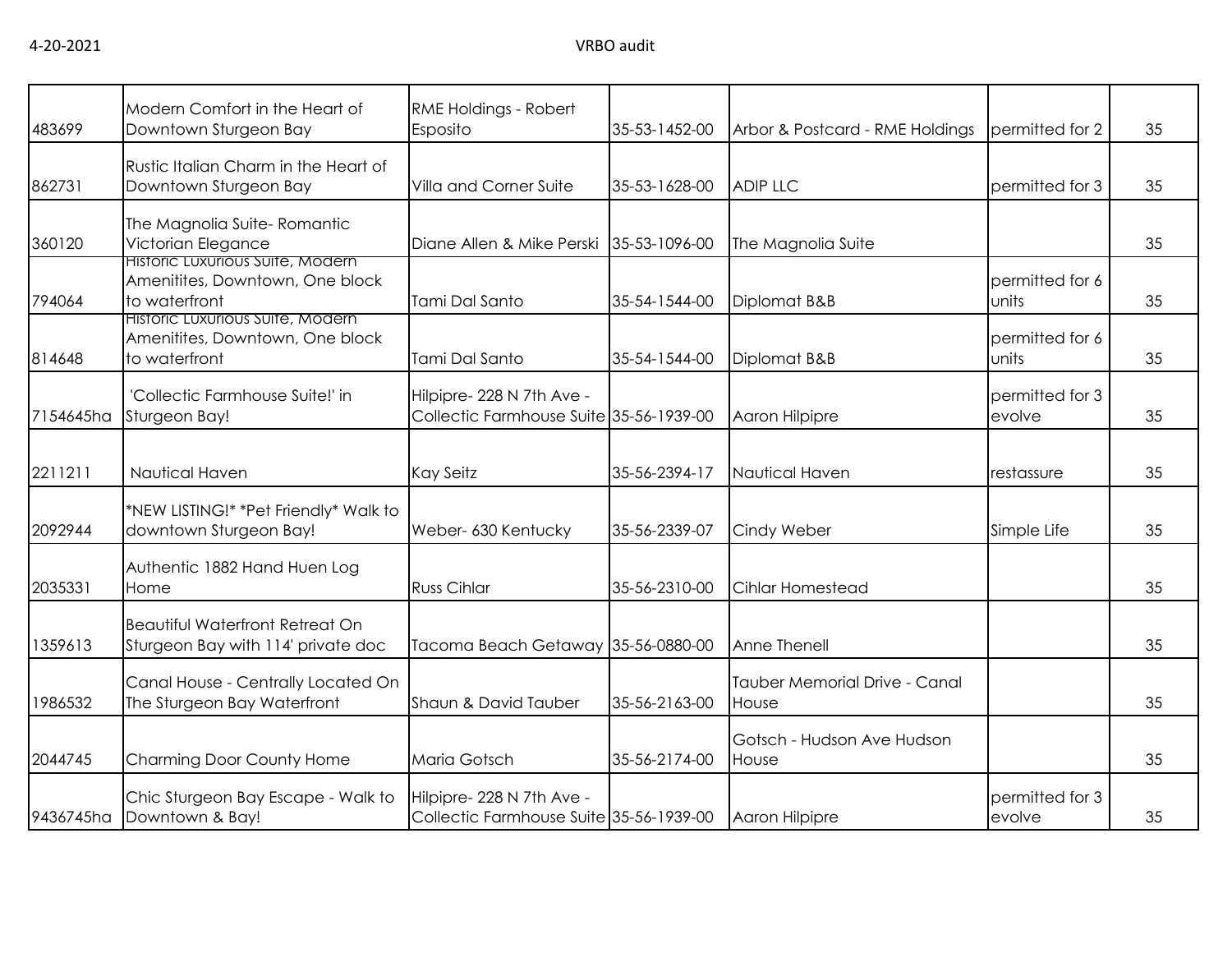| 483699 | Modern Comfort in the Heart of Downtown Sturgeon Bay | RME Holdings - Robert Esposito | 35-53-1452-00 | Arbor & Postcard - RME Holdings | permitted for 2 | 35 |
|---|---|---|---|---|---|---|
| 862731 | Rustic Italian Charm in the Heart of Downtown Sturgeon Bay | Villa and Corner Suite | 35-53-1628-00 | ADIP LLC | permitted for 3 | 35 |
| 360120 | The Magnolia Suite- Romantic Victorian Elegance | Diane Allen & Mike Perski | 35-53-1096-00 | The Magnolia Suite | | 35 |
| 794064 | Historic Luxurious Suite, Modern Amenitites, Downtown, One block to waterfront | Tami Dal Santo | 35-54-1544-00 | Diplomat B&B | permitted for 6 units | 35 |
| 814648 | Historic Luxurious Suite, Modern Amenitites, Downtown, One block to waterfront | Tami Dal Santo | 35-54-1544-00 | Diplomat B&B | permitted for 6 units | 35 |
| 7154645ha | 'Collectic Farmhouse Suite!' in Sturgeon Bay! | Hilpipre- 228 N 7th Ave - Collectic Farmhouse Suite | 35-56-1939-00 | Aaron Hilpipre | permitted for 3 evolve | 35 |
| 2211211 | Nautical Haven | Kay Seitz | 35-56-2394-17 | Nautical Haven | restassure | 35 |
| 2092944 | *NEW LISTING!* *Pet Friendly* Walk to downtown Sturgeon Bay! | Weber- 630 Kentucky | 35-56-2339-07 | Cindy Weber | Simple Life | 35 |
| 2035331 | Authentic 1882 Hand Huen Log Home | Russ Cihlar | 35-56-2310-00 | Cihlar Homestead | | 35 |
| 1359613 | Beautiful Waterfront Retreat On Sturgeon Bay with 114' private doc | Tacoma Beach Getaway | 35-56-0880-00 | Anne Thenell | | 35 |
| 1986532 | Canal House - Centrally Located On The Sturgeon Bay Waterfront | Shaun & David Tauber | 35-56-2163-00 | Tauber Memorial Drive - Canal House | | 35 |
| 2044745 | Charming Door County Home | Maria Gotsch | 35-56-2174-00 | Gotsch - Hudson Ave Hudson House | | 35 |
| 9436745ha | Chic Sturgeon Bay Escape - Walk to Downtown & Bay! | Hilpipre- 228 N 7th Ave - Collectic Farmhouse Suite | 35-56-1939-00 | Aaron Hilpipre | permitted for 3 evolve | 35 |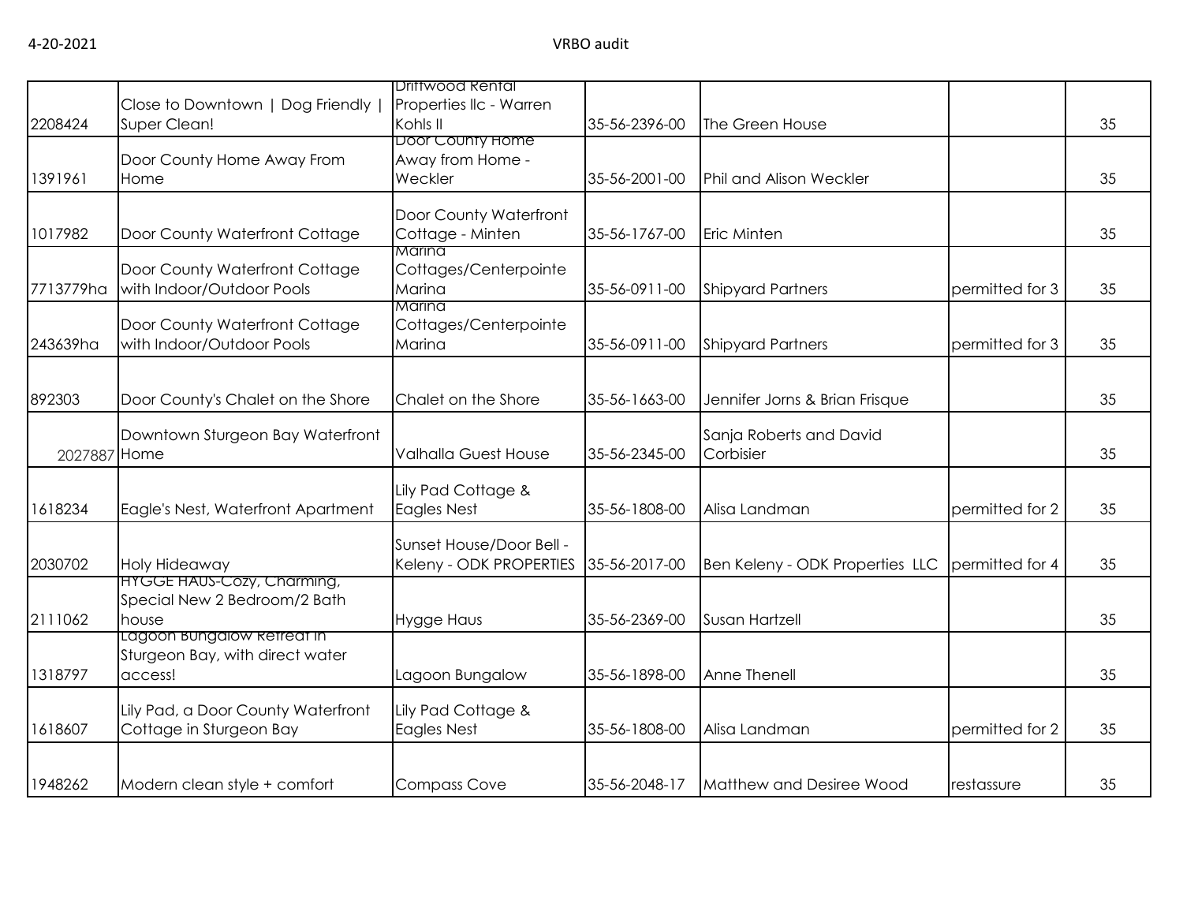| | | | | | | |
|---|---|---|---|---|---|---|
| 2208424 | Close to Downtown \| Dog Friendly \| Super Clean! | Driftwood Rental Properties llc - Warren Kohls II | 35-56-2396-00 | The Green House | | 35 |
| 1391961 | Door County Home Away From Home | Door County Home Away from Home - Weckler | 35-56-2001-00 | Phil and Alison Weckler | | 35 |
| 1017982 | Door County Waterfront Cottage | Door County Waterfront Cottage - Minten | 35-56-1767-00 | Eric Minten | | 35 |
| 7713779ha | Door County Waterfront Cottage with Indoor/Outdoor Pools | Marina Cottages/Centerpointe Marina | 35-56-0911-00 | Shipyard Partners | permitted for 3 | 35 |
| 243639ha | Door County Waterfront Cottage with Indoor/Outdoor Pools | Marina Cottages/Centerpointe Marina | 35-56-0911-00 | Shipyard Partners | permitted for 3 | 35 |
| 892303 | Door County's Chalet on the Shore | Chalet on the Shore | 35-56-1663-00 | Jennifer Jorns & Brian Frisque | | 35 |
| 2027887 | Downtown Sturgeon Bay Waterfront Home | Valhalla Guest House | 35-56-2345-00 | Sanja Roberts and David Corbisier | | 35 |
| 1618234 | Eagle's Nest, Waterfront Apartment | Lily Pad Cottage & Eagles Nest | 35-56-1808-00 | Alisa Landman | permitted for 2 | 35 |
| 2030702 | Holy Hideaway | Sunset House/Door Bell - Keleny - ODK PROPERTIES | 35-56-2017-00 | Ben Keleny - ODK Properties LLC | permitted for 4 | 35 |
| 2111062 | HYGGE HAUS-Cozy, Charming, Special New 2 Bedroom/2 Bath house | Hygge Haus | 35-56-2369-00 | Susan Hartzell | | 35 |
| 1318797 | Lagoon Bungalow Retreat in Sturgeon Bay, with direct water access! | Lagoon Bungalow | 35-56-1898-00 | Anne Thenell | | 35 |
| 1618607 | Lily Pad, a Door County Waterfront Cottage in Sturgeon Bay | Lily Pad Cottage & Eagles Nest | 35-56-1808-00 | Alisa Landman | permitted for 2 | 35 |
| 1948262 | Modern clean style + comfort | Compass Cove | 35-56-2048-17 | Matthew and Desiree Wood | restassure | 35 |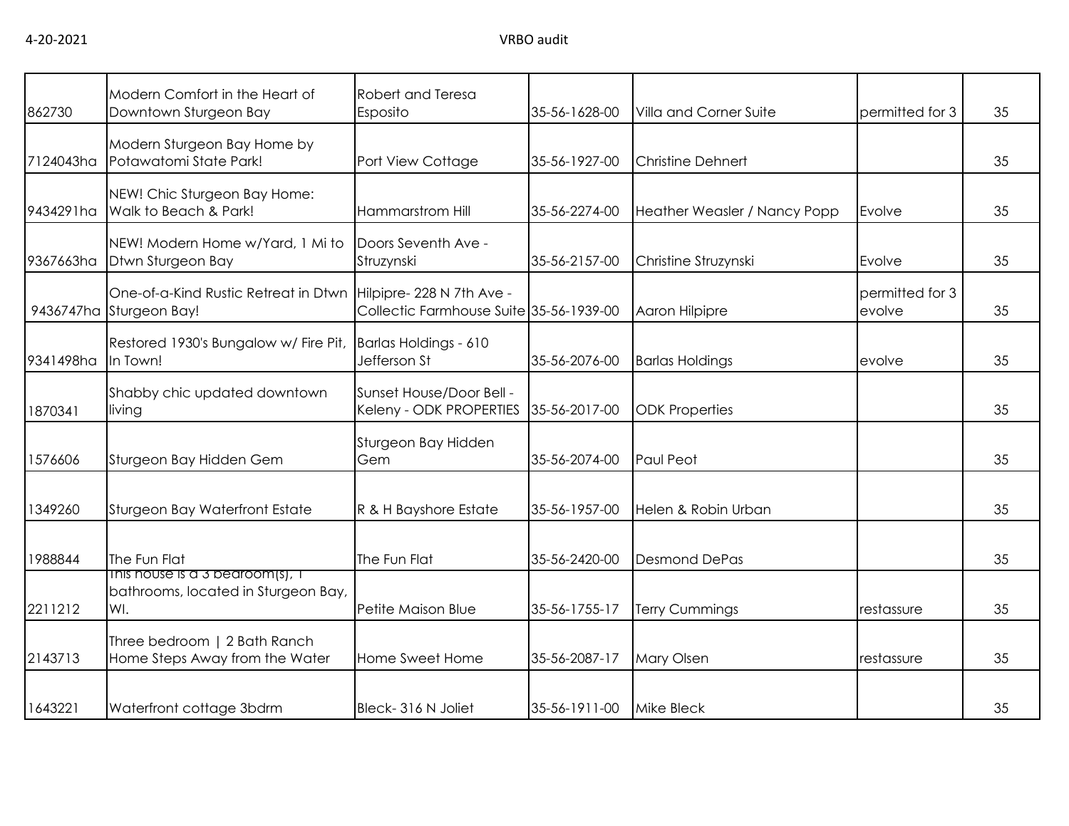| | | | | | | |
|---|---|---|---|---|---|---|
| 862730 | Modern Comfort in the Heart of Downtown Sturgeon Bay | Robert and Teresa Esposito | 35-56-1628-00 | Villa and Corner Suite | permitted for 3 | 35 |
| 7124043ha | Modern Sturgeon Bay Home by Potawatomi State Park! | Port View Cottage | 35-56-1927-00 | Christine Dehnert | | 35 |
| 9434291ha | NEW! Chic Sturgeon Bay Home: Walk to Beach & Park! | Hammarstrom Hill | 35-56-2274-00 | Heather Weasler / Nancy Popp | Evolve | 35 |
| 9367663ha | NEW! Modern Home w/Yard, 1 Mi to Dtwn Sturgeon Bay | Doors Seventh Ave - Struzynski | 35-56-2157-00 | Christine Struzynski | Evolve | 35 |
| 9436747ha | One-of-a-Kind Rustic Retreat in Dtwn Sturgeon Bay! | Hilpipre- 228 N 7th Ave - Collectic Farmhouse Suite | 35-56-1939-00 | Aaron Hilpipre | permitted for 3 evolve | 35 |
| 9341498ha | Restored 1930's Bungalow w/ Fire Pit, In Town! | Barlas Holdings - 610 Jefferson St | 35-56-2076-00 | Barlas Holdings | evolve | 35 |
| 1870341 | Shabby chic updated downtown living | Sunset House/Door Bell - Keleny - ODK PROPERTIES | 35-56-2017-00 | ODK Properties | | 35 |
| 1576606 | Sturgeon Bay Hidden Gem | Sturgeon Bay Hidden Gem | 35-56-2074-00 | Paul Peot | | 35 |
| 1349260 | Sturgeon Bay Waterfront Estate | R & H Bayshore Estate | 35-56-1957-00 | Helen & Robin Urban | | 35 |
| 1988844 | The Fun Flat | The Fun Flat | 35-56-2420-00 | Desmond DePas | | 35 |
| 2211212 | This house is a 3 bedroom(s), 1 bathrooms, located in Sturgeon Bay, WI. | Petite Maison Blue | 35-56-1755-17 | Terry Cummings | restassure | 35 |
| 2143713 | Three bedroom \| 2 Bath Ranch Home Steps Away from the Water | Home Sweet Home | 35-56-2087-17 | Mary Olsen | restassure | 35 |
| 1643221 | Waterfront cottage 3bdrm | Bleck- 316 N Joliet | 35-56-1911-00 | Mike Bleck | | 35 |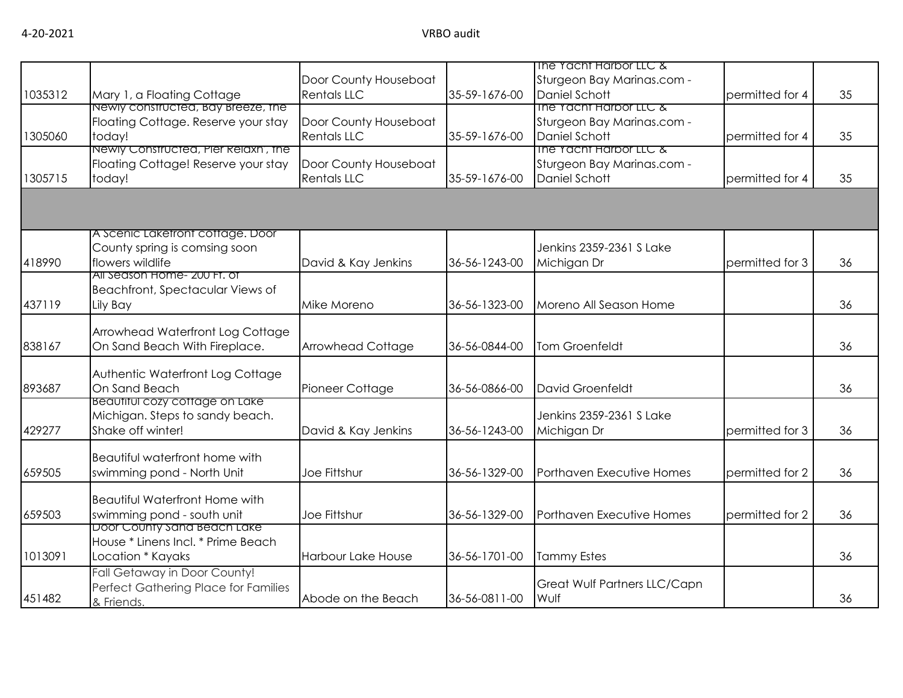| | | | | | | |
|---|---|---|---|---|---|---|
| 1035312 | Mary 1, a Floating Cottage | Door County Houseboat Rentals LLC | 35-59-1676-00 | The Yacht Harbor LLC & Sturgeon Bay Marinas.com - Daniel Schott | permitted for 4 | 35 |
| 1305060 | Newly constructed, Bay Breeze, the Floating Cottage. Reserve your stay today! | Door County Houseboat Rentals LLC | 35-59-1676-00 | The Yacht Harbor LLC & Sturgeon Bay Marinas.com - Daniel Schott | permitted for 4 | 35 |
| 1305715 | Newly Constructed, Pier Relaxn', the Floating Cottage! Reserve your stay today! | Door County Houseboat Rentals LLC | 35-59-1676-00 | The Yacht Harbor LLC & Sturgeon Bay Marinas.com - Daniel Schott | permitted for 4 | 35 |
| | | | | | | |
| 418990 | A Scenic Lakefront cottage. Door County spring is comsing soon flowers wildlife | David & Kay Jenkins | 36-56-1243-00 | Jenkins 2359-2361 S Lake Michigan Dr | permitted for 3 | 36 |
| 437119 | All Season Home- 200 Ft. of Beachfront, Spectacular Views of Lily Bay | Mike Moreno | 36-56-1323-00 | Moreno All Season Home | | 36 |
| 838167 | Arrowhead Waterfront Log Cottage On Sand Beach With Fireplace. | Arrowhead Cottage | 36-56-0844-00 | Tom Groenfeldt | | 36 |
| 893687 | Authentic Waterfront Log Cottage On Sand Beach | Pioneer Cottage | 36-56-0866-00 | David Groenfeldt | | 36 |
| 429277 | Beautiful cozy cottage on Lake Michigan. Steps to sandy beach. Shake off winter! | David & Kay Jenkins | 36-56-1243-00 | Jenkins 2359-2361 S Lake Michigan Dr | permitted for 3 | 36 |
| 659505 | Beautiful waterfront home with swimming pond - North Unit | Joe Fittshur | 36-56-1329-00 | Porthaven Executive Homes | permitted for 2 | 36 |
| 659503 | Beautiful Waterfront Home with swimming pond - south unit | Joe Fittshur | 36-56-1329-00 | Porthaven Executive Homes | permitted for 2 | 36 |
| 1013091 | Door County Sand Beach Lake House * Linens Incl. * Prime Beach Location * Kayaks | Harbour Lake House | 36-56-1701-00 | Tammy Estes | | 36 |
| 451482 | Fall Getaway in Door County! Perfect Gathering Place for Families & Friends. | Abode on the Beach | 36-56-0811-00 | Great Wulf Partners LLC/Capn Wulf | | 36 |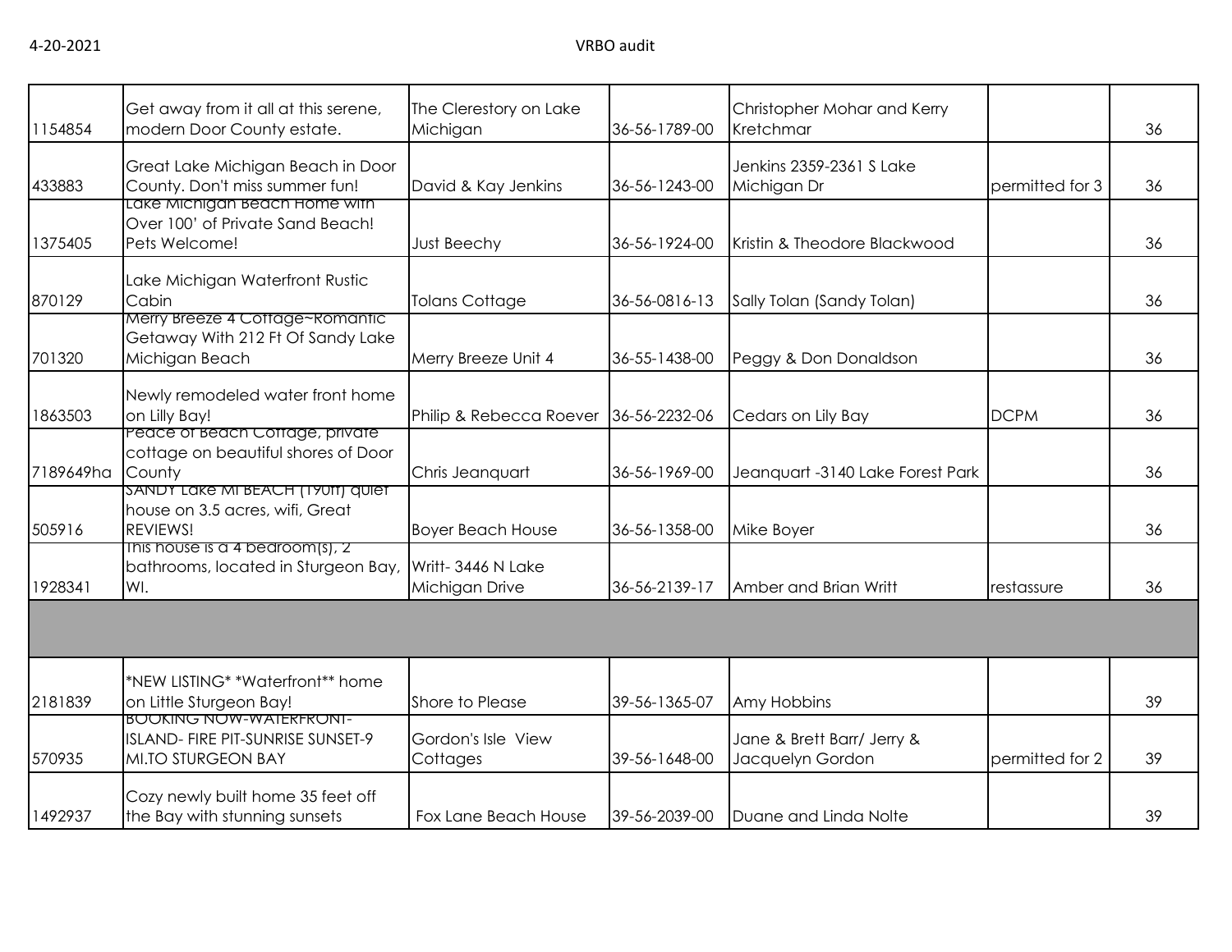| | | | | | | |
|---|---|---|---|---|---|---|
| 1154854 | Get away from it all at this serene, modern Door County estate. | The Clerestory on Lake Michigan | 36-56-1789-00 | Christopher Mohar and Kerry Kretchmar | | 36 |
| 433883 | Great Lake Michigan Beach in Door County. Don't miss summer fun! | David & Kay Jenkins | 36-56-1243-00 | Jenkins 2359-2361 S Lake Michigan Dr | permitted for 3 | 36 |
| 1375405 | Lake Michigan Beach Home with Over 100' of Private Sand Beach! Pets Welcome! | Just Beechy | 36-56-1924-00 | Kristin & Theodore Blackwood | | 36 |
| 870129 | Lake Michigan Waterfront Rustic Cabin | Tolans Cottage | 36-56-0816-13 | Sally Tolan (Sandy Tolan) | | 36 |
| 701320 | Merry Breeze 4 Cottage~Romantic Getaway With 212 Ft Of Sandy Lake Michigan Beach | Merry Breeze Unit 4 | 36-55-1438-00 | Peggy & Don Donaldson | | 36 |
| 1863503 | Newly remodeled water front home on Lilly Bay! | Philip & Rebecca Roever | 36-56-2232-06 | Cedars on Lily Bay | DCPM | 36 |
| 7189649ha | Peace of Beach Cottage, private cottage on beautiful shores of Door County | Chris Jeanquart | 36-56-1969-00 | Jeanquart -3140 Lake Forest Park | | 36 |
| 505916 | SANDY Lake MI BEACH (190ft) quiet house on 3.5 acres, wifi, Great REVIEWS! | Boyer Beach House | 36-56-1358-00 | Mike Boyer | | 36 |
| 1928341 | This house is a 4 bedroom(s), 2 bathrooms, located in Sturgeon Bay, WI. | Writt- 3446 N Lake Michigan Drive | 36-56-2139-17 | Amber and Brian Writt | restassure | 36 |
| | | | | | | |
| 2181839 | *NEW LISTING* *Waterfront** home on Little Sturgeon Bay! | Shore to Please | 39-56-1365-07 | Amy Hobbins | | 39 |
| 570935 | BOOKING NOW-WATERFRONT-ISLAND- FIRE PIT-SUNRISE SUNSET-9 MI.TO STURGEON BAY | Gordon's Isle View Cottages | 39-56-1648-00 | Jane & Brett Barr/ Jerry & Jacquelyn Gordon | permitted for 2 | 39 |
| 1492937 | Cozy newly built home 35 feet off the Bay with stunning sunsets | Fox Lane Beach House | 39-56-2039-00 | Duane and Linda Nolte | | 39 |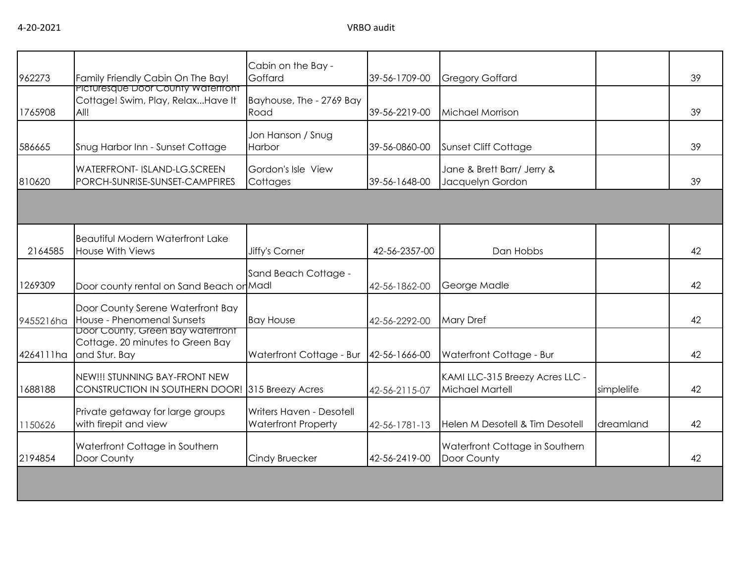| | | | | | | |
|---|---|---|---|---|---|---|
| 962273 | Family Friendly Cabin On The Bay! | Cabin on the Bay - Goffard | 39-56-1709-00 | Gregory Goffard | | 39 |
| 1765908 | Picturesque Door County Waterfront Cottage! Swim, Play, Relax...Have It All! | Bayhouse, The - 2769 Bay Road | 39-56-2219-00 | Michael Morrison | | 39 |
| 586665 | Snug Harbor Inn - Sunset Cottage | Jon Hanson / Snug Harbor | 39-56-0860-00 | Sunset Cliff Cottage | | 39 |
| 810620 | WATERFRONT- ISLAND-LG.SCREEN PORCH-SUNRISE-SUNSET-CAMPFIRES | Gordon's Isle View Cottages | 39-56-1648-00 | Jane & Brett Barr/ Jerry & Jacquelyn Gordon | | 39 |
| | | | | | | |
| 2164585 | Beautiful Modern Waterfront Lake House With Views | Jiffy's Corner | 42-56-2357-00 | Dan Hobbs | | 42 |
| 1269309 | Door county rental on Sand Beach on | Sand Beach Cottage - Madl | 42-56-1862-00 | George Madle | | 42 |
| 9455216ha | Door County Serene Waterfront Bay House - Phenomenal Sunsets | Bay House | 42-56-2292-00 | Mary Dref | | 42 |
| 4264111ha | Door County, Green Bay waterfront Cottage. 20 minutes to Green Bay and Stur. Bay | Waterfront Cottage - Bur | 42-56-1666-00 | Waterfront Cottage - Bur | | 42 |
| 1688188 | NEW!!! STUNNING BAY-FRONT NEW CONSTRUCTION IN SOUTHERN DOOR! | 315 Breezy Acres | 42-56-2115-07 | KAMI LLC-315 Breezy Acres LLC - Michael Martell | simplelife | 42 |
| 1150626 | Private getaway for large groups with firepit and view | Writers Haven - Desotell Waterfront Property | 42-56-1781-13 | Helen M Desotell & Tim Desotell | dreamland | 42 |
| 2194854 | Waterfront Cottage in Southern Door County | Cindy Bruecker | 42-56-2419-00 | Waterfront Cottage in Southern Door County | | 42 |
| | | | | | | |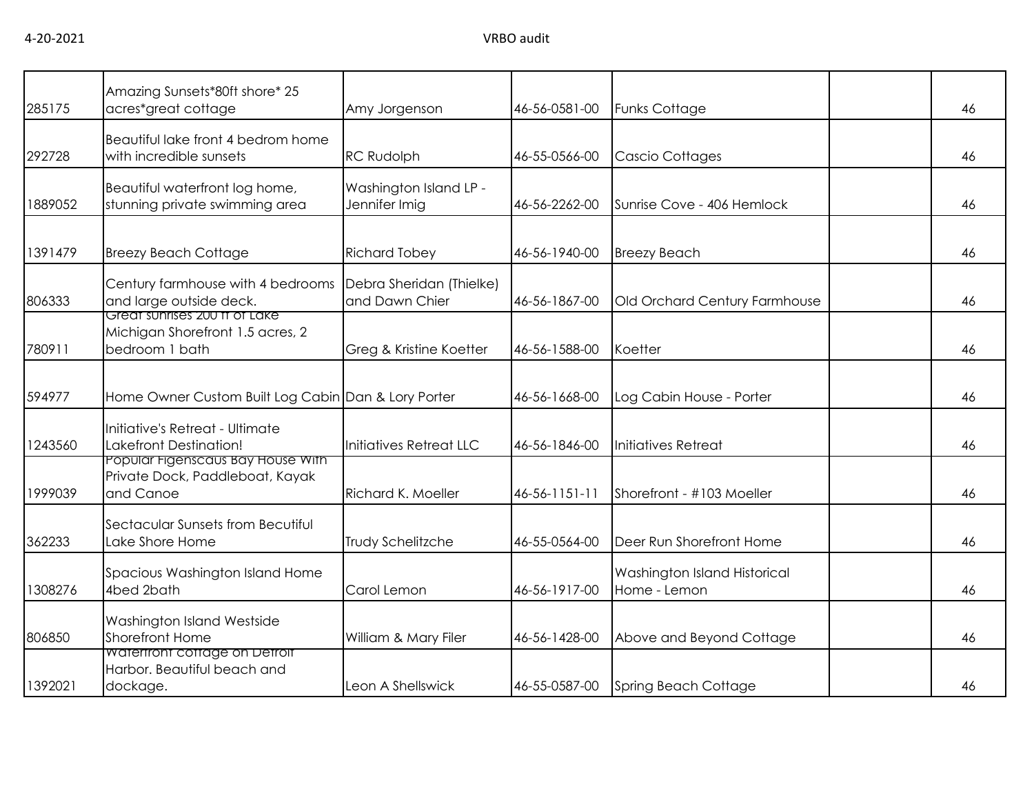| | | | | | | |
|---|---|---|---|---|---|---|
| 285175 | Amazing Sunsets*80ft shore* 25 acres*great cottage | Amy Jorgenson | 46-56-0581-00 | Funks Cottage | | 46 |
| 292728 | Beautiful lake front 4 bedrom home with incredible sunsets | RC Rudolph | 46-55-0566-00 | Cascio Cottages | | 46 |
| 1889052 | Beautiful waterfront log home, stunning private swimming area | Washington Island LP - Jennifer Imig | 46-56-2262-00 | Sunrise Cove - 406 Hemlock | | 46 |
| 1391479 | Breezy Beach Cottage | Richard Tobey | 46-56-1940-00 | Breezy Beach | | 46 |
| 806333 | Century farmhouse with 4 bedrooms and large outside deck. | Debra Sheridan (Thielke) and Dawn Chier | 46-56-1867-00 | Old Orchard Century Farmhouse | | 46 |
| 780911 | Great sunrises 200 ft of Lake Michigan Shorefront 1.5 acres, 2 bedroom 1 bath | Greg & Kristine Koetter | 46-56-1588-00 | Koetter | | 46 |
| 594977 | Home Owner Custom Built Log Cabin | Dan & Lory Porter | 46-56-1668-00 | Log Cabin House - Porter | | 46 |
| 1243560 | Initiative's Retreat - Ultimate Lakefront Destination! | Initiatives Retreat LLC | 46-56-1846-00 | Initiatives Retreat | | 46 |
| 1999039 | Popular Figenscaus Bay House With Private Dock, Paddleboat, Kayak and Canoe | Richard K. Moeller | 46-56-1151-11 | Shorefront - #103 Moeller | | 46 |
| 362233 | Sectacular Sunsets from Becutiful Lake Shore Home | Trudy Schelitzche | 46-55-0564-00 | Deer Run Shorefront Home | | 46 |
| 1308276 | Spacious Washington Island Home 4bed 2bath | Carol Lemon | 46-56-1917-00 | Washington Island Historical Home - Lemon | | 46 |
| 806850 | Washington Island Westside Shorefront Home | William & Mary Filer | 46-56-1428-00 | Above and Beyond Cottage | | 46 |
| 1392021 | Waterfront cottage on Detroit Harbor. Beautiful beach and dockage. | Leon A Shellswick | 46-55-0587-00 | Spring Beach Cottage | | 46 |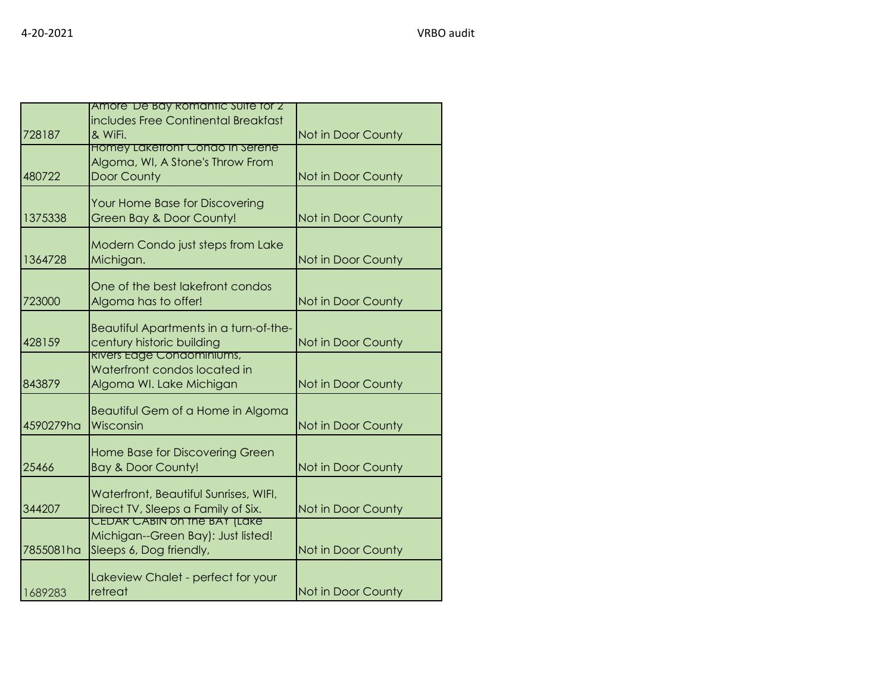| | | |
|---|---|---|
| 728187 | Amore De Bay Romantic Suite for 2 includes Free Continental Breakfast & WiFi. | Not in Door County |
| 480722 | Homey Lakefront Condo in Serene Algoma, WI, A Stone's Throw From Door County | Not in Door County |
| 1375338 | Your Home Base for Discovering Green Bay & Door County! | Not in Door County |
| 1364728 | Modern Condo just steps from Lake Michigan. | Not in Door County |
| 723000 | One of the best lakefront condos Algoma has to offer! | Not in Door County |
| 428159 | Beautiful Apartments in a turn-of-the-century historic building | Not in Door County |
| 843879 | Rivers Edge Condominiums, Waterfront condos located in Algoma WI. Lake Michigan | Not in Door County |
| 4590279ha | Beautiful Gem of a Home in Algoma Wisconsin | Not in Door County |
| 25466 | Home Base for Discovering Green Bay & Door County! | Not in Door County |
| 344207 | Waterfront, Beautiful Sunrises, WIFI, Direct TV, Sleeps a Family of Six. | Not in Door County |
| 7855081ha | CEDAR CABIN on the BAY (Lake Michigan--Green Bay): Just listed! Sleeps 6, Dog friendly, | Not in Door County |
| 1689283 | Lakeview Chalet - perfect for your retreat | Not in Door County |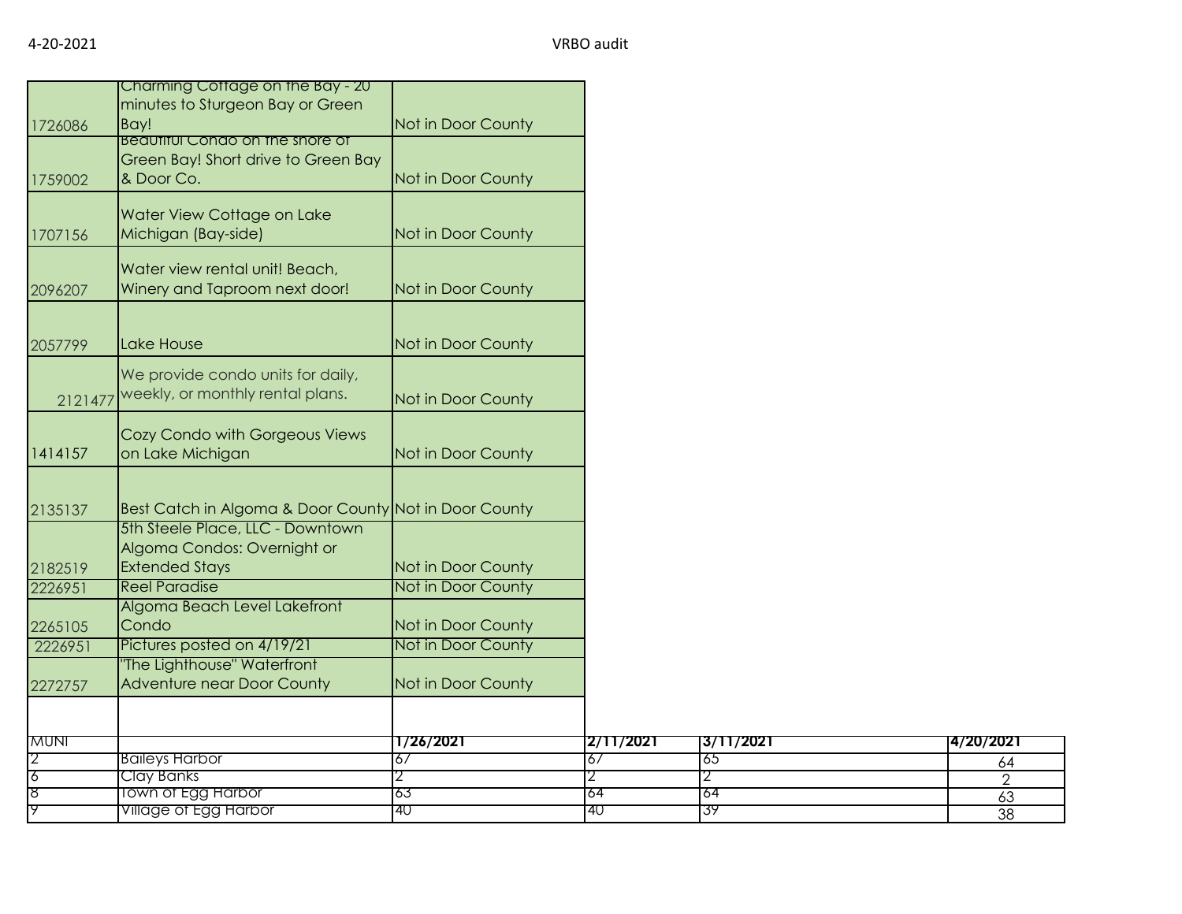4-20-2021 VRBO audit

| | | |
|---|---|---|
| 1726086 | Charming Cottage on the Bay - 20 minutes to Sturgeon Bay or Green Bay! | Not in Door County |
| 1759002 | Beautiful Condo on the shore of Green Bay! Short drive to Green Bay & Door Co. | Not in Door County |
| 1707156 | Water View Cottage on Lake Michigan (Bay-side) | Not in Door County |
| 2096207 | Water view rental unit! Beach, Winery and Taproom next door! | Not in Door County |
| 2057799 | Lake House | Not in Door County |
| 2121477 | We provide condo units for daily, weekly, or monthly rental plans. | Not in Door County |
| 1414157 | Cozy Condo with Gorgeous Views on Lake Michigan | Not in Door County |
| 2135137 | Best Catch in Algoma & Door County | Not in Door County |
| 2182519 | 5th Steele Place, LLC - Downtown Algoma Condos: Overnight or Extended Stays | Not in Door County |
| 2226951 | Reel Paradise | Not in Door County |
| 2265105 | Algoma Beach Level Lakefront Condo | Not in Door County |
| 2226951 | Pictures posted on 4/19/21 | Not in Door County |
| 2272757 | "The Lighthouse" Waterfront Adventure near Door County | Not in Door County |

| MUNI | | 1/26/2021 | 2/11/2021 | 3/11/2021 | 4/20/2021 |
|---|---|---|---|---|---|
| 2 | Baileys Harbor | 67 | 67 | 65 | 64 |
| 6 | Clay Banks | 2 | 2 | 2 | 2 |
| 8 | Town of Egg Harbor | 63 | 64 | 64 | 63 |
| 9 | Village of Egg Harbor | 40 | 40 | 39 | 38 |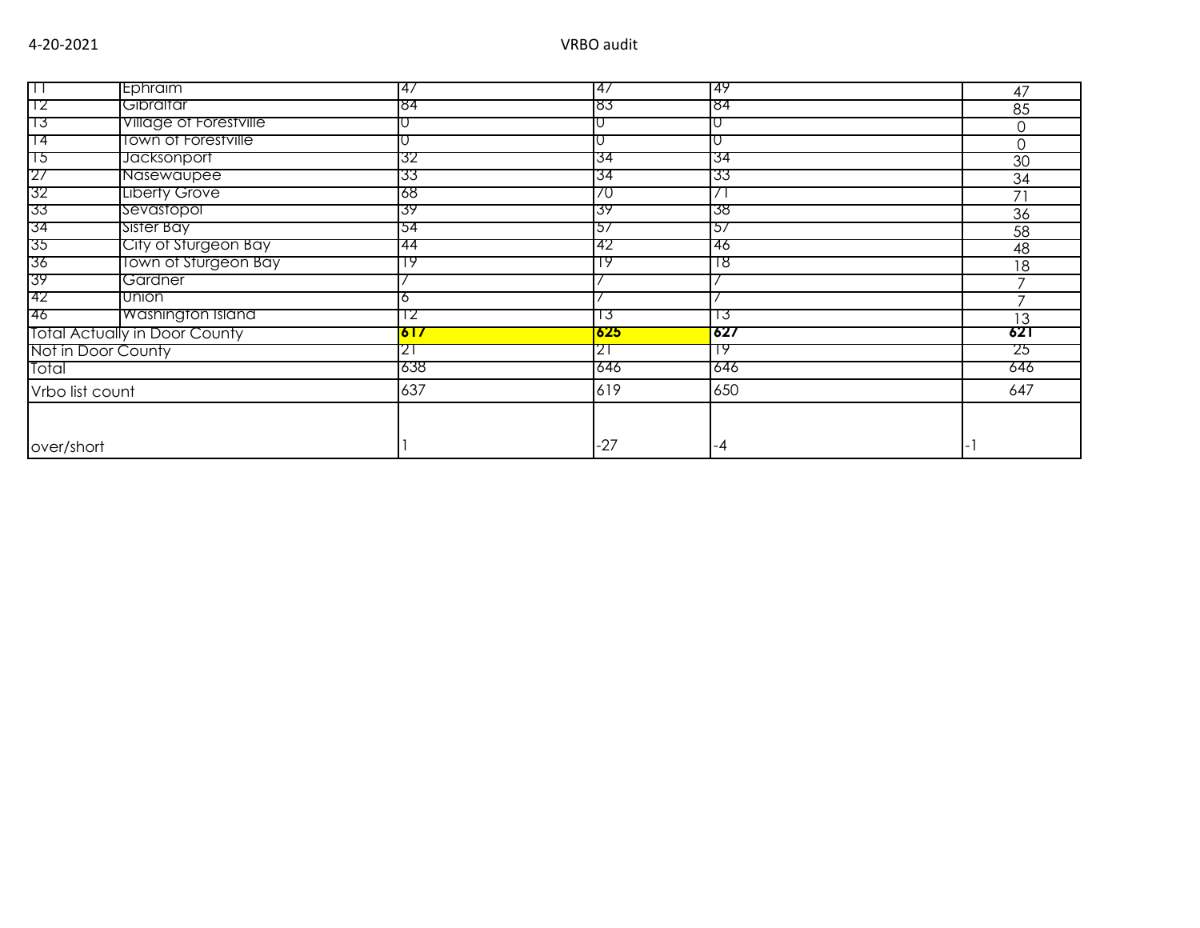4-20-2021

VRBO audit

| | | | | | |
|---|---|---|---|---|---|
| 11 | Ephraim | 47 | 47 | 49 | 47 |
| 12 | Gibraltar | 84 | 83 | 84 | 85 |
| 13 | Village of Forestville | 0 | 0 | 0 | 0 |
| 14 | Town of Forestville | 0 | 0 | 0 | 0 |
| 15 | Jacksonport | 32 | 34 | 34 | 30 |
| 27 | Nasewaupee | 33 | 34 | 33 | 34 |
| 32 | Liberty Grove | 68 | 70 | 71 | 71 |
| 33 | Sevastopol | 39 | 39 | 38 | 36 |
| 34 | Sister Bay | 54 | 57 | 57 | 58 |
| 35 | City of Sturgeon Bay | 44 | 42 | 46 | 48 |
| 36 | Town of Sturgeon Bay | 19 | 19 | 18 | 18 |
| 39 | Gardner | 7 | 7 | 7 | 7 |
| 42 | Union | 6 | 7 | 7 | 7 |
| 46 | Washington Island | 12 | 13 | 13 | 13 |
| Total Actually in Door County | | **617** | **625** | **627** | **621** |
| Not in Door County | | 21 | 21 | 19 | 25 |
| Total | | 638 | 646 | 646 | 646 |
| Vrbo list count | | 637 | 619 | 650 | 647 |
| over/short | | 1 | -27 | -4 | -1 |